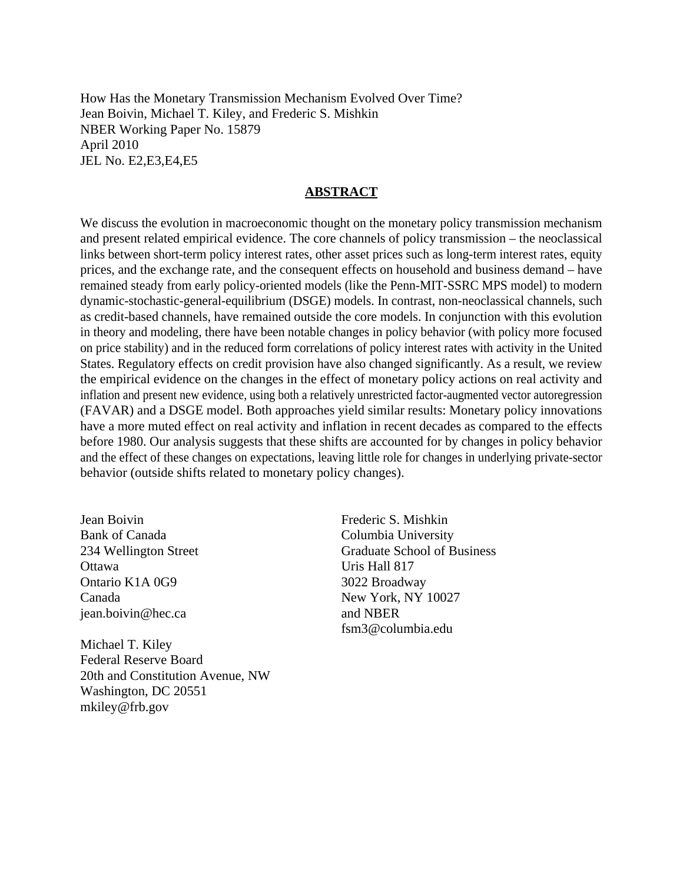How Has the Monetary Transmission Mechanism Evolved Over Time?
Jean Boivin, Michael T. Kiley, and Frederic S. Mishkin
NBER Working Paper No. 15879
April 2010
JEL No. E2,E3,E4,E5

## ABSTRACT

We discuss the evolution in macroeconomic thought on the monetary policy transmission mechanism and present related empirical evidence. The core channels of policy transmission – the neoclassical links between short-term policy interest rates, other asset prices such as long-term interest rates, equity prices, and the exchange rate, and the consequent effects on household and business demand – have remained steady from early policy-oriented models (like the Penn-MIT-SSRC MPS model) to modern dynamic-stochastic-general-equilibrium (DSGE) models. In contrast, non-neoclassical channels, such as credit-based channels, have remained outside the core models. In conjunction with this evolution in theory and modeling, there have been notable changes in policy behavior (with policy more focused on price stability) and in the reduced form correlations of policy interest rates with activity in the United States. Regulatory effects on credit provision have also changed significantly. As a result, we review the empirical evidence on the changes in the effect of monetary policy actions on real activity and inflation and present new evidence, using both a relatively unrestricted factor-augmented vector autoregression (FAVAR) and a DSGE model. Both approaches yield similar results: Monetary policy innovations have a more muted effect on real activity and inflation in recent decades as compared to the effects before 1980. Our analysis suggests that these shifts are accounted for by changes in policy behavior and the effect of these changes on expectations, leaving little role for changes in underlying private-sector behavior (outside shifts related to monetary policy changes).

Jean Boivin
Bank of Canada
234 Wellington Street
Ottawa
Ontario K1A 0G9
Canada
jean.boivin@hec.ca

Michael T. Kiley
Federal Reserve Board
20th and Constitution Avenue, NW
Washington, DC 20551
mkiley@frb.gov

Frederic S. Mishkin
Columbia University
Graduate School of Business
Uris Hall 817
3022 Broadway
New York, NY 10027
and NBER
fsm3@columbia.edu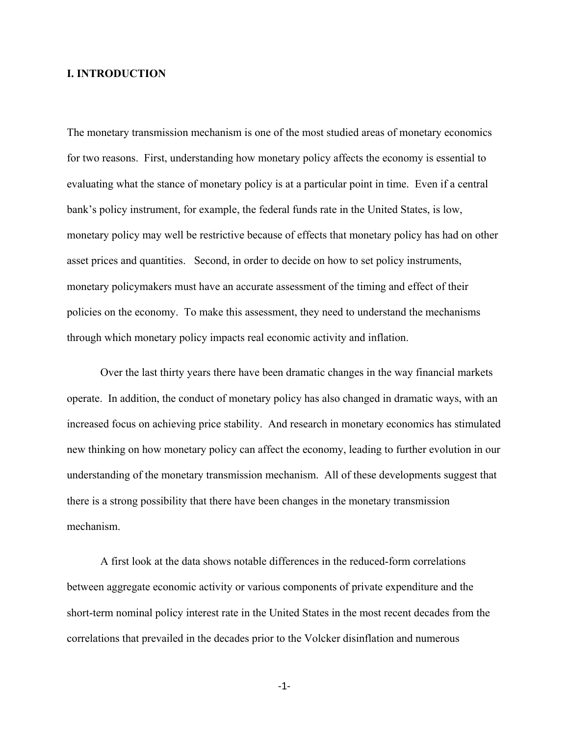# I. INTRODUCTION

The monetary transmission mechanism is one of the most studied areas of monetary economics for two reasons. First, understanding how monetary policy affects the economy is essential to evaluating what the stance of monetary policy is at a particular point in time. Even if a central bank's policy instrument, for example, the federal funds rate in the United States, is low, monetary policy may well be restrictive because of effects that monetary policy has had on other asset prices and quantities. Second, in order to decide on how to set policy instruments, monetary policymakers must have an accurate assessment of the timing and effect of their policies on the economy. To make this assessment, they need to understand the mechanisms through which monetary policy impacts real economic activity and inflation.

Over the last thirty years there have been dramatic changes in the way financial markets operate. In addition, the conduct of monetary policy has also changed in dramatic ways, with an increased focus on achieving price stability. And research in monetary economics has stimulated new thinking on how monetary policy can affect the economy, leading to further evolution in our understanding of the monetary transmission mechanism. All of these developments suggest that there is a strong possibility that there have been changes in the monetary transmission mechanism.

A first look at the data shows notable differences in the reduced-form correlations between aggregate economic activity or various components of private expenditure and the short-term nominal policy interest rate in the United States in the most recent decades from the correlations that prevailed in the decades prior to the Volcker disinflation and numerous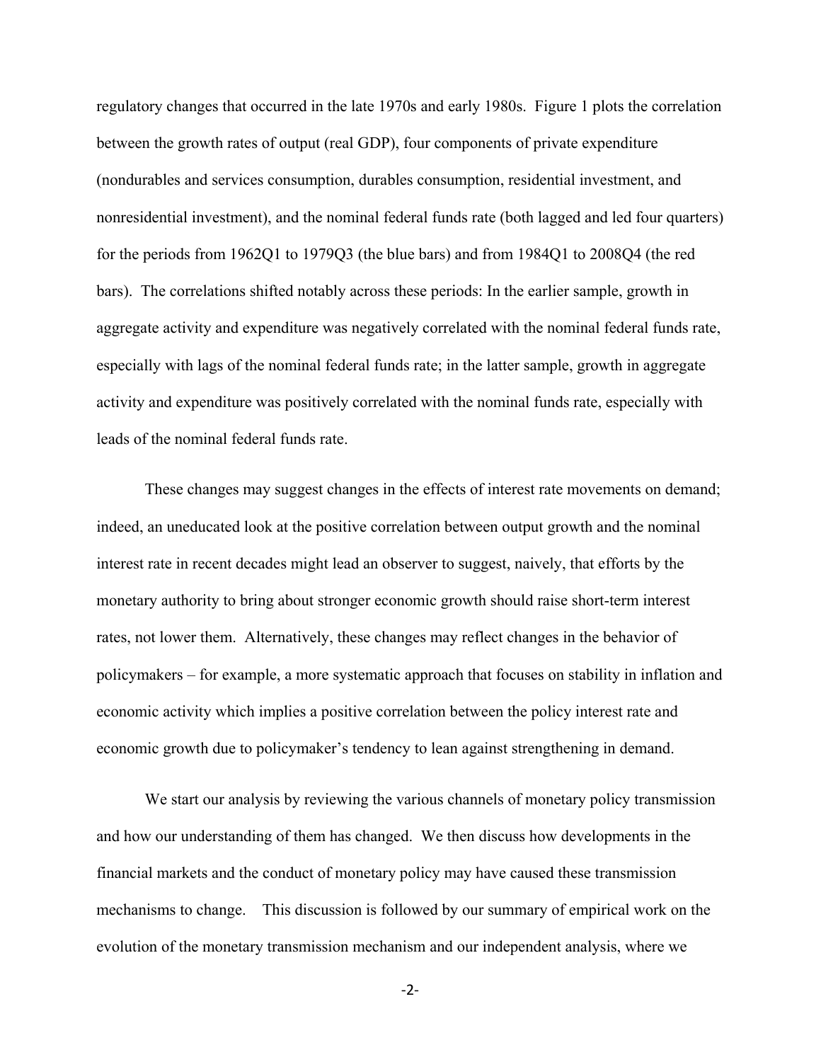regulatory changes that occurred in the late 1970s and early 1980s. Figure 1 plots the correlation between the growth rates of output (real GDP), four components of private expenditure (nondurables and services consumption, durables consumption, residential investment, and nonresidential investment), and the nominal federal funds rate (both lagged and led four quarters) for the periods from 1962Q1 to 1979Q3 (the blue bars) and from 1984Q1 to 2008Q4 (the red bars). The correlations shifted notably across these periods: In the earlier sample, growth in aggregate activity and expenditure was negatively correlated with the nominal federal funds rate, especially with lags of the nominal federal funds rate; in the latter sample, growth in aggregate activity and expenditure was positively correlated with the nominal funds rate, especially with leads of the nominal federal funds rate.

These changes may suggest changes in the effects of interest rate movements on demand; indeed, an uneducated look at the positive correlation between output growth and the nominal interest rate in recent decades might lead an observer to suggest, naively, that efforts by the monetary authority to bring about stronger economic growth should raise short-term interest rates, not lower them. Alternatively, these changes may reflect changes in the behavior of policymakers – for example, a more systematic approach that focuses on stability in inflation and economic activity which implies a positive correlation between the policy interest rate and economic growth due to policymaker's tendency to lean against strengthening in demand.

We start our analysis by reviewing the various channels of monetary policy transmission and how our understanding of them has changed. We then discuss how developments in the financial markets and the conduct of monetary policy may have caused these transmission mechanisms to change. This discussion is followed by our summary of empirical work on the evolution of the monetary transmission mechanism and our independent analysis, where we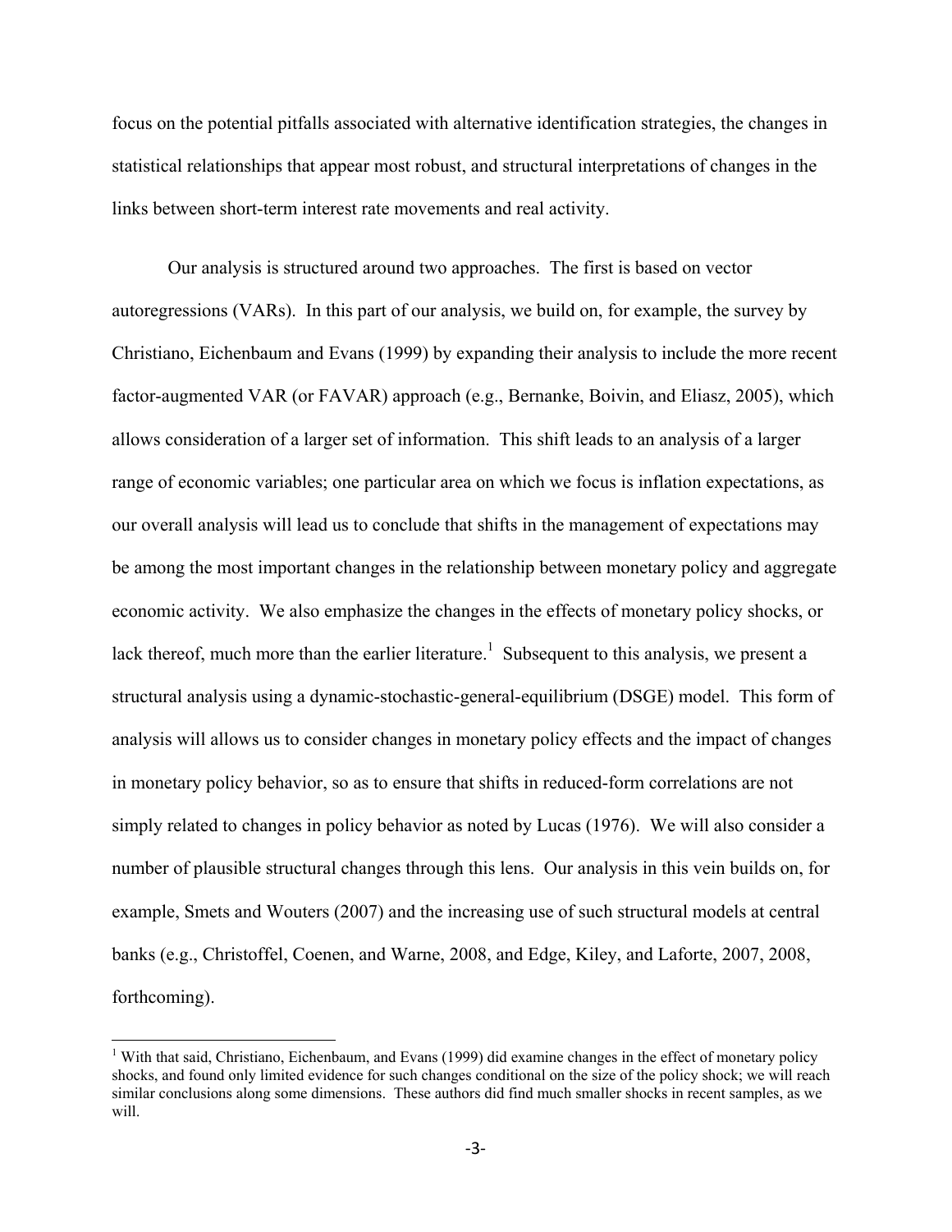focus on the potential pitfalls associated with alternative identification strategies, the changes in statistical relationships that appear most robust, and structural interpretations of changes in the links between short-term interest rate movements and real activity.

Our analysis is structured around two approaches. The first is based on vector autoregressions (VARs). In this part of our analysis, we build on, for example, the survey by Christiano, Eichenbaum and Evans (1999) by expanding their analysis to include the more recent factor-augmented VAR (or FAVAR) approach (e.g., Bernanke, Boivin, and Eliasz, 2005), which allows consideration of a larger set of information. This shift leads to an analysis of a larger range of economic variables; one particular area on which we focus is inflation expectations, as our overall analysis will lead us to conclude that shifts in the management of expectations may be among the most important changes in the relationship between monetary policy and aggregate economic activity. We also emphasize the changes in the effects of monetary policy shocks, or lack thereof, much more than the earlier literature.[1] Subsequent to this analysis, we present a structural analysis using a dynamic-stochastic-general-equilibrium (DSGE) model. This form of analysis will allows us to consider changes in monetary policy effects and the impact of changes in monetary policy behavior, so as to ensure that shifts in reduced-form correlations are not simply related to changes in policy behavior as noted by Lucas (1976). We will also consider a number of plausible structural changes through this lens. Our analysis in this vein builds on, for example, Smets and Wouters (2007) and the increasing use of such structural models at central banks (e.g., Christoffel, Coenen, and Warne, 2008, and Edge, Kiley, and Laforte, 2007, 2008, forthcoming).

[1] With that said, Christiano, Eichenbaum, and Evans (1999) did examine changes in the effect of monetary policy shocks, and found only limited evidence for such changes conditional on the size of the policy shock; we will reach similar conclusions along some dimensions. These authors did find much smaller shocks in recent samples, as we will.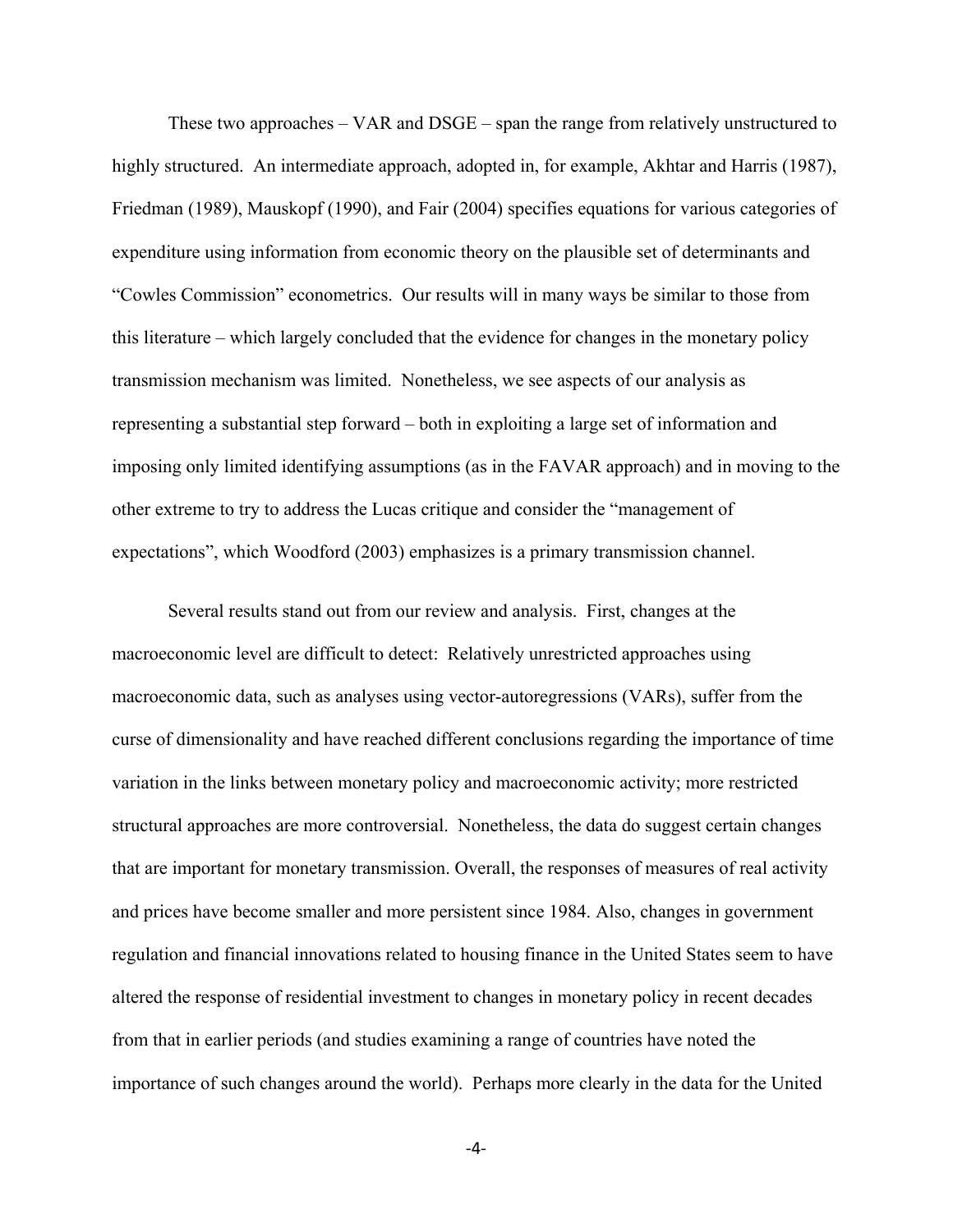These two approaches – VAR and DSGE – span the range from relatively unstructured to highly structured. An intermediate approach, adopted in, for example, Akhtar and Harris (1987), Friedman (1989), Mauskopf (1990), and Fair (2004) specifies equations for various categories of expenditure using information from economic theory on the plausible set of determinants and "Cowles Commission" econometrics. Our results will in many ways be similar to those from this literature – which largely concluded that the evidence for changes in the monetary policy transmission mechanism was limited. Nonetheless, we see aspects of our analysis as representing a substantial step forward – both in exploiting a large set of information and imposing only limited identifying assumptions (as in the FAVAR approach) and in moving to the other extreme to try to address the Lucas critique and consider the "management of expectations", which Woodford (2003) emphasizes is a primary transmission channel.

Several results stand out from our review and analysis. First, changes at the macroeconomic level are difficult to detect: Relatively unrestricted approaches using macroeconomic data, such as analyses using vector-autoregressions (VARs), suffer from the curse of dimensionality and have reached different conclusions regarding the importance of time variation in the links between monetary policy and macroeconomic activity; more restricted structural approaches are more controversial. Nonetheless, the data do suggest certain changes that are important for monetary transmission. Overall, the responses of measures of real activity and prices have become smaller and more persistent since 1984. Also, changes in government regulation and financial innovations related to housing finance in the United States seem to have altered the response of residential investment to changes in monetary policy in recent decades from that in earlier periods (and studies examining a range of countries have noted the importance of such changes around the world). Perhaps more clearly in the data for the United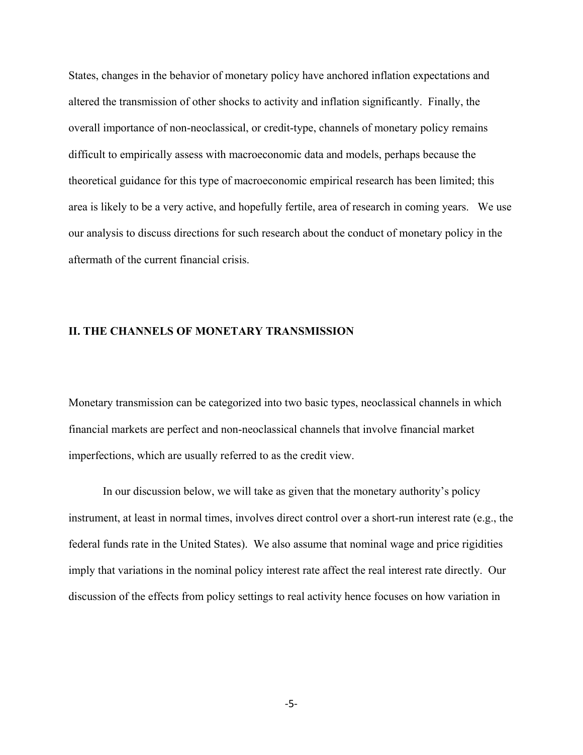States, changes in the behavior of monetary policy have anchored inflation expectations and altered the transmission of other shocks to activity and inflation significantly. Finally, the overall importance of non-neoclassical, or credit-type, channels of monetary policy remains difficult to empirically assess with macroeconomic data and models, perhaps because the theoretical guidance for this type of macroeconomic empirical research has been limited; this area is likely to be a very active, and hopefully fertile, area of research in coming years. We use our analysis to discuss directions for such research about the conduct of monetary policy in the aftermath of the current financial crisis.

## II. THE CHANNELS OF MONETARY TRANSMISSION

Monetary transmission can be categorized into two basic types, neoclassical channels in which financial markets are perfect and non-neoclassical channels that involve financial market imperfections, which are usually referred to as the credit view.

In our discussion below, we will take as given that the monetary authority's policy instrument, at least in normal times, involves direct control over a short-run interest rate (e.g., the federal funds rate in the United States). We also assume that nominal wage and price rigidities imply that variations in the nominal policy interest rate affect the real interest rate directly. Our discussion of the effects from policy settings to real activity hence focuses on how variation in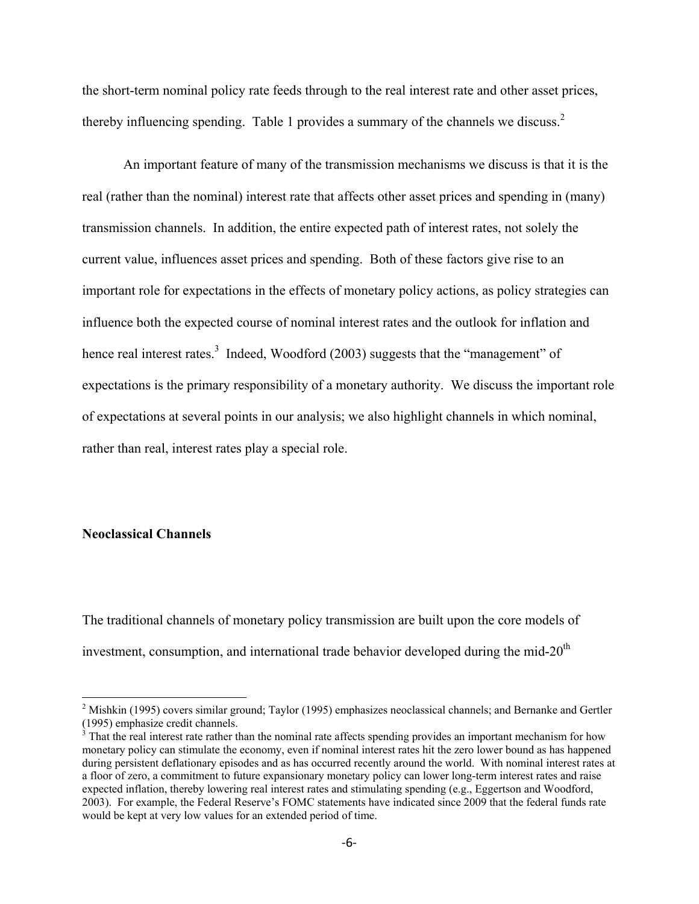the short-term nominal policy rate feeds through to the real interest rate and other asset prices, thereby influencing spending. Table 1 provides a summary of the channels we discuss.[2]

An important feature of many of the transmission mechanisms we discuss is that it is the real (rather than the nominal) interest rate that affects other asset prices and spending in (many) transmission channels. In addition, the entire expected path of interest rates, not solely the current value, influences asset prices and spending. Both of these factors give rise to an important role for expectations in the effects of monetary policy actions, as policy strategies can influence both the expected course of nominal interest rates and the outlook for inflation and hence real interest rates.[3] Indeed, Woodford (2003) suggests that the "management" of expectations is the primary responsibility of a monetary authority. We discuss the important role of expectations at several points in our analysis; we also highlight channels in which nominal, rather than real, interest rates play a special role.

**Neoclassical Channels**

The traditional channels of monetary policy transmission are built upon the core models of investment, consumption, and international trade behavior developed during the mid-20th

---

[2] Mishkin (1995) covers similar ground; Taylor (1995) emphasizes neoclassical channels; and Bernanke and Gertler (1995) emphasize credit channels.

[3] That the real interest rate rather than the nominal rate affects spending provides an important mechanism for how monetary policy can stimulate the economy, even if nominal interest rates hit the zero lower bound as has happened during persistent deflationary episodes and as has occurred recently around the world. With nominal interest rates at a floor of zero, a commitment to future expansionary monetary policy can lower long-term interest rates and raise expected inflation, thereby lowering real interest rates and stimulating spending (e.g., Eggertson and Woodford, 2003). For example, the Federal Reserve's FOMC statements have indicated since 2009 that the federal funds rate would be kept at very low values for an extended period of time.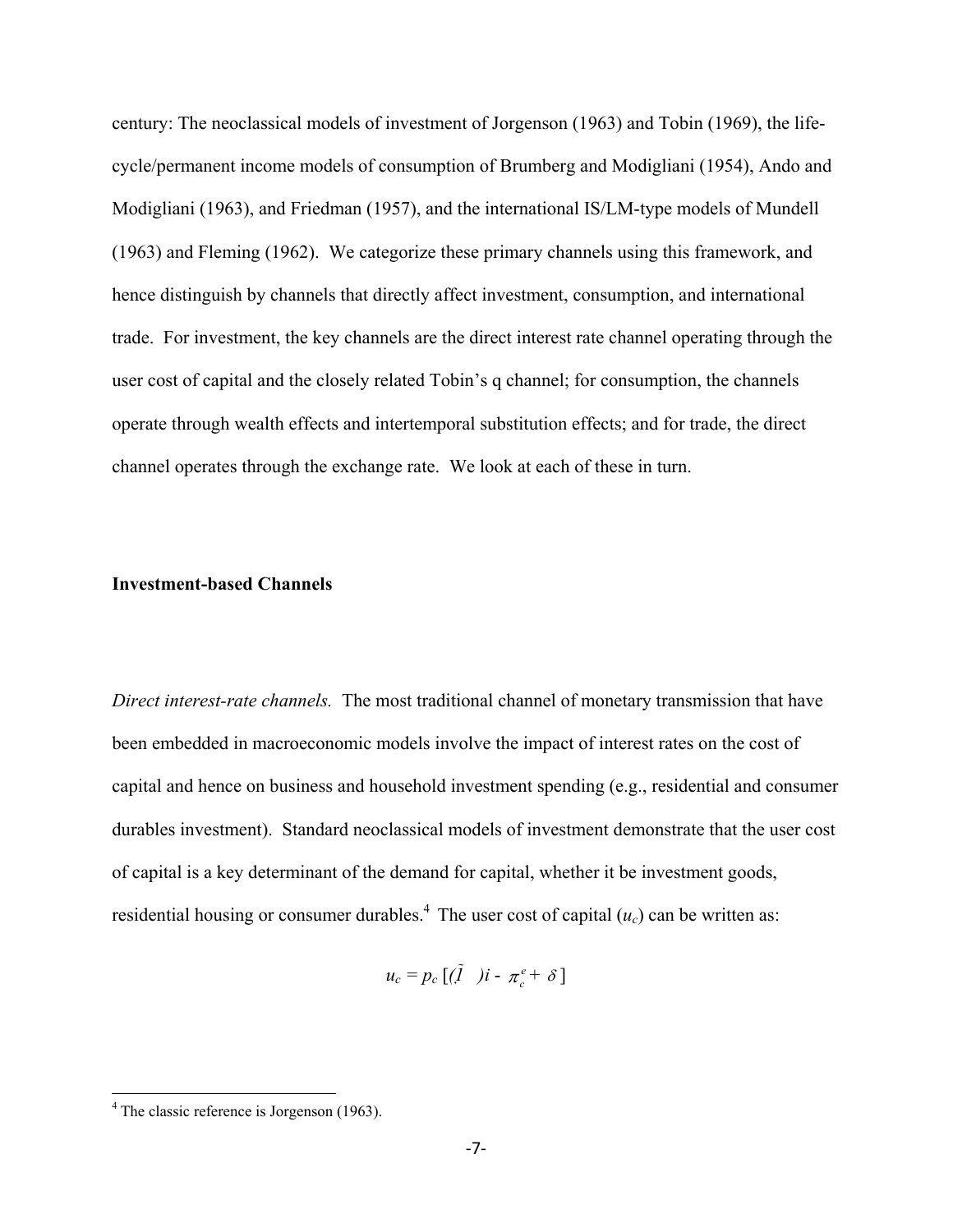century: The neoclassical models of investment of Jorgenson (1963) and Tobin (1969), the life-cycle/permanent income models of consumption of Brumberg and Modigliani (1954), Ando and Modigliani (1963), and Friedman (1957), and the international IS/LM-type models of Mundell (1963) and Fleming (1962). We categorize these primary channels using this framework, and hence distinguish by channels that directly affect investment, consumption, and international trade. For investment, the key channels are the direct interest rate channel operating through the user cost of capital and the closely related Tobin's q channel; for consumption, the channels operate through wealth effects and intertemporal substitution effects; and for trade, the direct channel operates through the exchange rate. We look at each of these in turn.

**Investment-based Channels**

*Direct interest-rate channels.* The most traditional channel of monetary transmission that have been embedded in macroeconomic models involve the impact of interest rates on the cost of capital and hence on business and household investment spending (e.g., residential and consumer durables investment). Standard neoclassical models of investment demonstrate that the user cost of capital is a key determinant of the demand for capital, whether it be investment goods, residential housing or consumer durables.[4] The user cost of capital ($u_c$) can be written as:

$$u_c = p_c \, [(1 - \tau) i - \pi_c^e + \delta]$$

[4] The classic reference is Jorgenson (1963).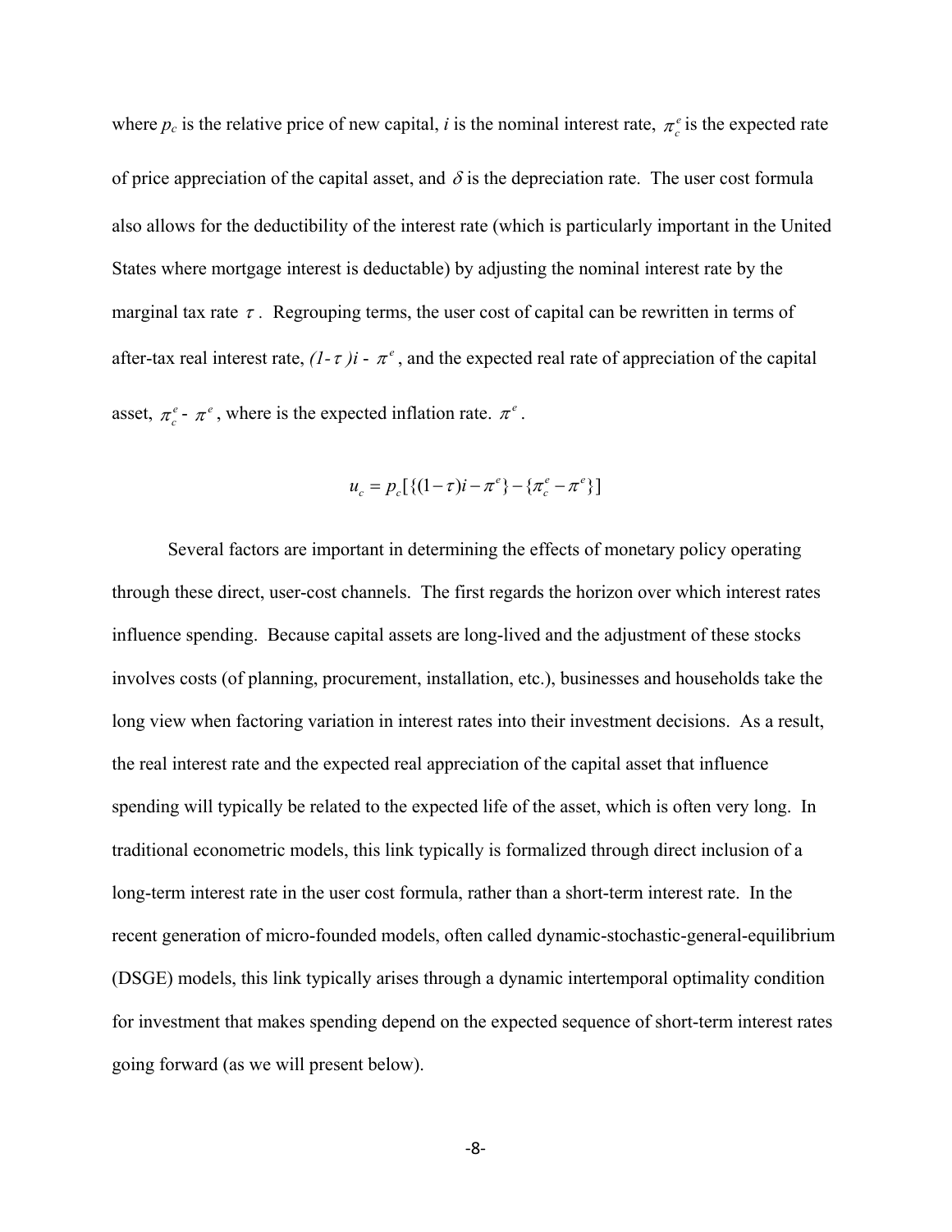where $p_c$ is the relative price of new capital, $i$ is the nominal interest rate, $\pi_c^e$ is the expected rate of price appreciation of the capital asset, and $\delta$ is the depreciation rate. The user cost formula also allows for the deductibility of the interest rate (which is particularly important in the United States where mortgage interest is deductable) by adjusting the nominal interest rate by the marginal tax rate $\tau$. Regrouping terms, the user cost of capital can be rewritten in terms of after-tax real interest rate, $(1-\tau)i - \pi^e$, and the expected real rate of appreciation of the capital asset, $\pi_c^e - \pi^e$, where is the expected inflation rate. $\pi^e$.

$$u_c = p_c[\{(1-\tau)i - \pi^e\} - \{\pi_c^e - \pi^e\}]$$

Several factors are important in determining the effects of monetary policy operating through these direct, user-cost channels. The first regards the horizon over which interest rates influence spending. Because capital assets are long-lived and the adjustment of these stocks involves costs (of planning, procurement, installation, etc.), businesses and households take the long view when factoring variation in interest rates into their investment decisions. As a result, the real interest rate and the expected real appreciation of the capital asset that influence spending will typically be related to the expected life of the asset, which is often very long. In traditional econometric models, this link typically is formalized through direct inclusion of a long-term interest rate in the user cost formula, rather than a short-term interest rate. In the recent generation of micro-founded models, often called dynamic-stochastic-general-equilibrium (DSGE) models, this link typically arises through a dynamic intertemporal optimality condition for investment that makes spending depend on the expected sequence of short-term interest rates going forward (as we will present below).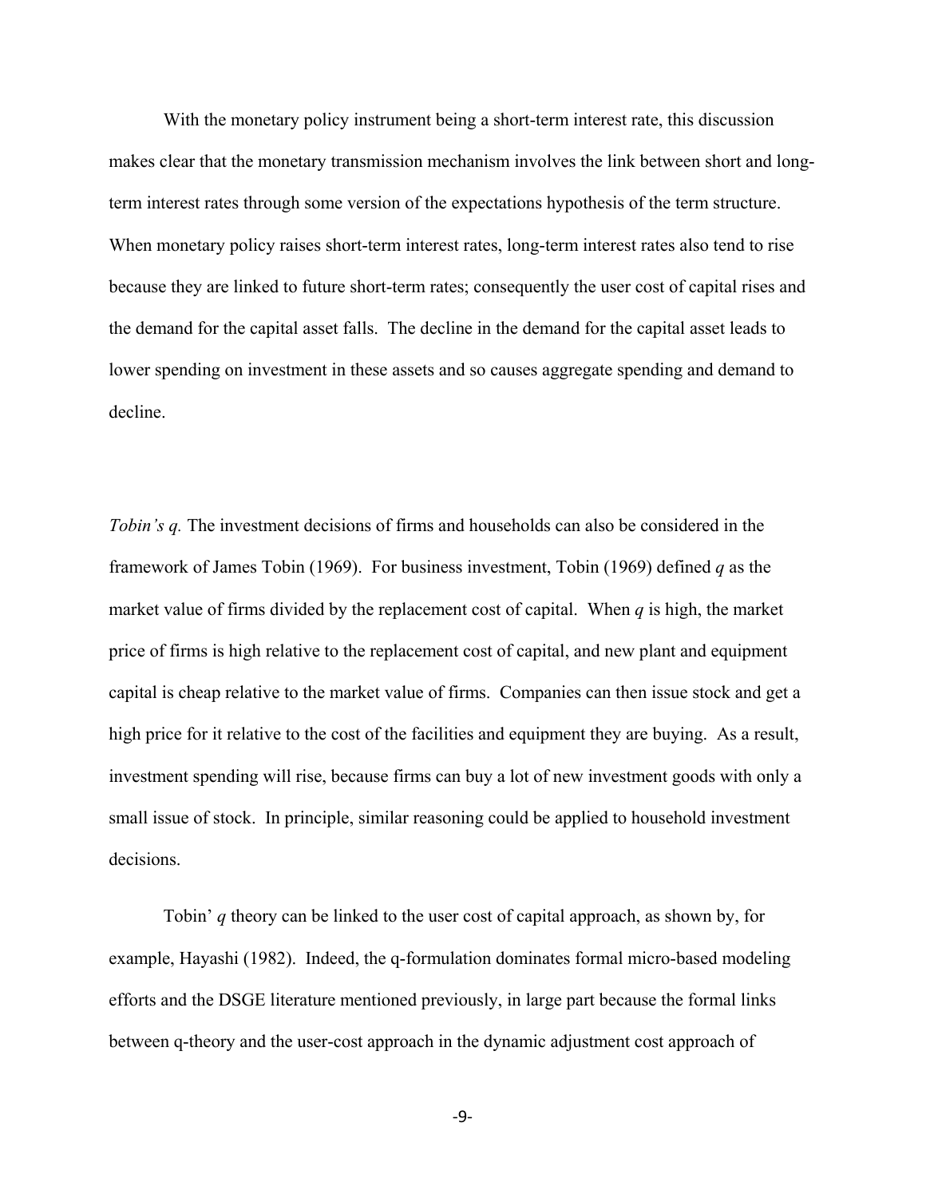With the monetary policy instrument being a short-term interest rate, this discussion makes clear that the monetary transmission mechanism involves the link between short and long-term interest rates through some version of the expectations hypothesis of the term structure. When monetary policy raises short-term interest rates, long-term interest rates also tend to rise because they are linked to future short-term rates; consequently the user cost of capital rises and the demand for the capital asset falls. The decline in the demand for the capital asset leads to lower spending on investment in these assets and so causes aggregate spending and demand to decline.

*Tobin's q.* The investment decisions of firms and households can also be considered in the framework of James Tobin (1969). For business investment, Tobin (1969) defined $q$ as the market value of firms divided by the replacement cost of capital. When $q$ is high, the market price of firms is high relative to the replacement cost of capital, and new plant and equipment capital is cheap relative to the market value of firms. Companies can then issue stock and get a high price for it relative to the cost of the facilities and equipment they are buying. As a result, investment spending will rise, because firms can buy a lot of new investment goods with only a small issue of stock. In principle, similar reasoning could be applied to household investment decisions.

Tobin' $q$ theory can be linked to the user cost of capital approach, as shown by, for example, Hayashi (1982). Indeed, the q-formulation dominates formal micro-based modeling efforts and the DSGE literature mentioned previously, in large part because the formal links between q-theory and the user-cost approach in the dynamic adjustment cost approach of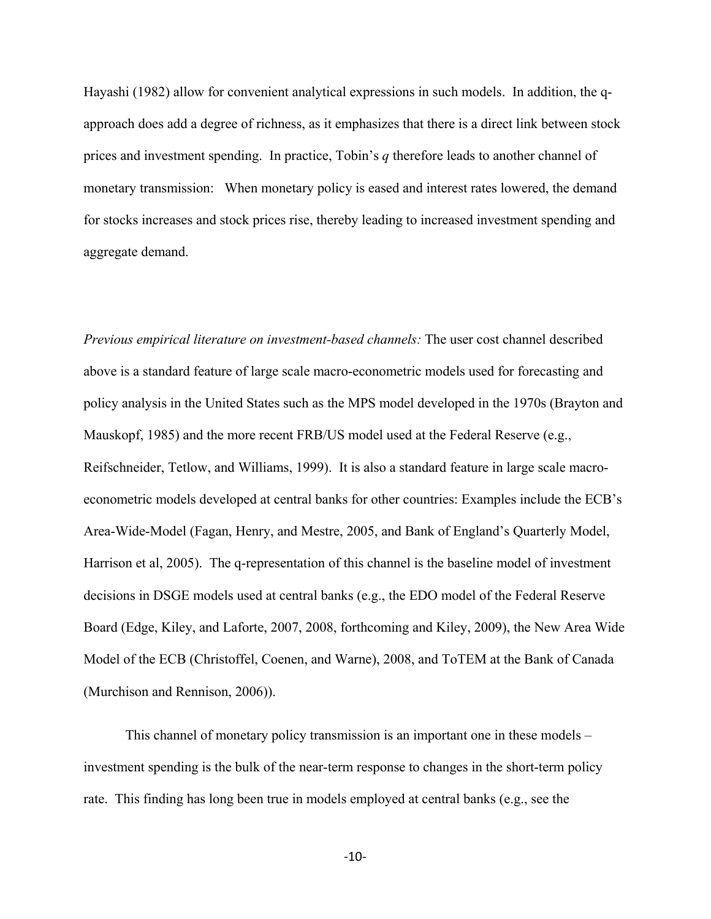Hayashi (1982) allow for convenient analytical expressions in such models. In addition, the q-approach does add a degree of richness, as it emphasizes that there is a direct link between stock prices and investment spending. In practice, Tobin's *q* therefore leads to another channel of monetary transmission: When monetary policy is eased and interest rates lowered, the demand for stocks increases and stock prices rise, thereby leading to increased investment spending and aggregate demand.

*Previous empirical literature on investment-based channels:* The user cost channel described above is a standard feature of large scale macro-econometric models used for forecasting and policy analysis in the United States such as the MPS model developed in the 1970s (Brayton and Mauskopf, 1985) and the more recent FRB/US model used at the Federal Reserve (e.g., Reifschneider, Tetlow, and Williams, 1999). It is also a standard feature in large scale macro-econometric models developed at central banks for other countries: Examples include the ECB's Area-Wide-Model (Fagan, Henry, and Mestre, 2005, and Bank of England's Quarterly Model, Harrison et al, 2005). The q-representation of this channel is the baseline model of investment decisions in DSGE models used at central banks (e.g., the EDO model of the Federal Reserve Board (Edge, Kiley, and Laforte, 2007, 2008, forthcoming and Kiley, 2009), the New Area Wide Model of the ECB (Christoffel, Coenen, and Warne), 2008, and ToTEM at the Bank of Canada (Murchison and Rennison, 2006)).

This channel of monetary policy transmission is an important one in these models – investment spending is the bulk of the near-term response to changes in the short-term policy rate. This finding has long been true in models employed at central banks (e.g., see the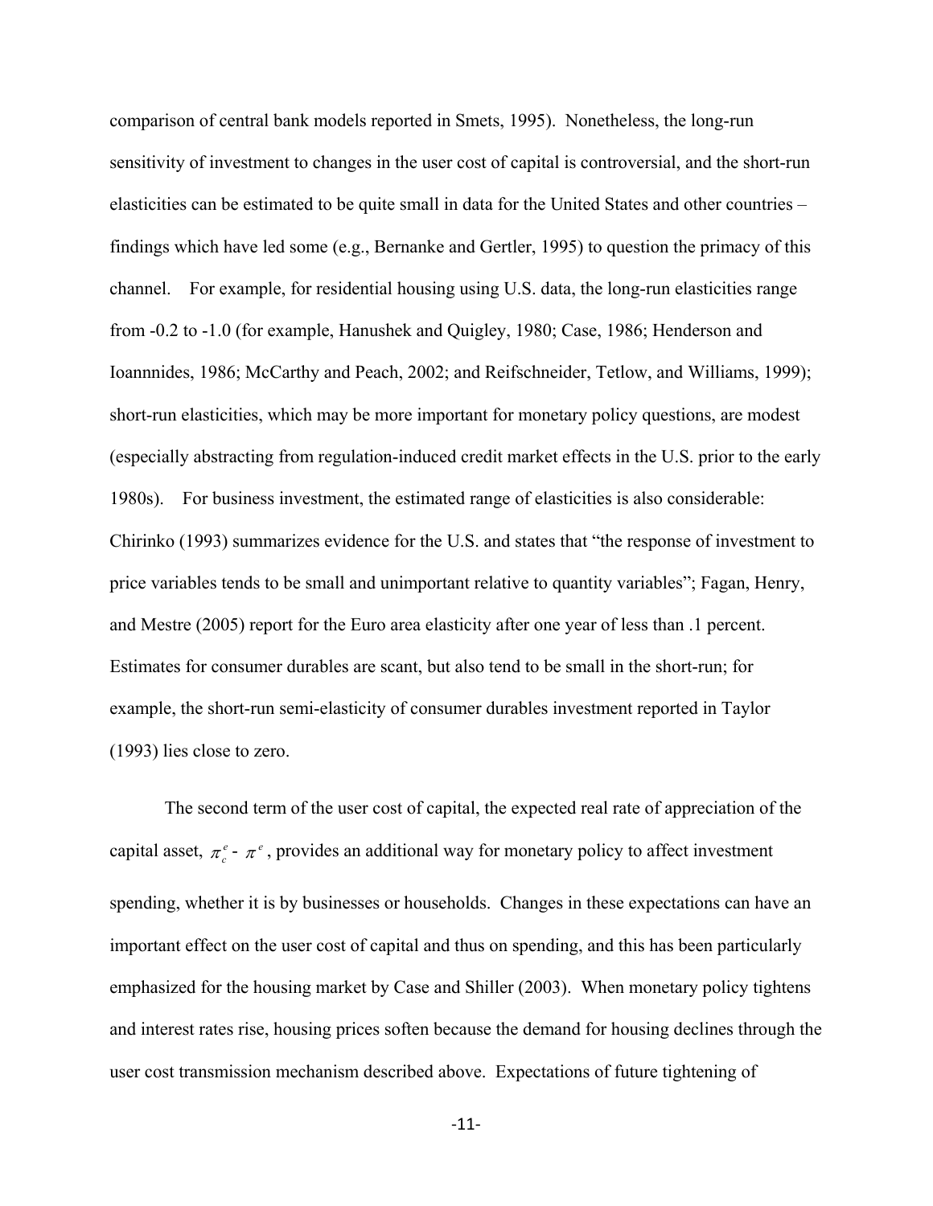comparison of central bank models reported in Smets, 1995). Nonetheless, the long-run sensitivity of investment to changes in the user cost of capital is controversial, and the short-run elasticities can be estimated to be quite small in data for the United States and other countries – findings which have led some (e.g., Bernanke and Gertler, 1995) to question the primacy of this channel. For example, for residential housing using U.S. data, the long-run elasticities range from -0.2 to -1.0 (for example, Hanushek and Quigley, 1980; Case, 1986; Henderson and Ioannnides, 1986; McCarthy and Peach, 2002; and Reifschneider, Tetlow, and Williams, 1999); short-run elasticities, which may be more important for monetary policy questions, are modest (especially abstracting from regulation-induced credit market effects in the U.S. prior to the early 1980s). For business investment, the estimated range of elasticities is also considerable: Chirinko (1993) summarizes evidence for the U.S. and states that "the response of investment to price variables tends to be small and unimportant relative to quantity variables"; Fagan, Henry, and Mestre (2005) report for the Euro area elasticity after one year of less than .1 percent. Estimates for consumer durables are scant, but also tend to be small in the short-run; for example, the short-run semi-elasticity of consumer durables investment reported in Taylor (1993) lies close to zero.

The second term of the user cost of capital, the expected real rate of appreciation of the capital asset, $\pi_c^e - \pi^e$, provides an additional way for monetary policy to affect investment spending, whether it is by businesses or households. Changes in these expectations can have an important effect on the user cost of capital and thus on spending, and this has been particularly emphasized for the housing market by Case and Shiller (2003). When monetary policy tightens and interest rates rise, housing prices soften because the demand for housing declines through the user cost transmission mechanism described above. Expectations of future tightening of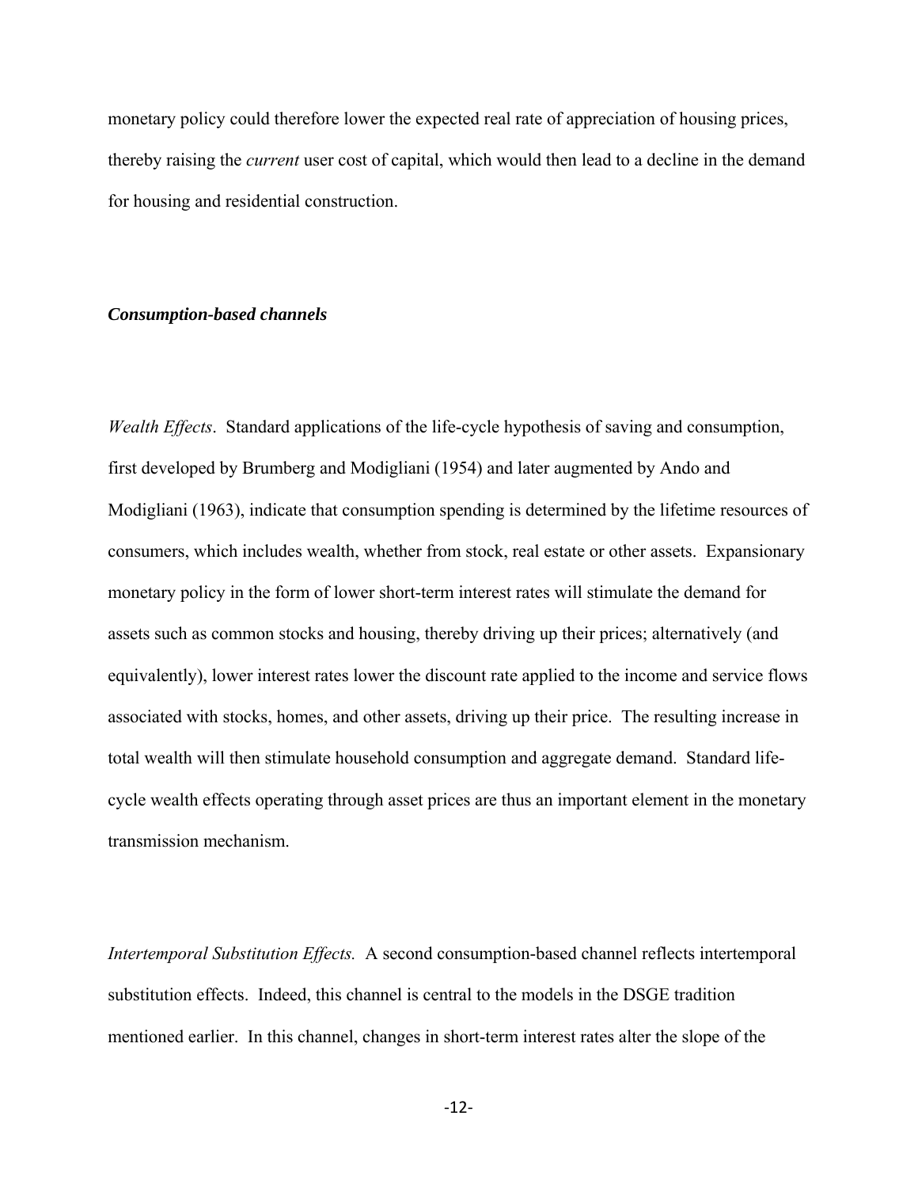monetary policy could therefore lower the expected real rate of appreciation of housing prices, thereby raising the *current* user cost of capital, which would then lead to a decline in the demand for housing and residential construction.

***Consumption-based channels***

*Wealth Effects*. Standard applications of the life-cycle hypothesis of saving and consumption, first developed by Brumberg and Modigliani (1954) and later augmented by Ando and Modigliani (1963), indicate that consumption spending is determined by the lifetime resources of consumers, which includes wealth, whether from stock, real estate or other assets. Expansionary monetary policy in the form of lower short-term interest rates will stimulate the demand for assets such as common stocks and housing, thereby driving up their prices; alternatively (and equivalently), lower interest rates lower the discount rate applied to the income and service flows associated with stocks, homes, and other assets, driving up their price. The resulting increase in total wealth will then stimulate household consumption and aggregate demand. Standard life-cycle wealth effects operating through asset prices are thus an important element in the monetary transmission mechanism.

*Intertemporal Substitution Effects.* A second consumption-based channel reflects intertemporal substitution effects. Indeed, this channel is central to the models in the DSGE tradition mentioned earlier. In this channel, changes in short-term interest rates alter the slope of the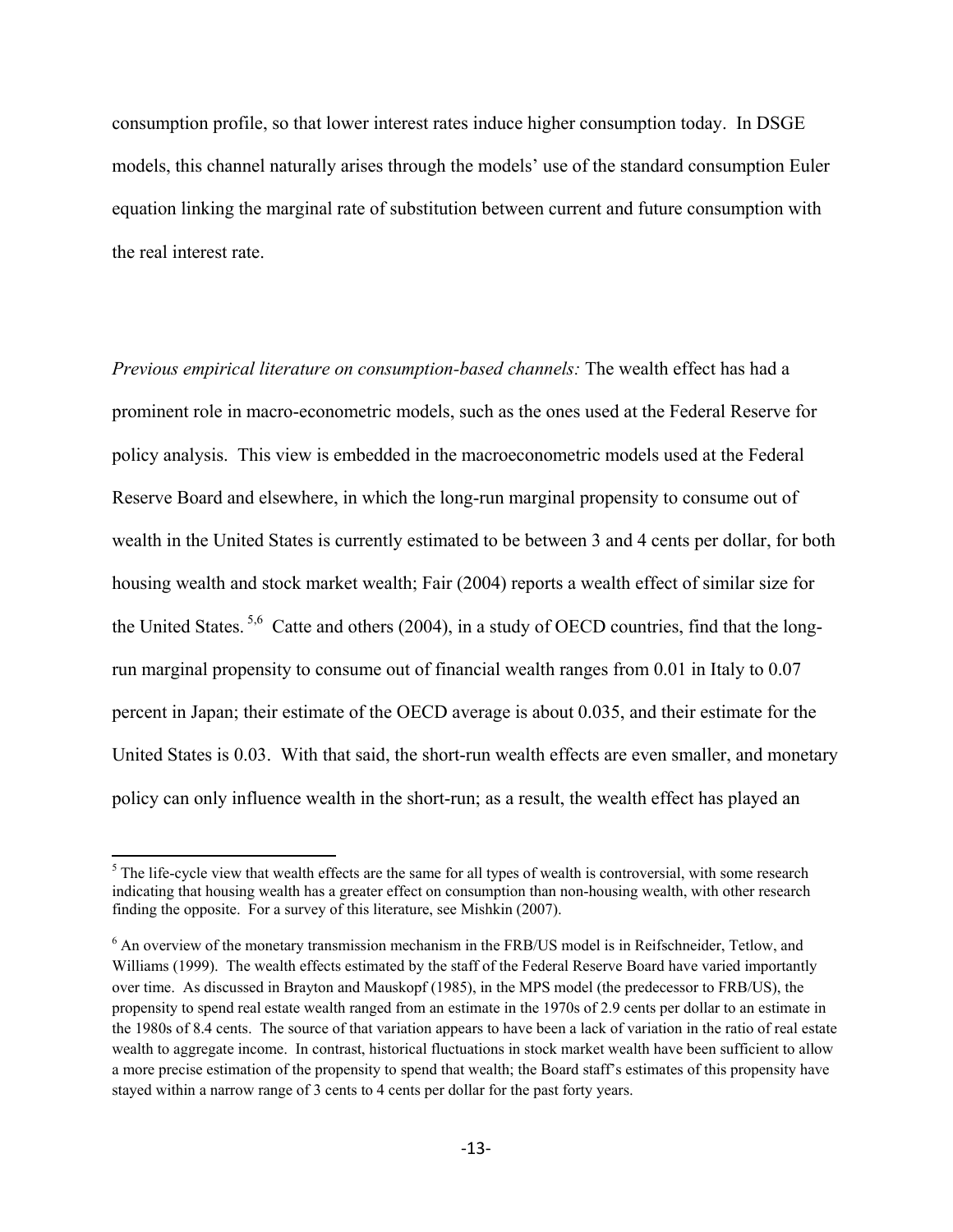consumption profile, so that lower interest rates induce higher consumption today. In DSGE models, this channel naturally arises through the models' use of the standard consumption Euler equation linking the marginal rate of substitution between current and future consumption with the real interest rate.

*Previous empirical literature on consumption-based channels:* The wealth effect has had a prominent role in macro-econometric models, such as the ones used at the Federal Reserve for policy analysis. This view is embedded in the macroeconometric models used at the Federal Reserve Board and elsewhere, in which the long-run marginal propensity to consume out of wealth in the United States is currently estimated to be between 3 and 4 cents per dollar, for both housing wealth and stock market wealth; Fair (2004) reports a wealth effect of similar size for the United States. [5,6] Catte and others (2004), in a study of OECD countries, find that the long-run marginal propensity to consume out of financial wealth ranges from 0.01 in Italy to 0.07 percent in Japan; their estimate of the OECD average is about 0.035, and their estimate for the United States is 0.03. With that said, the short-run wealth effects are even smaller, and monetary policy can only influence wealth in the short-run; as a result, the wealth effect has played an

---

[5] The life-cycle view that wealth effects are the same for all types of wealth is controversial, with some research indicating that housing wealth has a greater effect on consumption than non-housing wealth, with other research finding the opposite. For a survey of this literature, see Mishkin (2007).

[6] An overview of the monetary transmission mechanism in the FRB/US model is in Reifschneider, Tetlow, and Williams (1999). The wealth effects estimated by the staff of the Federal Reserve Board have varied importantly over time. As discussed in Brayton and Mauskopf (1985), in the MPS model (the predecessor to FRB/US), the propensity to spend real estate wealth ranged from an estimate in the 1970s of 2.9 cents per dollar to an estimate in the 1980s of 8.4 cents. The source of that variation appears to have been a lack of variation in the ratio of real estate wealth to aggregate income. In contrast, historical fluctuations in stock market wealth have been sufficient to allow a more precise estimation of the propensity to spend that wealth; the Board staff's estimates of this propensity have stayed within a narrow range of 3 cents to 4 cents per dollar for the past forty years.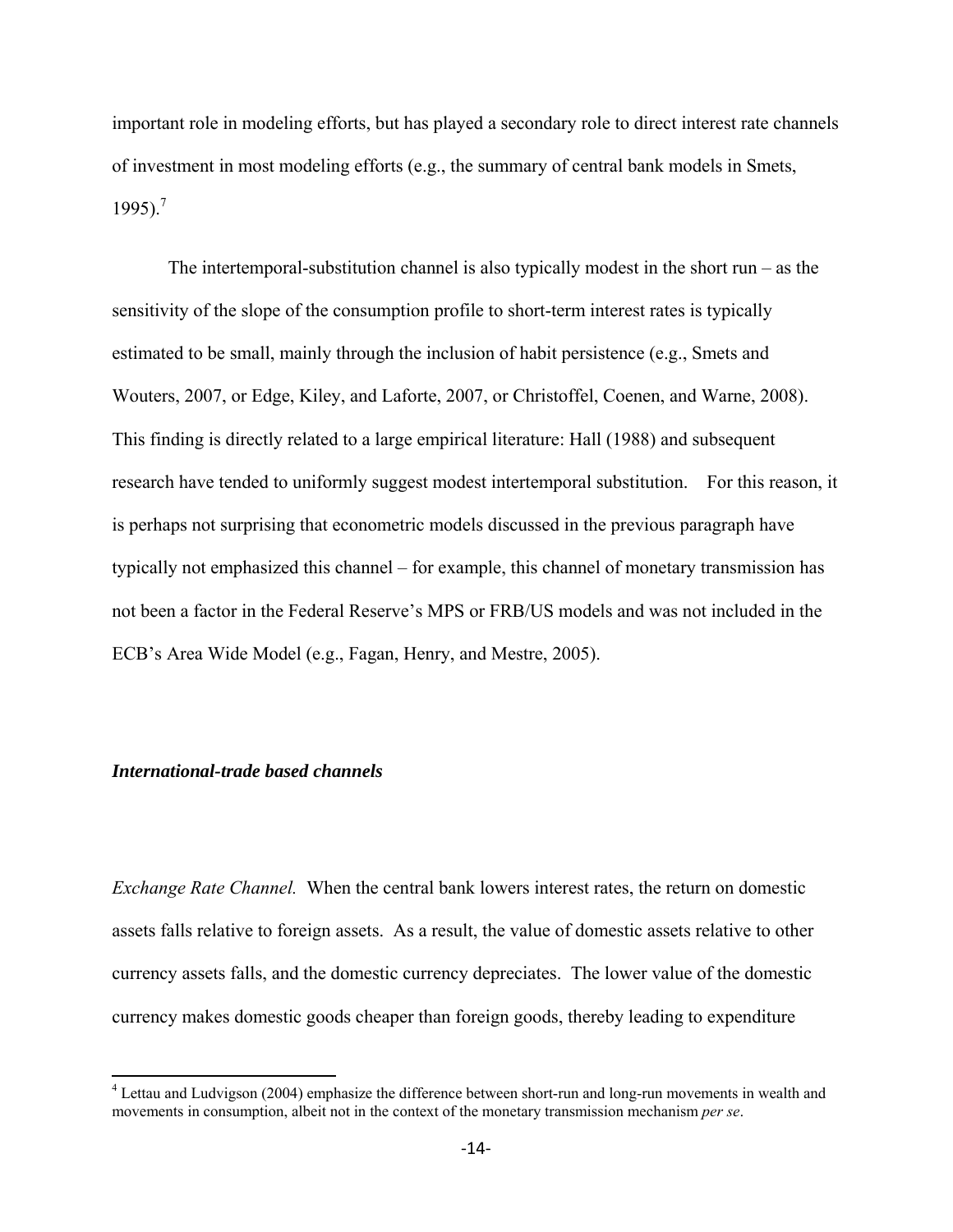important role in modeling efforts, but has played a secondary role to direct interest rate channels of investment in most modeling efforts (e.g., the summary of central bank models in Smets, 1995).[7]

The intertemporal-substitution channel is also typically modest in the short run – as the sensitivity of the slope of the consumption profile to short-term interest rates is typically estimated to be small, mainly through the inclusion of habit persistence (e.g., Smets and Wouters, 2007, or Edge, Kiley, and Laforte, 2007, or Christoffel, Coenen, and Warne, 2008). This finding is directly related to a large empirical literature: Hall (1988) and subsequent research have tended to uniformly suggest modest intertemporal substitution. For this reason, it is perhaps not surprising that econometric models discussed in the previous paragraph have typically not emphasized this channel – for example, this channel of monetary transmission has not been a factor in the Federal Reserve's MPS or FRB/US models and was not included in the ECB's Area Wide Model (e.g., Fagan, Henry, and Mestre, 2005).

### *International-trade based channels*

*Exchange Rate Channel.* When the central bank lowers interest rates, the return on domestic assets falls relative to foreign assets. As a result, the value of domestic assets relative to other currency assets falls, and the domestic currency depreciates. The lower value of the domestic currency makes domestic goods cheaper than foreign goods, thereby leading to expenditure

---

[4] Lettau and Ludvigson (2004) emphasize the difference between short-run and long-run movements in wealth and movements in consumption, albeit not in the context of the monetary transmission mechanism *per se*.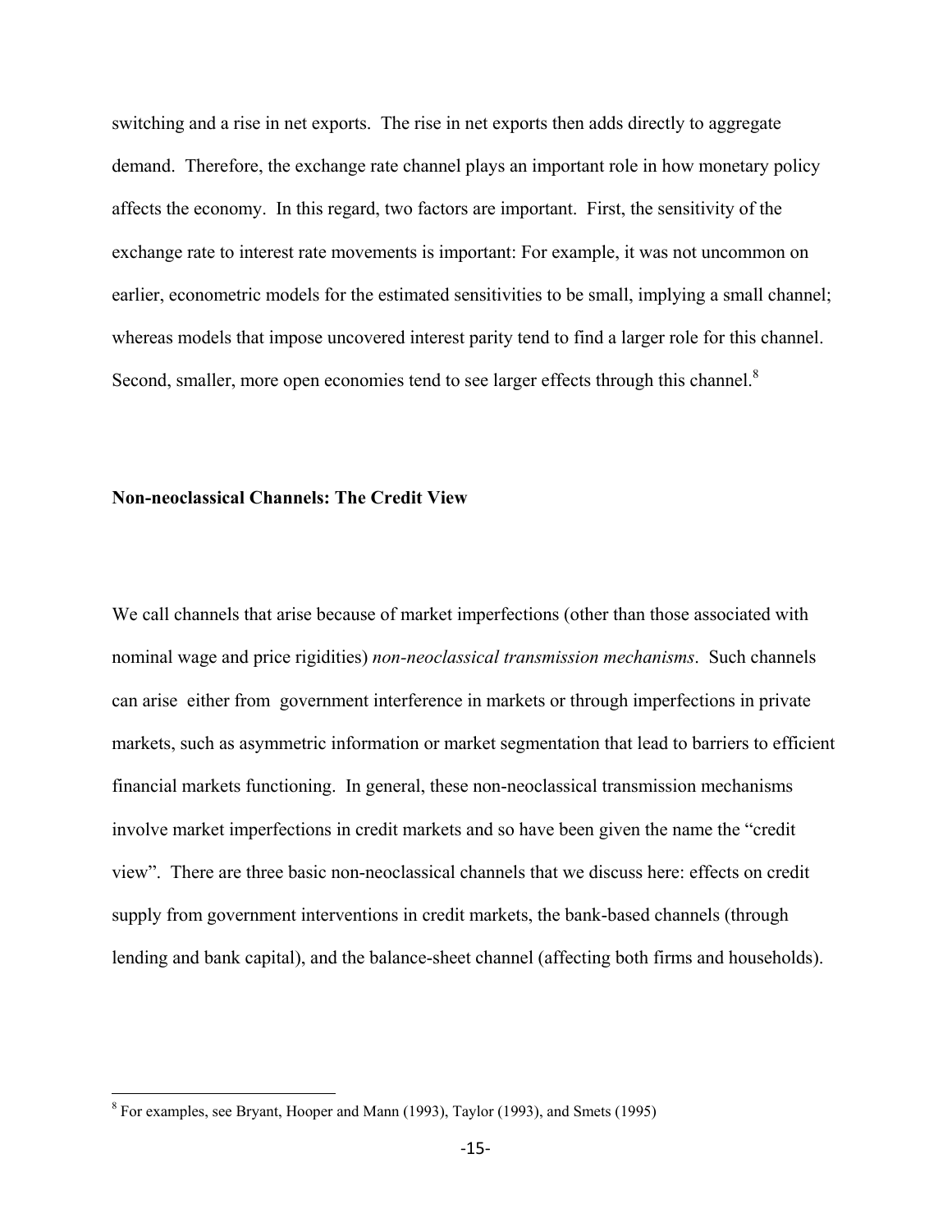switching and a rise in net exports. The rise in net exports then adds directly to aggregate demand. Therefore, the exchange rate channel plays an important role in how monetary policy affects the economy. In this regard, two factors are important. First, the sensitivity of the exchange rate to interest rate movements is important: For example, it was not uncommon on earlier, econometric models for the estimated sensitivities to be small, implying a small channel; whereas models that impose uncovered interest parity tend to find a larger role for this channel. Second, smaller, more open economies tend to see larger effects through this channel.[8]

### Non-neoclassical Channels: The Credit View

We call channels that arise because of market imperfections (other than those associated with nominal wage and price rigidities) *non-neoclassical transmission mechanisms*. Such channels can arise either from government interference in markets or through imperfections in private markets, such as asymmetric information or market segmentation that lead to barriers to efficient financial markets functioning. In general, these non-neoclassical transmission mechanisms involve market imperfections in credit markets and so have been given the name the "credit view". There are three basic non-neoclassical channels that we discuss here: effects on credit supply from government interventions in credit markets, the bank-based channels (through lending and bank capital), and the balance-sheet channel (affecting both firms and households).

---

[8] For examples, see Bryant, Hooper and Mann (1993), Taylor (1993), and Smets (1995)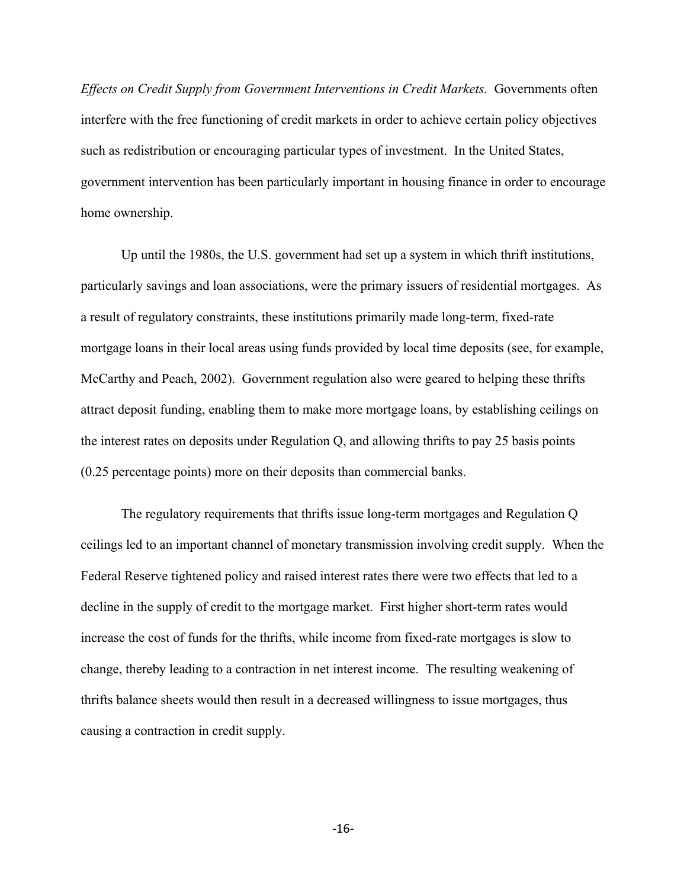*Effects on Credit Supply from Government Interventions in Credit Markets.* Governments often interfere with the free functioning of credit markets in order to achieve certain policy objectives such as redistribution or encouraging particular types of investment. In the United States, government intervention has been particularly important in housing finance in order to encourage home ownership.

Up until the 1980s, the U.S. government had set up a system in which thrift institutions, particularly savings and loan associations, were the primary issuers of residential mortgages. As a result of regulatory constraints, these institutions primarily made long-term, fixed-rate mortgage loans in their local areas using funds provided by local time deposits (see, for example, McCarthy and Peach, 2002). Government regulation also were geared to helping these thrifts attract deposit funding, enabling them to make more mortgage loans, by establishing ceilings on the interest rates on deposits under Regulation Q, and allowing thrifts to pay 25 basis points (0.25 percentage points) more on their deposits than commercial banks.

The regulatory requirements that thrifts issue long-term mortgages and Regulation Q ceilings led to an important channel of monetary transmission involving credit supply. When the Federal Reserve tightened policy and raised interest rates there were two effects that led to a decline in the supply of credit to the mortgage market. First higher short-term rates would increase the cost of funds for the thrifts, while income from fixed-rate mortgages is slow to change, thereby leading to a contraction in net interest income. The resulting weakening of thrifts balance sheets would then result in a decreased willingness to issue mortgages, thus causing a contraction in credit supply.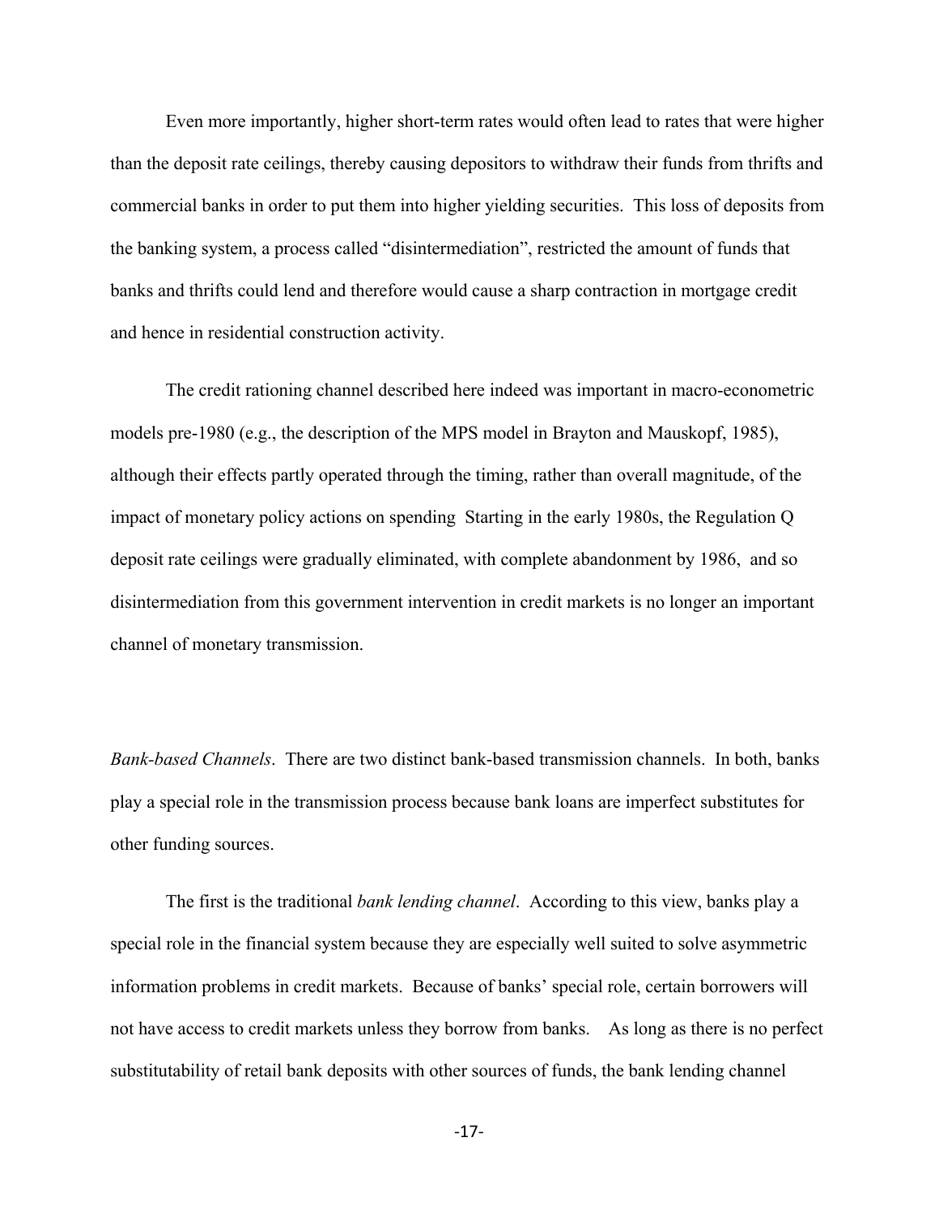Even more importantly, higher short-term rates would often lead to rates that were higher than the deposit rate ceilings, thereby causing depositors to withdraw their funds from thrifts and commercial banks in order to put them into higher yielding securities. This loss of deposits from the banking system, a process called "disintermediation", restricted the amount of funds that banks and thrifts could lend and therefore would cause a sharp contraction in mortgage credit and hence in residential construction activity.

The credit rationing channel described here indeed was important in macro-econometric models pre-1980 (e.g., the description of the MPS model in Brayton and Mauskopf, 1985), although their effects partly operated through the timing, rather than overall magnitude, of the impact of monetary policy actions on spending Starting in the early 1980s, the Regulation Q deposit rate ceilings were gradually eliminated, with complete abandonment by 1986, and so disintermediation from this government intervention in credit markets is no longer an important channel of monetary transmission.

*Bank-based Channels*. There are two distinct bank-based transmission channels. In both, banks play a special role in the transmission process because bank loans are imperfect substitutes for other funding sources.

The first is the traditional *bank lending channel*. According to this view, banks play a special role in the financial system because they are especially well suited to solve asymmetric information problems in credit markets. Because of banks' special role, certain borrowers will not have access to credit markets unless they borrow from banks. As long as there is no perfect substitutability of retail bank deposits with other sources of funds, the bank lending channel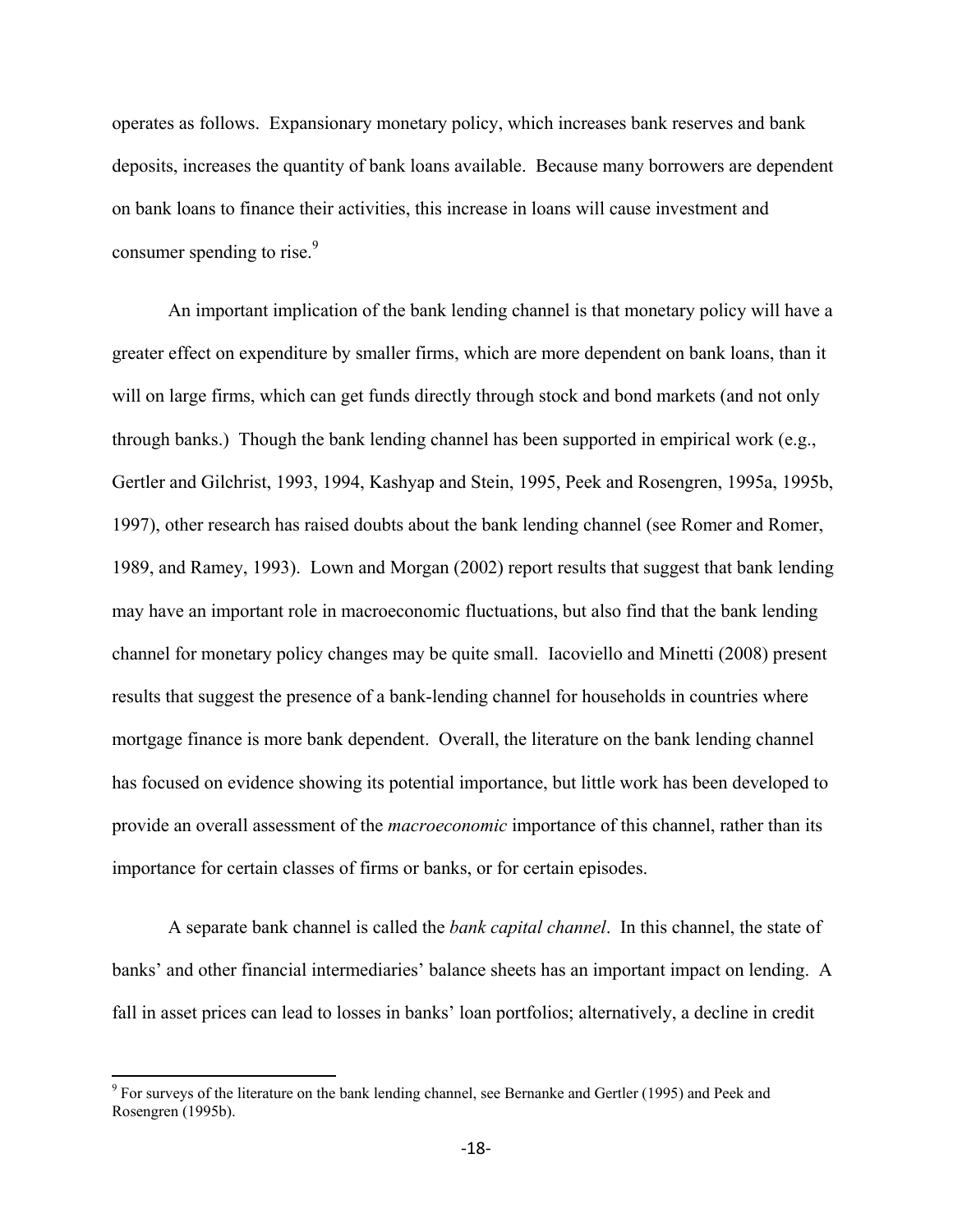operates as follows. Expansionary monetary policy, which increases bank reserves and bank deposits, increases the quantity of bank loans available. Because many borrowers are dependent on bank loans to finance their activities, this increase in loans will cause investment and consumer spending to rise.[9]

An important implication of the bank lending channel is that monetary policy will have a greater effect on expenditure by smaller firms, which are more dependent on bank loans, than it will on large firms, which can get funds directly through stock and bond markets (and not only through banks.) Though the bank lending channel has been supported in empirical work (e.g., Gertler and Gilchrist, 1993, 1994, Kashyap and Stein, 1995, Peek and Rosengren, 1995a, 1995b, 1997), other research has raised doubts about the bank lending channel (see Romer and Romer, 1989, and Ramey, 1993). Lown and Morgan (2002) report results that suggest that bank lending may have an important role in macroeconomic fluctuations, but also find that the bank lending channel for monetary policy changes may be quite small. Iacoviello and Minetti (2008) present results that suggest the presence of a bank-lending channel for households in countries where mortgage finance is more bank dependent. Overall, the literature on the bank lending channel has focused on evidence showing its potential importance, but little work has been developed to provide an overall assessment of the *macroeconomic* importance of this channel, rather than its importance for certain classes of firms or banks, or for certain episodes.

A separate bank channel is called the *bank capital channel*. In this channel, the state of banks' and other financial intermediaries' balance sheets has an important impact on lending. A fall in asset prices can lead to losses in banks' loan portfolios; alternatively, a decline in credit

[9] For surveys of the literature on the bank lending channel, see Bernanke and Gertler (1995) and Peek and Rosengren (1995b).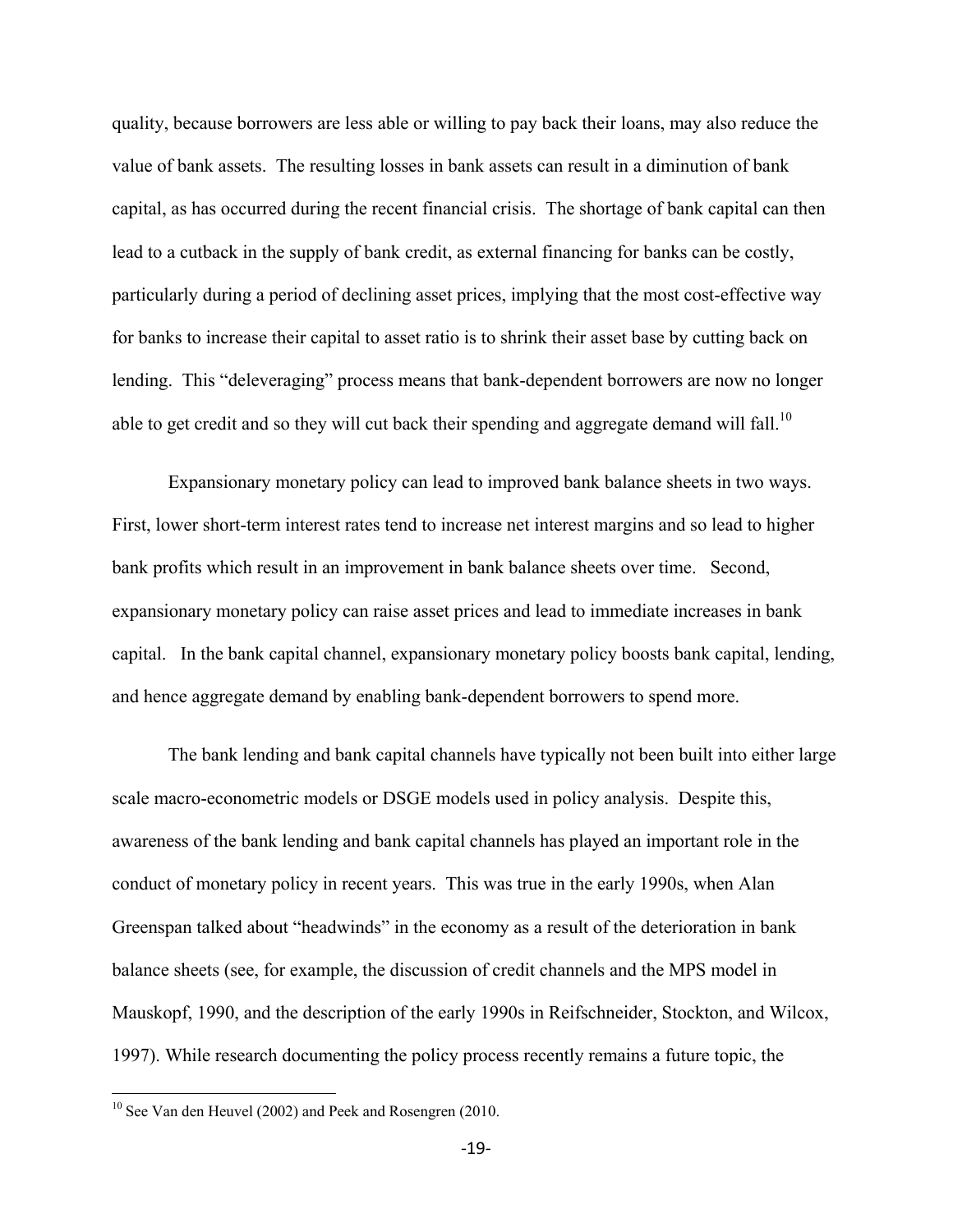quality, because borrowers are less able or willing to pay back their loans, may also reduce the value of bank assets. The resulting losses in bank assets can result in a diminution of bank capital, as has occurred during the recent financial crisis. The shortage of bank capital can then lead to a cutback in the supply of bank credit, as external financing for banks can be costly, particularly during a period of declining asset prices, implying that the most cost-effective way for banks to increase their capital to asset ratio is to shrink their asset base by cutting back on lending. This "deleveraging" process means that bank-dependent borrowers are now no longer able to get credit and so they will cut back their spending and aggregate demand will fall.[10]

Expansionary monetary policy can lead to improved bank balance sheets in two ways. First, lower short-term interest rates tend to increase net interest margins and so lead to higher bank profits which result in an improvement in bank balance sheets over time. Second, expansionary monetary policy can raise asset prices and lead to immediate increases in bank capital. In the bank capital channel, expansionary monetary policy boosts bank capital, lending, and hence aggregate demand by enabling bank-dependent borrowers to spend more.

The bank lending and bank capital channels have typically not been built into either large scale macro-econometric models or DSGE models used in policy analysis. Despite this, awareness of the bank lending and bank capital channels has played an important role in the conduct of monetary policy in recent years. This was true in the early 1990s, when Alan Greenspan talked about "headwinds" in the economy as a result of the deterioration in bank balance sheets (see, for example, the discussion of credit channels and the MPS model in Mauskopf, 1990, and the description of the early 1990s in Reifschneider, Stockton, and Wilcox, 1997). While research documenting the policy process recently remains a future topic, the

[10] See Van den Heuvel (2002) and Peek and Rosengren (2010.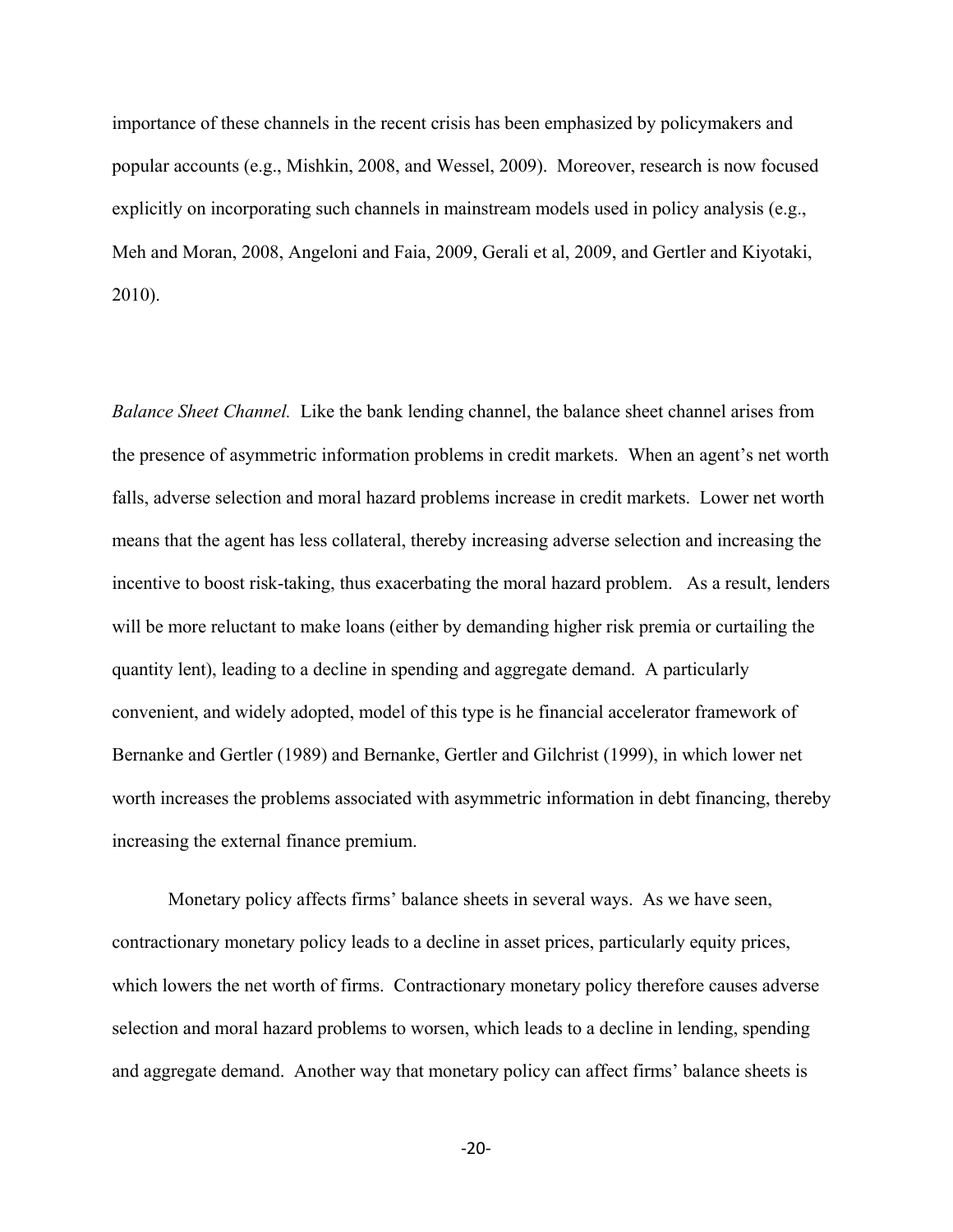importance of these channels in the recent crisis has been emphasized by policymakers and popular accounts (e.g., Mishkin, 2008, and Wessel, 2009). Moreover, research is now focused explicitly on incorporating such channels in mainstream models used in policy analysis (e.g., Meh and Moran, 2008, Angeloni and Faia, 2009, Gerali et al, 2009, and Gertler and Kiyotaki, 2010).

*Balance Sheet Channel.* Like the bank lending channel, the balance sheet channel arises from the presence of asymmetric information problems in credit markets. When an agent's net worth falls, adverse selection and moral hazard problems increase in credit markets. Lower net worth means that the agent has less collateral, thereby increasing adverse selection and increasing the incentive to boost risk-taking, thus exacerbating the moral hazard problem. As a result, lenders will be more reluctant to make loans (either by demanding higher risk premia or curtailing the quantity lent), leading to a decline in spending and aggregate demand. A particularly convenient, and widely adopted, model of this type is he financial accelerator framework of Bernanke and Gertler (1989) and Bernanke, Gertler and Gilchrist (1999), in which lower net worth increases the problems associated with asymmetric information in debt financing, thereby increasing the external finance premium.

Monetary policy affects firms' balance sheets in several ways. As we have seen, contractionary monetary policy leads to a decline in asset prices, particularly equity prices, which lowers the net worth of firms. Contractionary monetary policy therefore causes adverse selection and moral hazard problems to worsen, which leads to a decline in lending, spending and aggregate demand. Another way that monetary policy can affect firms' balance sheets is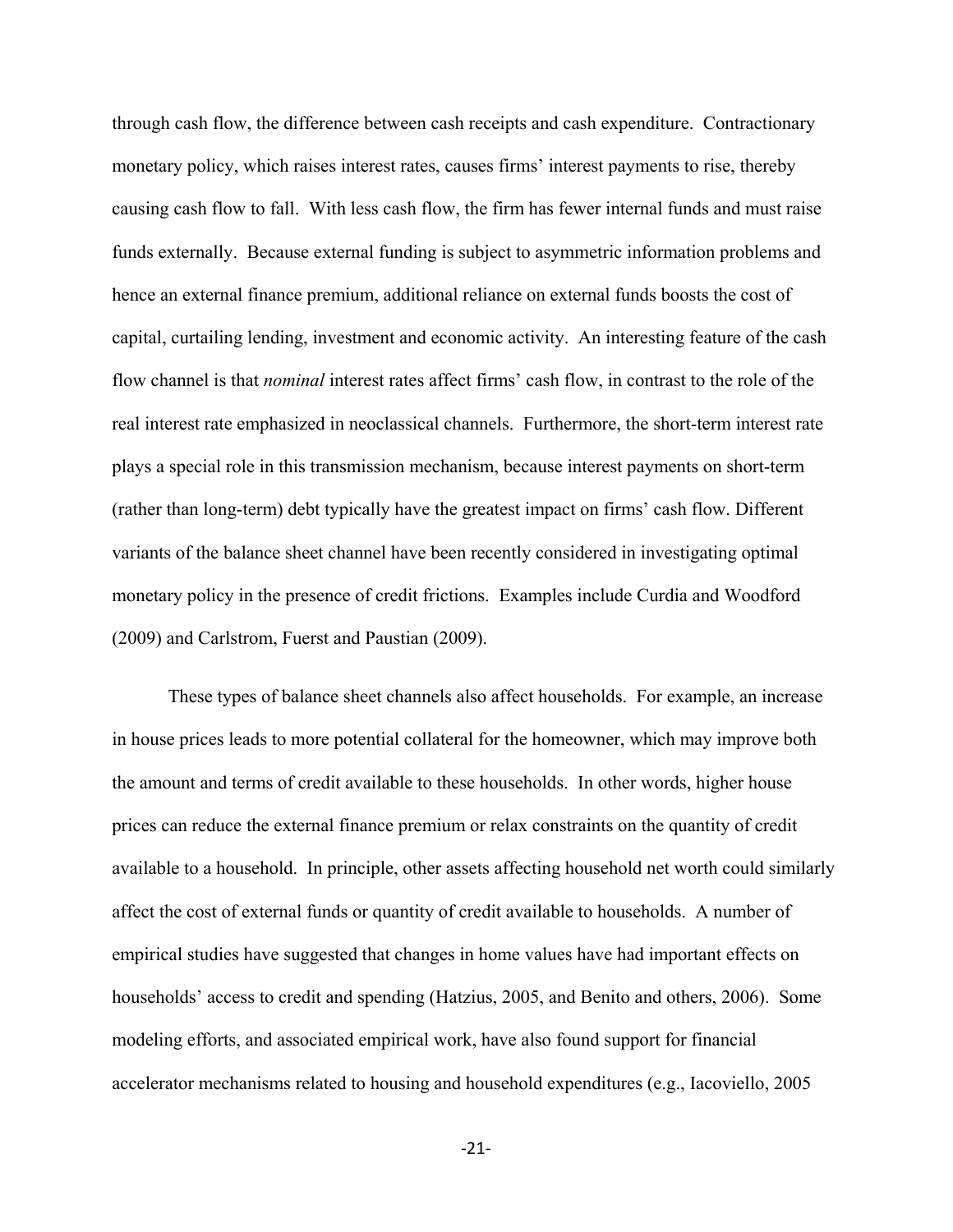through cash flow, the difference between cash receipts and cash expenditure. Contractionary monetary policy, which raises interest rates, causes firms' interest payments to rise, thereby causing cash flow to fall. With less cash flow, the firm has fewer internal funds and must raise funds externally. Because external funding is subject to asymmetric information problems and hence an external finance premium, additional reliance on external funds boosts the cost of capital, curtailing lending, investment and economic activity. An interesting feature of the cash flow channel is that *nominal* interest rates affect firms' cash flow, in contrast to the role of the real interest rate emphasized in neoclassical channels. Furthermore, the short-term interest rate plays a special role in this transmission mechanism, because interest payments on short-term (rather than long-term) debt typically have the greatest impact on firms' cash flow. Different variants of the balance sheet channel have been recently considered in investigating optimal monetary policy in the presence of credit frictions. Examples include Curdia and Woodford (2009) and Carlstrom, Fuerst and Paustian (2009).

These types of balance sheet channels also affect households. For example, an increase in house prices leads to more potential collateral for the homeowner, which may improve both the amount and terms of credit available to these households. In other words, higher house prices can reduce the external finance premium or relax constraints on the quantity of credit available to a household. In principle, other assets affecting household net worth could similarly affect the cost of external funds or quantity of credit available to households. A number of empirical studies have suggested that changes in home values have had important effects on households' access to credit and spending (Hatzius, 2005, and Benito and others, 2006). Some modeling efforts, and associated empirical work, have also found support for financial accelerator mechanisms related to housing and household expenditures (e.g., Iacoviello, 2005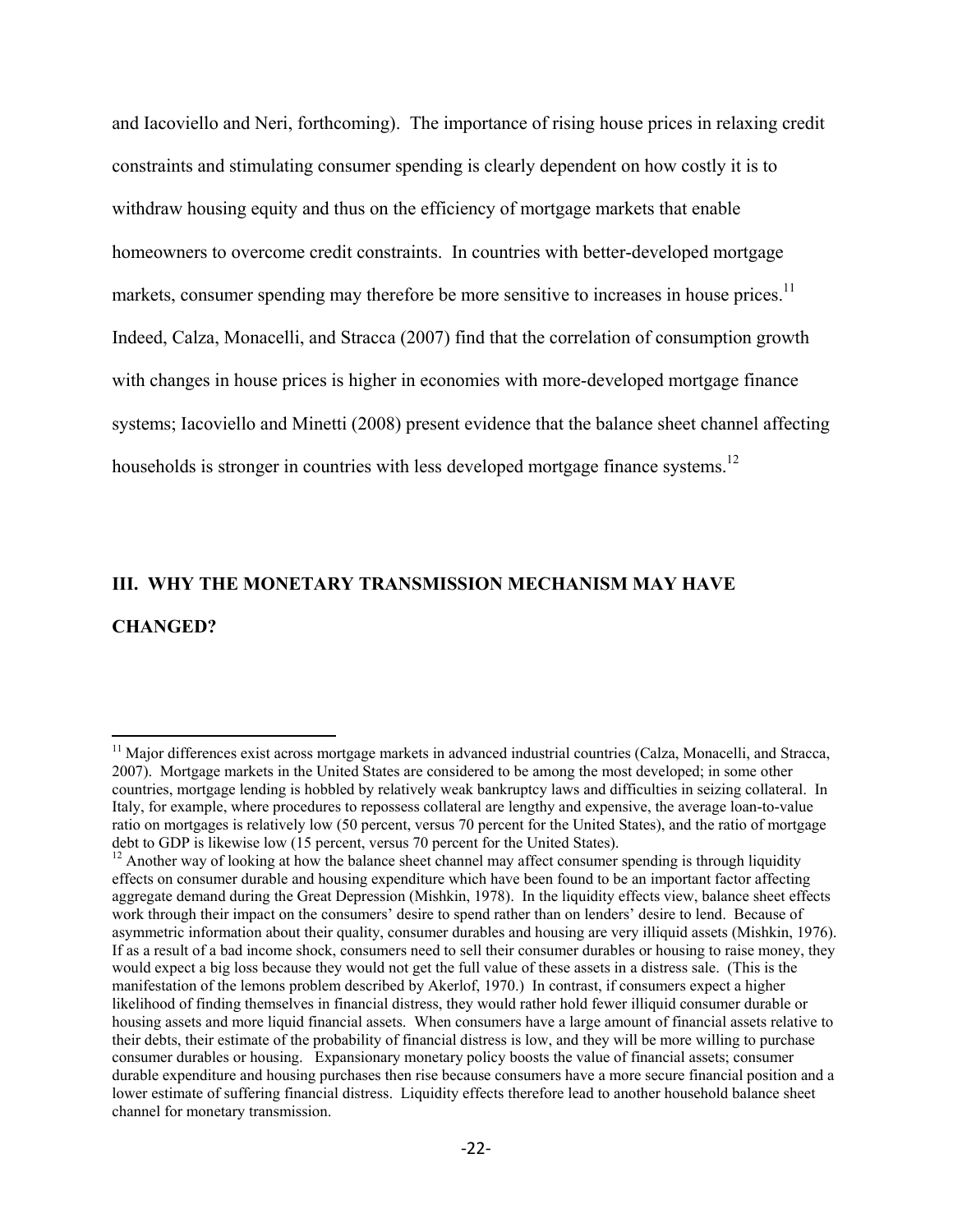and Iacoviello and Neri, forthcoming). The importance of rising house prices in relaxing credit constraints and stimulating consumer spending is clearly dependent on how costly it is to withdraw housing equity and thus on the efficiency of mortgage markets that enable homeowners to overcome credit constraints. In countries with better-developed mortgage markets, consumer spending may therefore be more sensitive to increases in house prices.[11] Indeed, Calza, Monacelli, and Stracca (2007) find that the correlation of consumption growth with changes in house prices is higher in economies with more-developed mortgage finance systems; Iacoviello and Minetti (2008) present evidence that the balance sheet channel affecting households is stronger in countries with less developed mortgage finance systems.[12]

## III. WHY THE MONETARY TRANSMISSION MECHANISM MAY HAVE CHANGED?

---

[11] Major differences exist across mortgage markets in advanced industrial countries (Calza, Monacelli, and Stracca, 2007). Mortgage markets in the United States are considered to be among the most developed; in some other countries, mortgage lending is hobbled by relatively weak bankruptcy laws and difficulties in seizing collateral. In Italy, for example, where procedures to repossess collateral are lengthy and expensive, the average loan-to-value ratio on mortgages is relatively low (50 percent, versus 70 percent for the United States), and the ratio of mortgage debt to GDP is likewise low (15 percent, versus 70 percent for the United States).

[12] Another way of looking at how the balance sheet channel may affect consumer spending is through liquidity effects on consumer durable and housing expenditure which have been found to be an important factor affecting aggregate demand during the Great Depression (Mishkin, 1978). In the liquidity effects view, balance sheet effects work through their impact on the consumers' desire to spend rather than on lenders' desire to lend. Because of asymmetric information about their quality, consumer durables and housing are very illiquid assets (Mishkin, 1976). If as a result of a bad income shock, consumers need to sell their consumer durables or housing to raise money, they would expect a big loss because they would not get the full value of these assets in a distress sale. (This is the manifestation of the lemons problem described by Akerlof, 1970.) In contrast, if consumers expect a higher likelihood of finding themselves in financial distress, they would rather hold fewer illiquid consumer durable or housing assets and more liquid financial assets. When consumers have a large amount of financial assets relative to their debts, their estimate of the probability of financial distress is low, and they will be more willing to purchase consumer durables or housing. Expansionary monetary policy boosts the value of financial assets; consumer durable expenditure and housing purchases then rise because consumers have a more secure financial position and a lower estimate of suffering financial distress. Liquidity effects therefore lead to another household balance sheet channel for monetary transmission.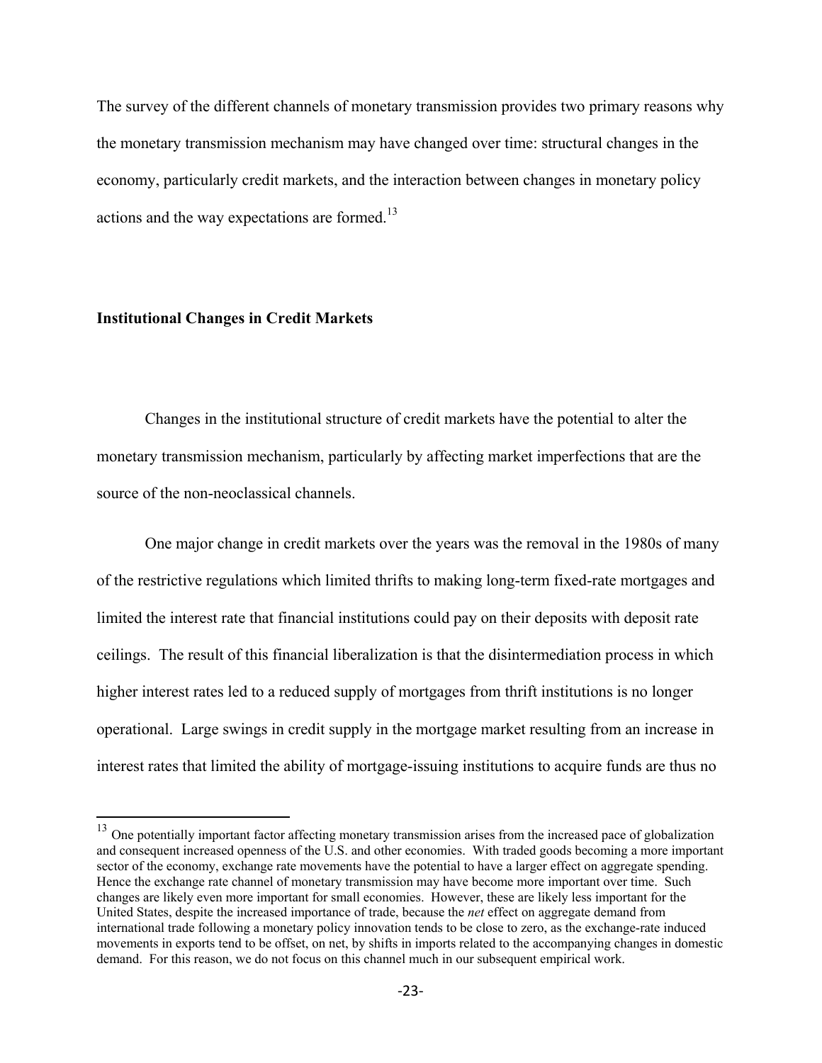The survey of the different channels of monetary transmission provides two primary reasons why the monetary transmission mechanism may have changed over time: structural changes in the economy, particularly credit markets, and the interaction between changes in monetary policy actions and the way expectations are formed.[13]

**Institutional Changes in Credit Markets**

Changes in the institutional structure of credit markets have the potential to alter the monetary transmission mechanism, particularly by affecting market imperfections that are the source of the non-neoclassical channels.

One major change in credit markets over the years was the removal in the 1980s of many of the restrictive regulations which limited thrifts to making long-term fixed-rate mortgages and limited the interest rate that financial institutions could pay on their deposits with deposit rate ceilings. The result of this financial liberalization is that the disintermediation process in which higher interest rates led to a reduced supply of mortgages from thrift institutions is no longer operational. Large swings in credit supply in the mortgage market resulting from an increase in interest rates that limited the ability of mortgage-issuing institutions to acquire funds are thus no

[13] One potentially important factor affecting monetary transmission arises from the increased pace of globalization and consequent increased openness of the U.S. and other economies. With traded goods becoming a more important sector of the economy, exchange rate movements have the potential to have a larger effect on aggregate spending. Hence the exchange rate channel of monetary transmission may have become more important over time. Such changes are likely even more important for small economies. However, these are likely less important for the United States, despite the increased importance of trade, because the *net* effect on aggregate demand from international trade following a monetary policy innovation tends to be close to zero, as the exchange-rate induced movements in exports tend to be offset, on net, by shifts in imports related to the accompanying changes in domestic demand. For this reason, we do not focus on this channel much in our subsequent empirical work.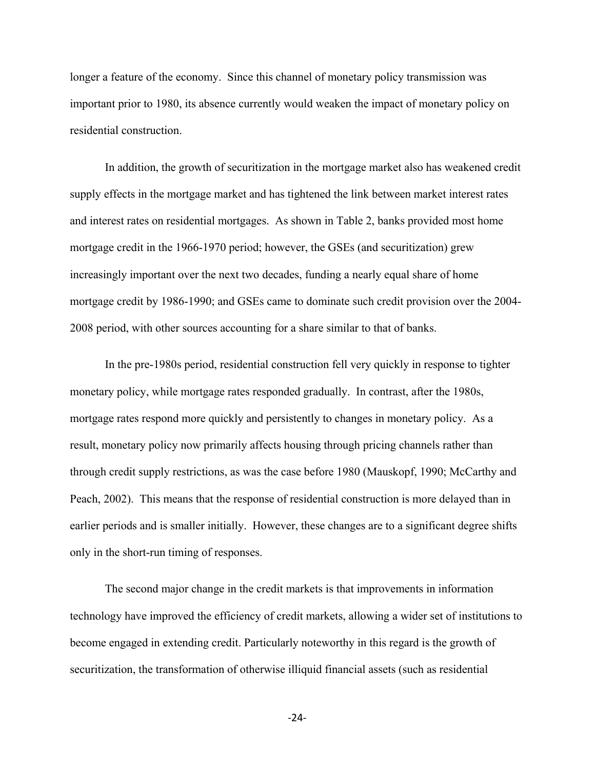longer a feature of the economy. Since this channel of monetary policy transmission was important prior to 1980, its absence currently would weaken the impact of monetary policy on residential construction.

In addition, the growth of securitization in the mortgage market also has weakened credit supply effects in the mortgage market and has tightened the link between market interest rates and interest rates on residential mortgages. As shown in Table 2, banks provided most home mortgage credit in the 1966-1970 period; however, the GSEs (and securitization) grew increasingly important over the next two decades, funding a nearly equal share of home mortgage credit by 1986-1990; and GSEs came to dominate such credit provision over the 2004-2008 period, with other sources accounting for a share similar to that of banks.

In the pre-1980s period, residential construction fell very quickly in response to tighter monetary policy, while mortgage rates responded gradually. In contrast, after the 1980s, mortgage rates respond more quickly and persistently to changes in monetary policy. As a result, monetary policy now primarily affects housing through pricing channels rather than through credit supply restrictions, as was the case before 1980 (Mauskopf, 1990; McCarthy and Peach, 2002). This means that the response of residential construction is more delayed than in earlier periods and is smaller initially. However, these changes are to a significant degree shifts only in the short-run timing of responses.

The second major change in the credit markets is that improvements in information technology have improved the efficiency of credit markets, allowing a wider set of institutions to become engaged in extending credit. Particularly noteworthy in this regard is the growth of securitization, the transformation of otherwise illiquid financial assets (such as residential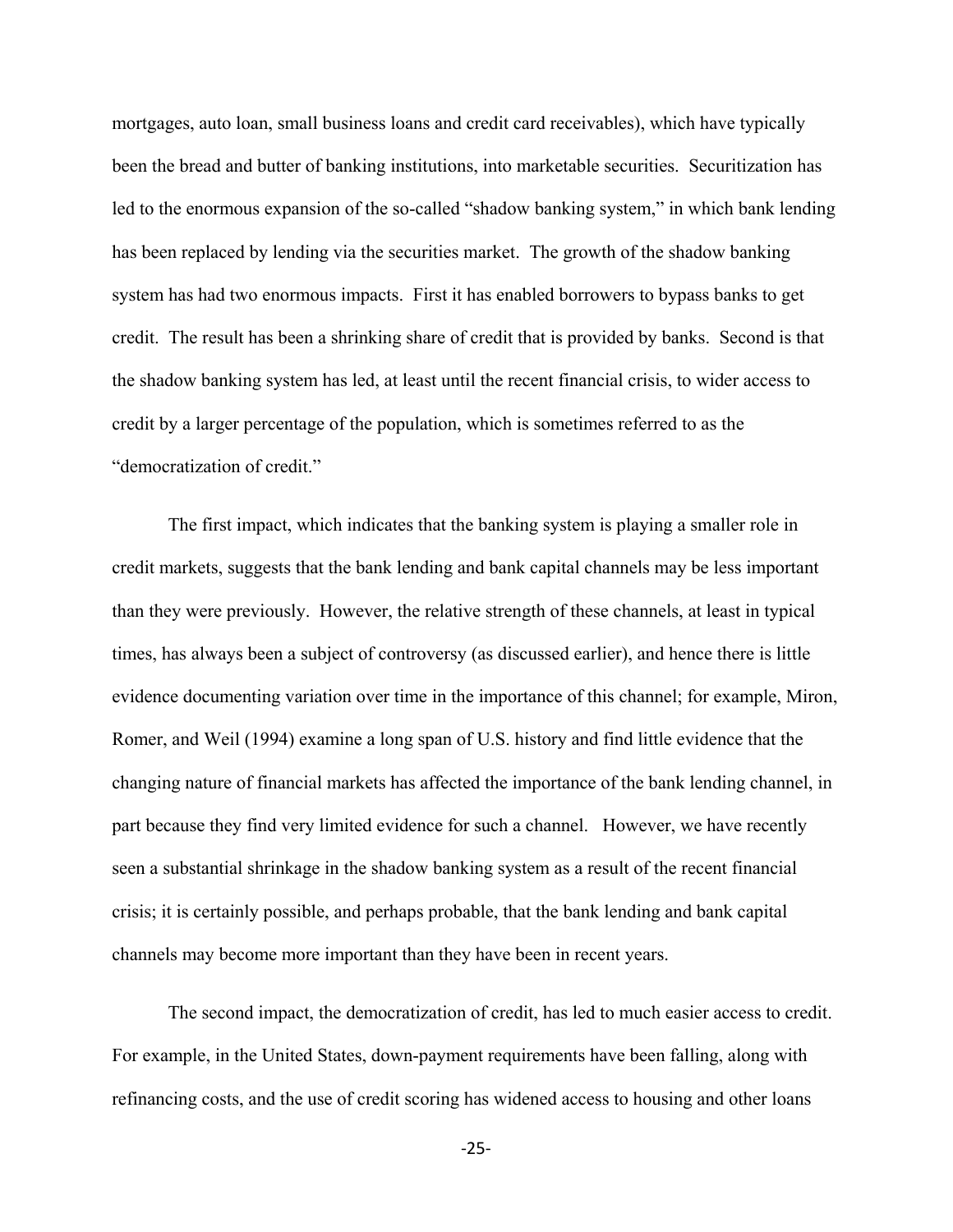mortgages, auto loan, small business loans and credit card receivables), which have typically been the bread and butter of banking institutions, into marketable securities. Securitization has led to the enormous expansion of the so-called "shadow banking system," in which bank lending has been replaced by lending via the securities market. The growth of the shadow banking system has had two enormous impacts. First it has enabled borrowers to bypass banks to get credit. The result has been a shrinking share of credit that is provided by banks. Second is that the shadow banking system has led, at least until the recent financial crisis, to wider access to credit by a larger percentage of the population, which is sometimes referred to as the "democratization of credit."

The first impact, which indicates that the banking system is playing a smaller role in credit markets, suggests that the bank lending and bank capital channels may be less important than they were previously. However, the relative strength of these channels, at least in typical times, has always been a subject of controversy (as discussed earlier), and hence there is little evidence documenting variation over time in the importance of this channel; for example, Miron, Romer, and Weil (1994) examine a long span of U.S. history and find little evidence that the changing nature of financial markets has affected the importance of the bank lending channel, in part because they find very limited evidence for such a channel. However, we have recently seen a substantial shrinkage in the shadow banking system as a result of the recent financial crisis; it is certainly possible, and perhaps probable, that the bank lending and bank capital channels may become more important than they have been in recent years.

The second impact, the democratization of credit, has led to much easier access to credit. For example, in the United States, down-payment requirements have been falling, along with refinancing costs, and the use of credit scoring has widened access to housing and other loans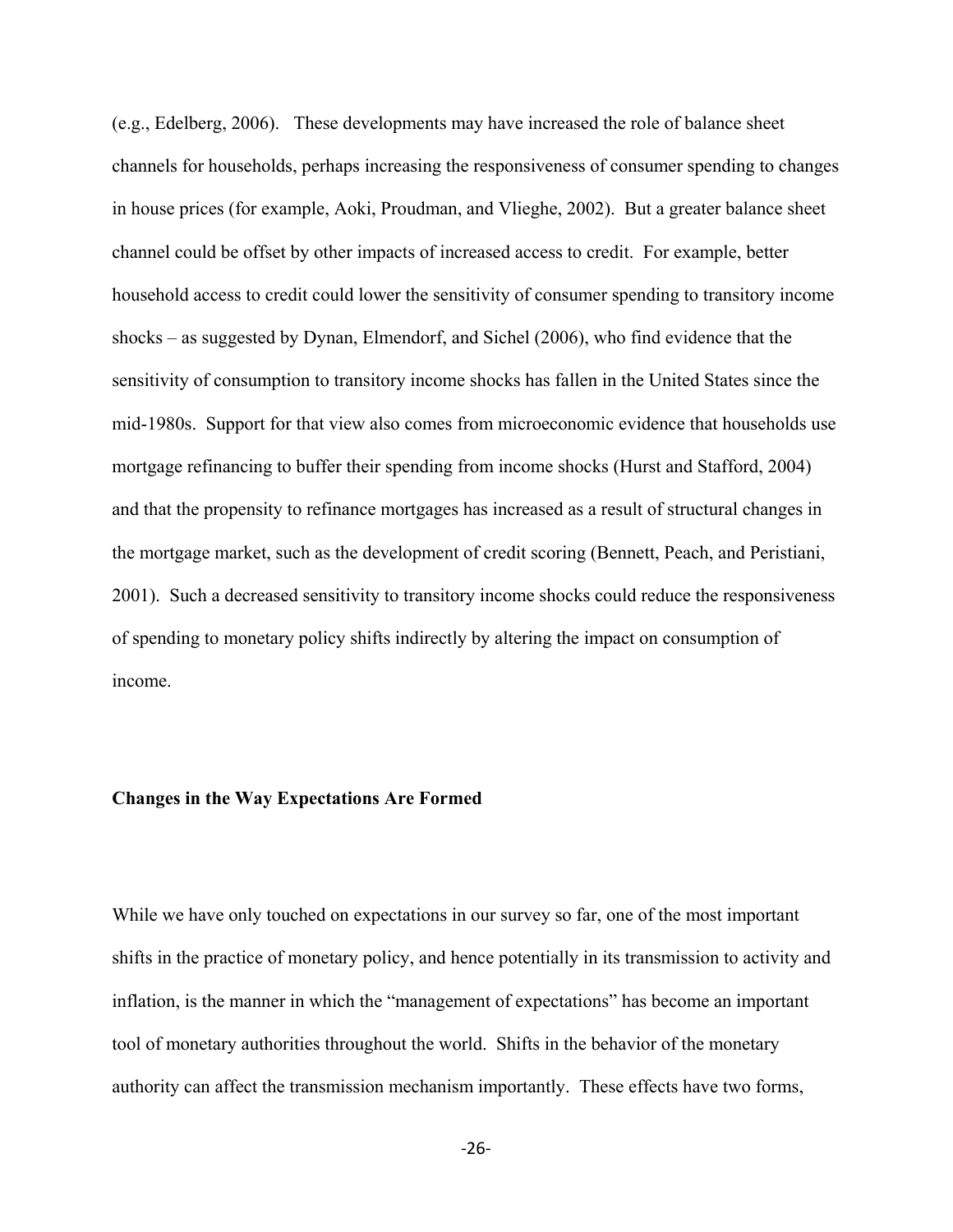(e.g., Edelberg, 2006). These developments may have increased the role of balance sheet channels for households, perhaps increasing the responsiveness of consumer spending to changes in house prices (for example, Aoki, Proudman, and Vlieghe, 2002). But a greater balance sheet channel could be offset by other impacts of increased access to credit. For example, better household access to credit could lower the sensitivity of consumer spending to transitory income shocks – as suggested by Dynan, Elmendorf, and Sichel (2006), who find evidence that the sensitivity of consumption to transitory income shocks has fallen in the United States since the mid-1980s. Support for that view also comes from microeconomic evidence that households use mortgage refinancing to buffer their spending from income shocks (Hurst and Stafford, 2004) and that the propensity to refinance mortgages has increased as a result of structural changes in the mortgage market, such as the development of credit scoring (Bennett, Peach, and Peristiani, 2001). Such a decreased sensitivity to transitory income shocks could reduce the responsiveness of spending to monetary policy shifts indirectly by altering the impact on consumption of income.

**Changes in the Way Expectations Are Formed**

While we have only touched on expectations in our survey so far, one of the most important shifts in the practice of monetary policy, and hence potentially in its transmission to activity and inflation, is the manner in which the "management of expectations" has become an important tool of monetary authorities throughout the world. Shifts in the behavior of the monetary authority can affect the transmission mechanism importantly. These effects have two forms,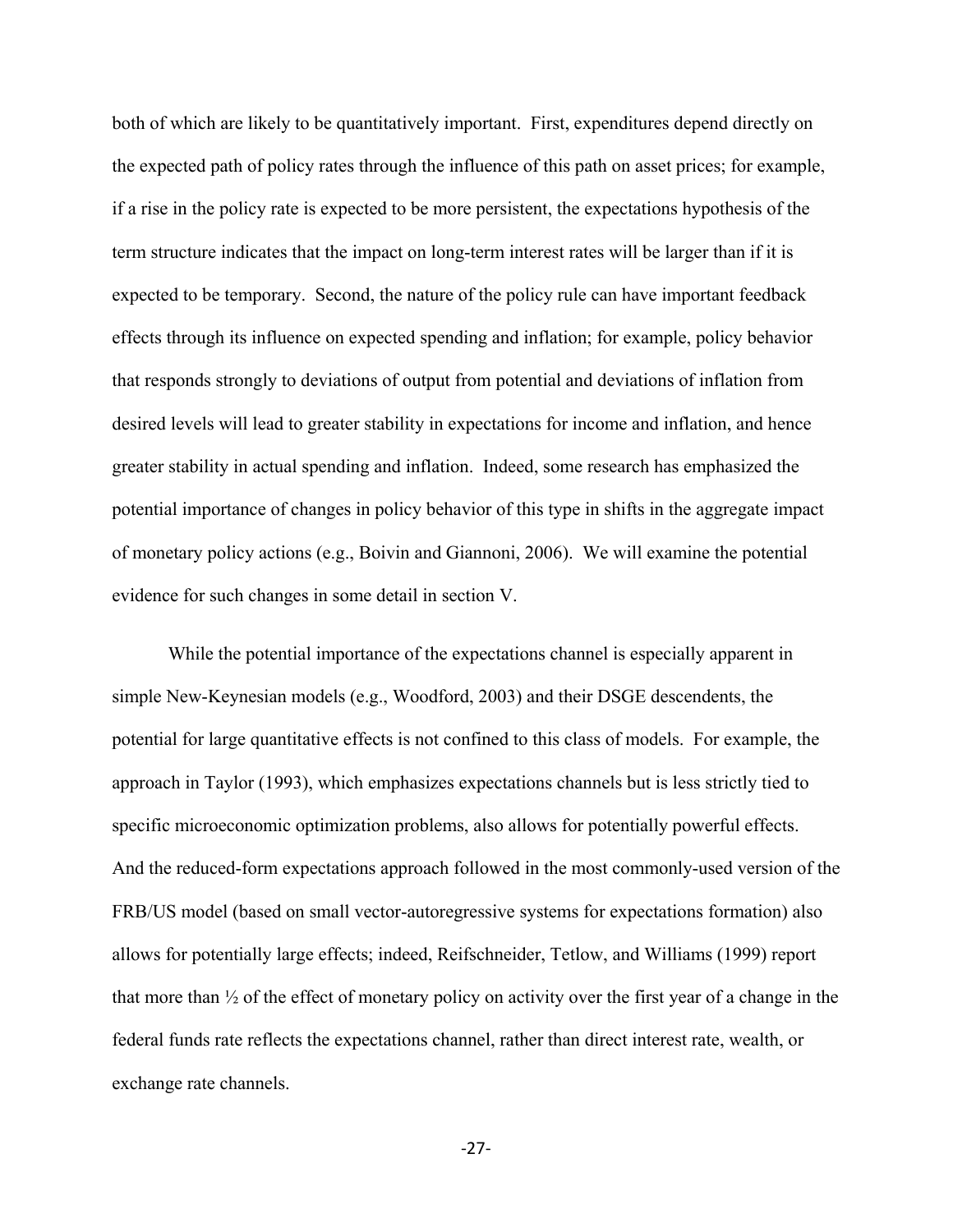both of which are likely to be quantitatively important. First, expenditures depend directly on the expected path of policy rates through the influence of this path on asset prices; for example, if a rise in the policy rate is expected to be more persistent, the expectations hypothesis of the term structure indicates that the impact on long-term interest rates will be larger than if it is expected to be temporary. Second, the nature of the policy rule can have important feedback effects through its influence on expected spending and inflation; for example, policy behavior that responds strongly to deviations of output from potential and deviations of inflation from desired levels will lead to greater stability in expectations for income and inflation, and hence greater stability in actual spending and inflation. Indeed, some research has emphasized the potential importance of changes in policy behavior of this type in shifts in the aggregate impact of monetary policy actions (e.g., Boivin and Giannoni, 2006). We will examine the potential evidence for such changes in some detail in section V.

While the potential importance of the expectations channel is especially apparent in simple New-Keynesian models (e.g., Woodford, 2003) and their DSGE descendents, the potential for large quantitative effects is not confined to this class of models. For example, the approach in Taylor (1993), which emphasizes expectations channels but is less strictly tied to specific microeconomic optimization problems, also allows for potentially powerful effects. And the reduced-form expectations approach followed in the most commonly-used version of the FRB/US model (based on small vector-autoregressive systems for expectations formation) also allows for potentially large effects; indeed, Reifschneider, Tetlow, and Williams (1999) report that more than ½ of the effect of monetary policy on activity over the first year of a change in the federal funds rate reflects the expectations channel, rather than direct interest rate, wealth, or exchange rate channels.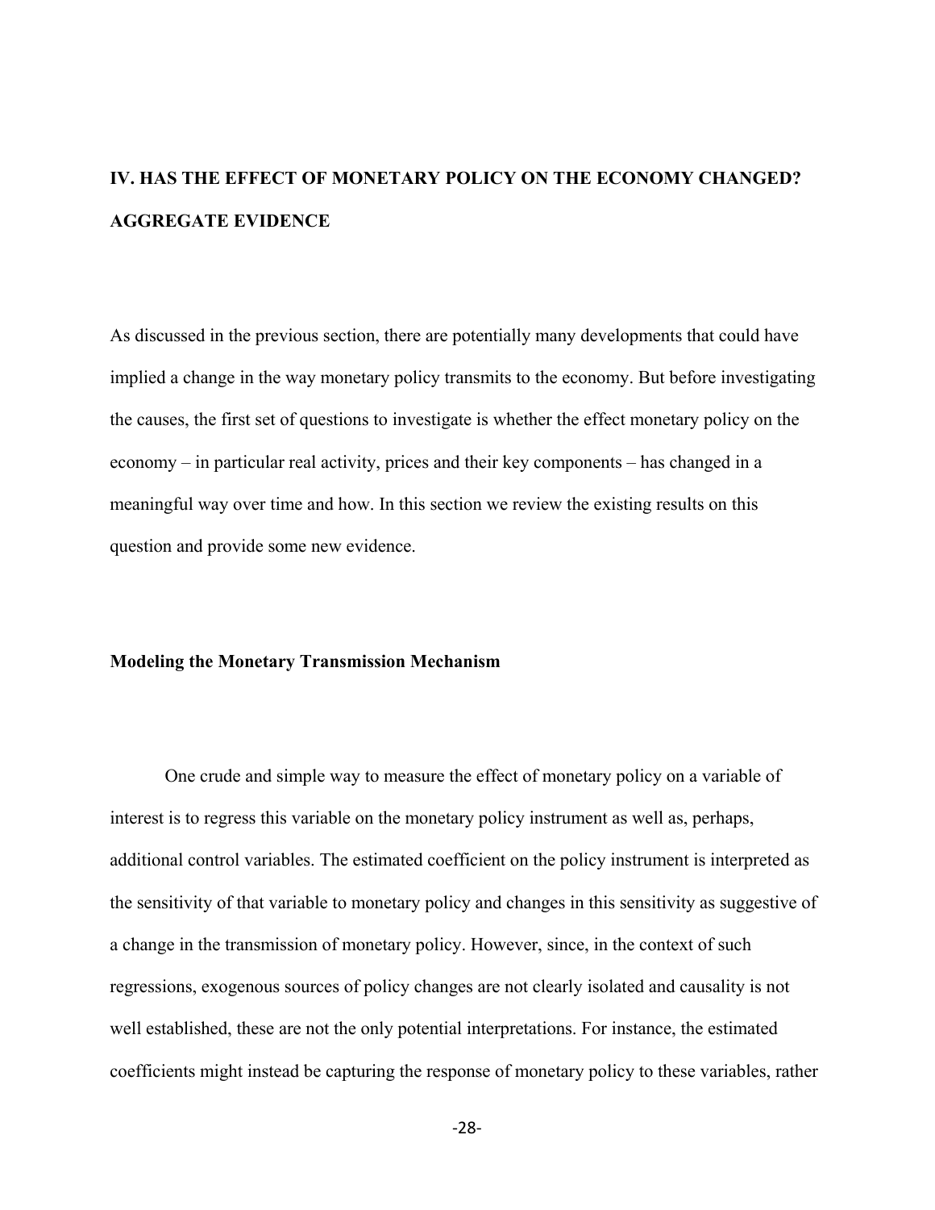## IV. HAS THE EFFECT OF MONETARY POLICY ON THE ECONOMY CHANGED? AGGREGATE EVIDENCE

As discussed in the previous section, there are potentially many developments that could have implied a change in the way monetary policy transmits to the economy. But before investigating the causes, the first set of questions to investigate is whether the effect monetary policy on the economy – in particular real activity, prices and their key components – has changed in a meaningful way over time and how. In this section we review the existing results on this question and provide some new evidence.

### Modeling the Monetary Transmission Mechanism

One crude and simple way to measure the effect of monetary policy on a variable of interest is to regress this variable on the monetary policy instrument as well as, perhaps, additional control variables. The estimated coefficient on the policy instrument is interpreted as the sensitivity of that variable to monetary policy and changes in this sensitivity as suggestive of a change in the transmission of monetary policy. However, since, in the context of such regressions, exogenous sources of policy changes are not clearly isolated and causality is not well established, these are not the only potential interpretations. For instance, the estimated coefficients might instead be capturing the response of monetary policy to these variables, rather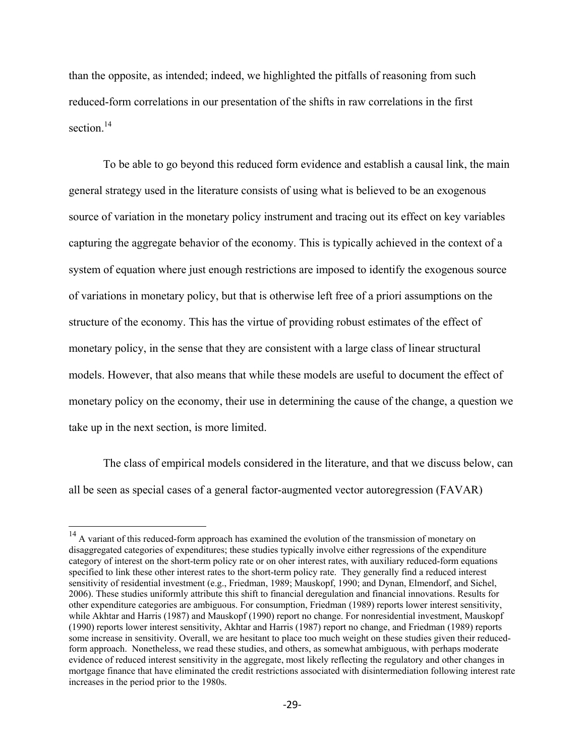than the opposite, as intended; indeed, we highlighted the pitfalls of reasoning from such reduced-form correlations in our presentation of the shifts in raw correlations in the first section.[14]

To be able to go beyond this reduced form evidence and establish a causal link, the main general strategy used in the literature consists of using what is believed to be an exogenous source of variation in the monetary policy instrument and tracing out its effect on key variables capturing the aggregate behavior of the economy. This is typically achieved in the context of a system of equation where just enough restrictions are imposed to identify the exogenous source of variations in monetary policy, but that is otherwise left free of a priori assumptions on the structure of the economy. This has the virtue of providing robust estimates of the effect of monetary policy, in the sense that they are consistent with a large class of linear structural models. However, that also means that while these models are useful to document the effect of monetary policy on the economy, their use in determining the cause of the change, a question we take up in the next section, is more limited.

The class of empirical models considered in the literature, and that we discuss below, can all be seen as special cases of a general factor-augmented vector autoregression (FAVAR)

[14] A variant of this reduced-form approach has examined the evolution of the transmission of monetary on disaggregated categories of expenditures; these studies typically involve either regressions of the expenditure category of interest on the short-term policy rate or on oher interest rates, with auxiliary reduced-form equations specified to link these other interest rates to the short-term policy rate. They generally find a reduced interest sensitivity of residential investment (e.g., Friedman, 1989; Mauskopf, 1990; and Dynan, Elmendorf, and Sichel, 2006). These studies uniformly attribute this shift to financial deregulation and financial innovations. Results for other expenditure categories are ambiguous. For consumption, Friedman (1989) reports lower interest sensitivity, while Akhtar and Harris (1987) and Mauskopf (1990) report no change. For nonresidential investment, Mauskopf (1990) reports lower interest sensitivity, Akhtar and Harris (1987) report no change, and Friedman (1989) reports some increase in sensitivity. Overall, we are hesitant to place too much weight on these studies given their reduced-form approach. Nonetheless, we read these studies, and others, as somewhat ambiguous, with perhaps moderate evidence of reduced interest sensitivity in the aggregate, most likely reflecting the regulatory and other changes in mortgage finance that have eliminated the credit restrictions associated with disintermediation following interest rate increases in the period prior to the 1980s.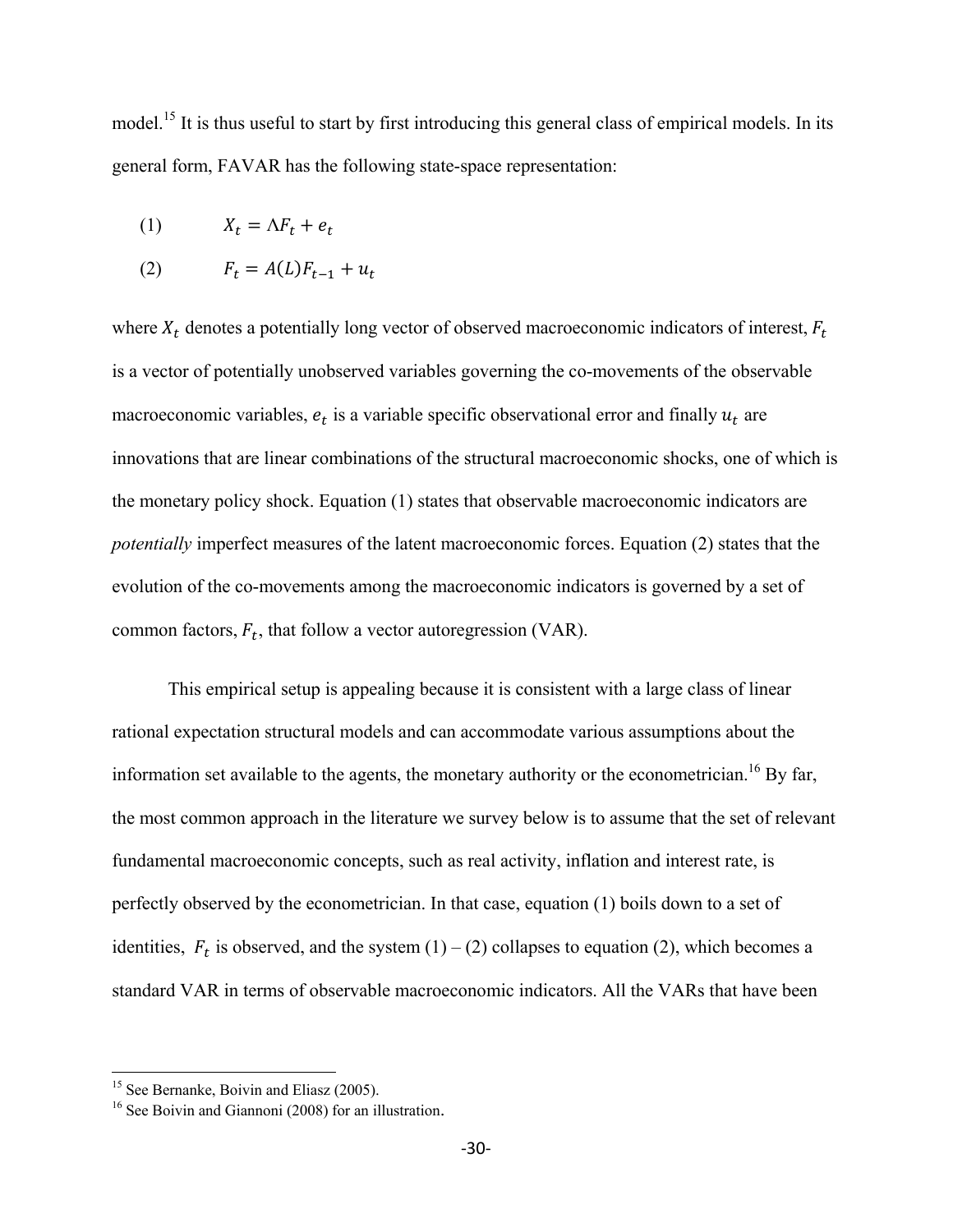model.[15] It is thus useful to start by first introducing this general class of empirical models. In its general form, FAVAR has the following state-space representation:

$$(1) \qquad X_t = \Lambda F_t + e_t$$

$$(2) \qquad F_t = A(L)F_{t-1} + u_t$$

where $X_t$ denotes a potentially long vector of observed macroeconomic indicators of interest, $F_t$ is a vector of potentially unobserved variables governing the co-movements of the observable macroeconomic variables, $e_t$ is a variable specific observational error and finally $u_t$ are innovations that are linear combinations of the structural macroeconomic shocks, one of which is the monetary policy shock. Equation (1) states that observable macroeconomic indicators are *potentially* imperfect measures of the latent macroeconomic forces. Equation (2) states that the evolution of the co-movements among the macroeconomic indicators is governed by a set of common factors, $F_t$, that follow a vector autoregression (VAR).

This empirical setup is appealing because it is consistent with a large class of linear rational expectation structural models and can accommodate various assumptions about the information set available to the agents, the monetary authority or the econometrician.[16] By far, the most common approach in the literature we survey below is to assume that the set of relevant fundamental macroeconomic concepts, such as real activity, inflation and interest rate, is perfectly observed by the econometrician. In that case, equation (1) boils down to a set of identities, $F_t$ is observed, and the system (1) – (2) collapses to equation (2), which becomes a standard VAR in terms of observable macroeconomic indicators. All the VARs that have been

[15] See Bernanke, Boivin and Eliasz (2005).

[16] See Boivin and Giannoni (2008) for an illustration.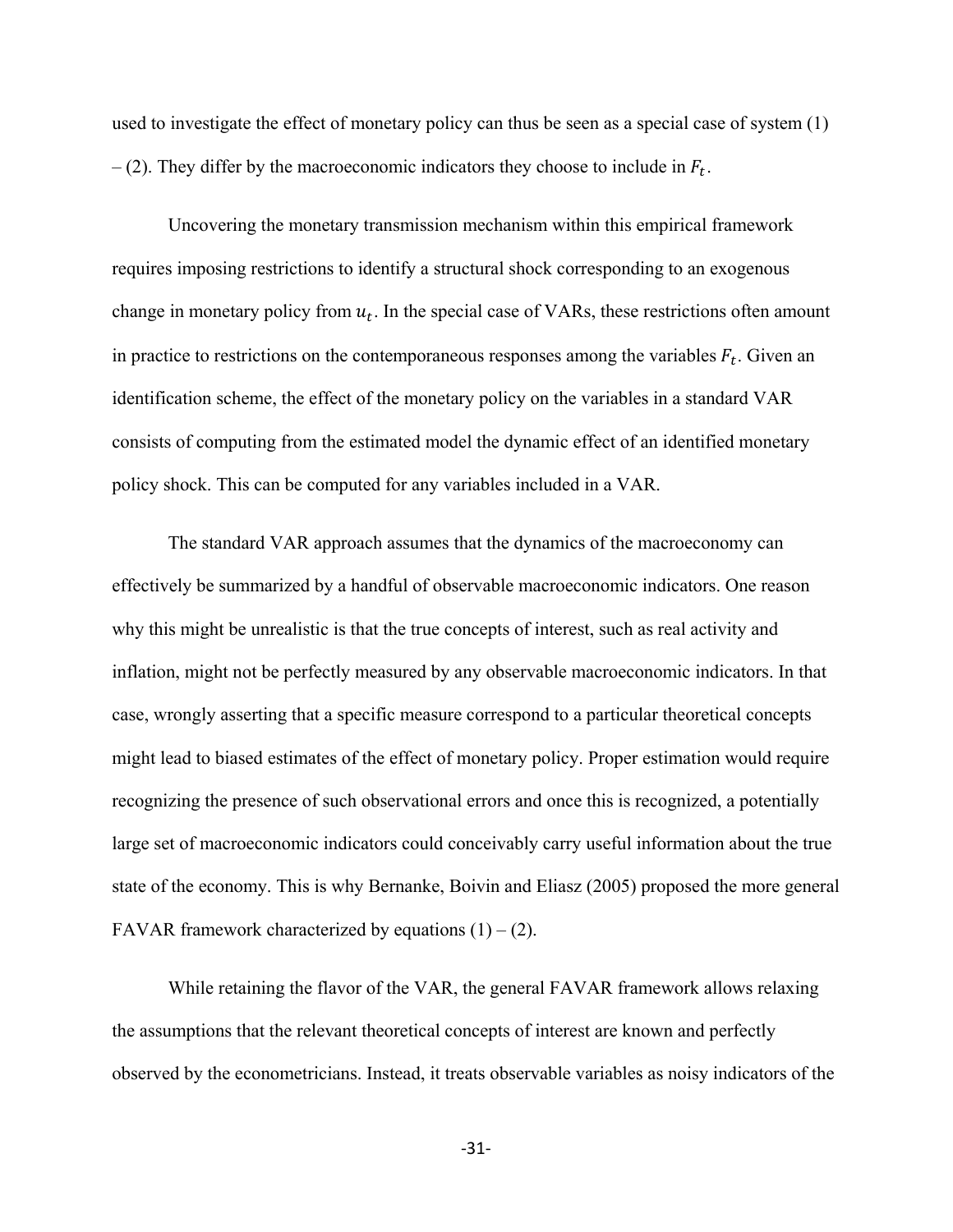used to investigate the effect of monetary policy can thus be seen as a special case of system (1) – (2). They differ by the macroeconomic indicators they choose to include in $F_t$.

Uncovering the monetary transmission mechanism within this empirical framework requires imposing restrictions to identify a structural shock corresponding to an exogenous change in monetary policy from $u_t$. In the special case of VARs, these restrictions often amount in practice to restrictions on the contemporaneous responses among the variables $F_t$. Given an identification scheme, the effect of the monetary policy on the variables in a standard VAR consists of computing from the estimated model the dynamic effect of an identified monetary policy shock. This can be computed for any variables included in a VAR.

The standard VAR approach assumes that the dynamics of the macroeconomy can effectively be summarized by a handful of observable macroeconomic indicators. One reason why this might be unrealistic is that the true concepts of interest, such as real activity and inflation, might not be perfectly measured by any observable macroeconomic indicators. In that case, wrongly asserting that a specific measure correspond to a particular theoretical concepts might lead to biased estimates of the effect of monetary policy. Proper estimation would require recognizing the presence of such observational errors and once this is recognized, a potentially large set of macroeconomic indicators could conceivably carry useful information about the true state of the economy. This is why Bernanke, Boivin and Eliasz (2005) proposed the more general FAVAR framework characterized by equations (1) – (2).

While retaining the flavor of the VAR, the general FAVAR framework allows relaxing the assumptions that the relevant theoretical concepts of interest are known and perfectly observed by the econometricians. Instead, it treats observable variables as noisy indicators of the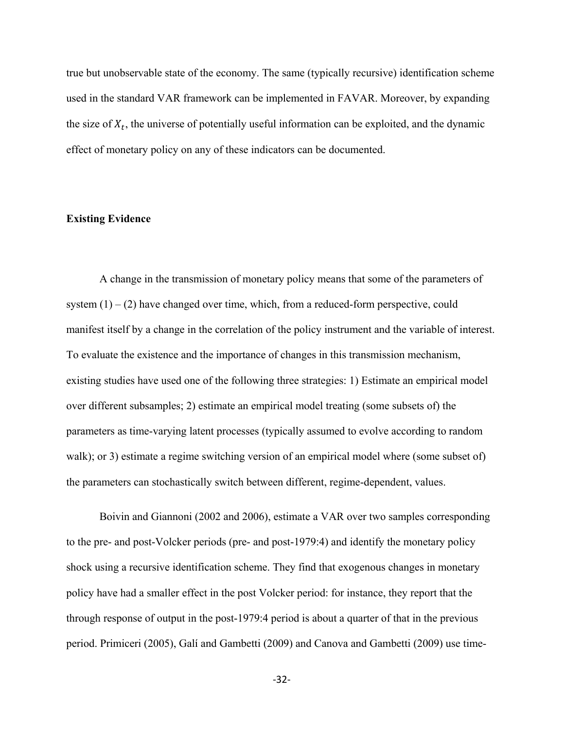true but unobservable state of the economy. The same (typically recursive) identification scheme used in the standard VAR framework can be implemented in FAVAR. Moreover, by expanding the size of $X_t$, the universe of potentially useful information can be exploited, and the dynamic effect of monetary policy on any of these indicators can be documented.

**Existing Evidence**

A change in the transmission of monetary policy means that some of the parameters of system (1) – (2) have changed over time, which, from a reduced-form perspective, could manifest itself by a change in the correlation of the policy instrument and the variable of interest. To evaluate the existence and the importance of changes in this transmission mechanism, existing studies have used one of the following three strategies: 1) Estimate an empirical model over different subsamples; 2) estimate an empirical model treating (some subsets of) the parameters as time-varying latent processes (typically assumed to evolve according to random walk); or 3) estimate a regime switching version of an empirical model where (some subset of) the parameters can stochastically switch between different, regime-dependent, values.

Boivin and Giannoni (2002 and 2006), estimate a VAR over two samples corresponding to the pre- and post-Volcker periods (pre- and post-1979:4) and identify the monetary policy shock using a recursive identification scheme. They find that exogenous changes in monetary policy have had a smaller effect in the post Volcker period: for instance, they report that the through response of output in the post-1979:4 period is about a quarter of that in the previous period. Primiceri (2005), Galí and Gambetti (2009) and Canova and Gambetti (2009) use time-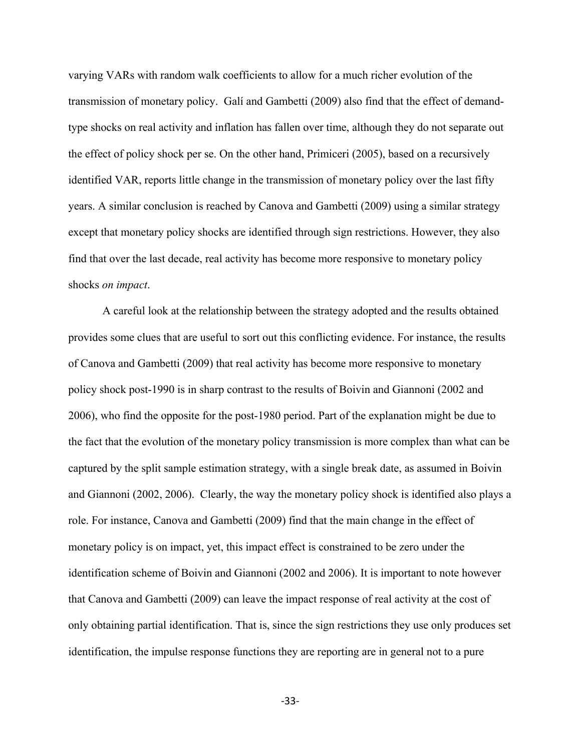varying VARs with random walk coefficients to allow for a much richer evolution of the transmission of monetary policy. Galí and Gambetti (2009) also find that the effect of demand-type shocks on real activity and inflation has fallen over time, although they do not separate out the effect of policy shock per se. On the other hand, Primiceri (2005), based on a recursively identified VAR, reports little change in the transmission of monetary policy over the last fifty years. A similar conclusion is reached by Canova and Gambetti (2009) using a similar strategy except that monetary policy shocks are identified through sign restrictions. However, they also find that over the last decade, real activity has become more responsive to monetary policy shocks *on impact*.

A careful look at the relationship between the strategy adopted and the results obtained provides some clues that are useful to sort out this conflicting evidence. For instance, the results of Canova and Gambetti (2009) that real activity has become more responsive to monetary policy shock post-1990 is in sharp contrast to the results of Boivin and Giannoni (2002 and 2006), who find the opposite for the post-1980 period. Part of the explanation might be due to the fact that the evolution of the monetary policy transmission is more complex than what can be captured by the split sample estimation strategy, with a single break date, as assumed in Boivin and Giannoni (2002, 2006). Clearly, the way the monetary policy shock is identified also plays a role. For instance, Canova and Gambetti (2009) find that the main change in the effect of monetary policy is on impact, yet, this impact effect is constrained to be zero under the identification scheme of Boivin and Giannoni (2002 and 2006). It is important to note however that Canova and Gambetti (2009) can leave the impact response of real activity at the cost of only obtaining partial identification. That is, since the sign restrictions they use only produces set identification, the impulse response functions they are reporting are in general not to a pure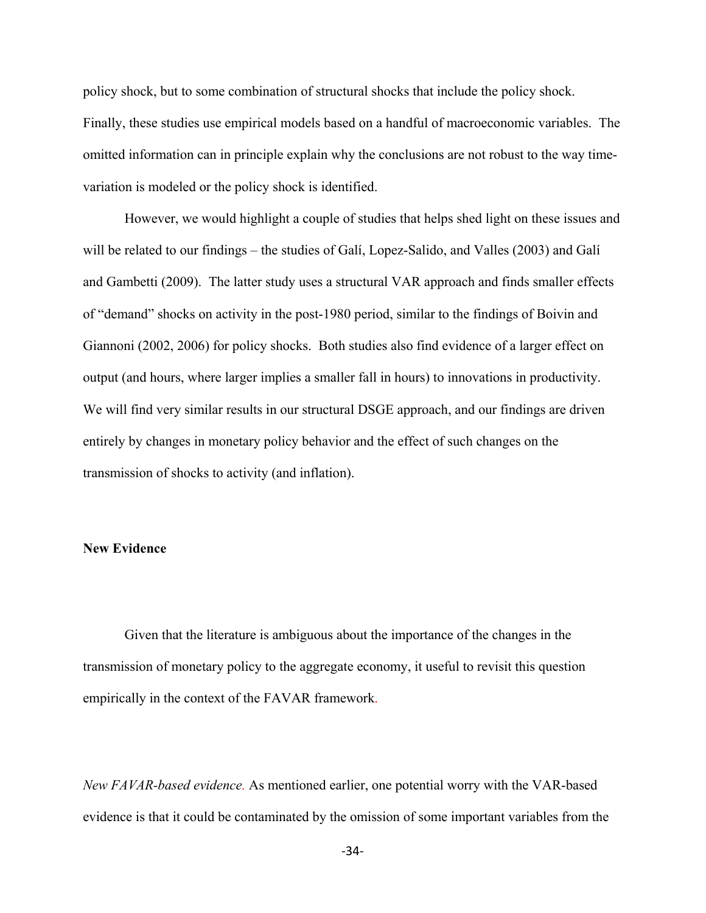policy shock, but to some combination of structural shocks that include the policy shock. Finally, these studies use empirical models based on a handful of macroeconomic variables. The omitted information can in principle explain why the conclusions are not robust to the way time-variation is modeled or the policy shock is identified.

However, we would highlight a couple of studies that helps shed light on these issues and will be related to our findings – the studies of Galí, Lopez-Salido, and Valles (2003) and Galí and Gambetti (2009). The latter study uses a structural VAR approach and finds smaller effects of "demand" shocks on activity in the post-1980 period, similar to the findings of Boivin and Giannoni (2002, 2006) for policy shocks. Both studies also find evidence of a larger effect on output (and hours, where larger implies a smaller fall in hours) to innovations in productivity. We will find very similar results in our structural DSGE approach, and our findings are driven entirely by changes in monetary policy behavior and the effect of such changes on the transmission of shocks to activity (and inflation).

**New Evidence**

Given that the literature is ambiguous about the importance of the changes in the transmission of monetary policy to the aggregate economy, it useful to revisit this question empirically in the context of the FAVAR framework.

*New FAVAR-based evidence.* As mentioned earlier, one potential worry with the VAR-based evidence is that it could be contaminated by the omission of some important variables from the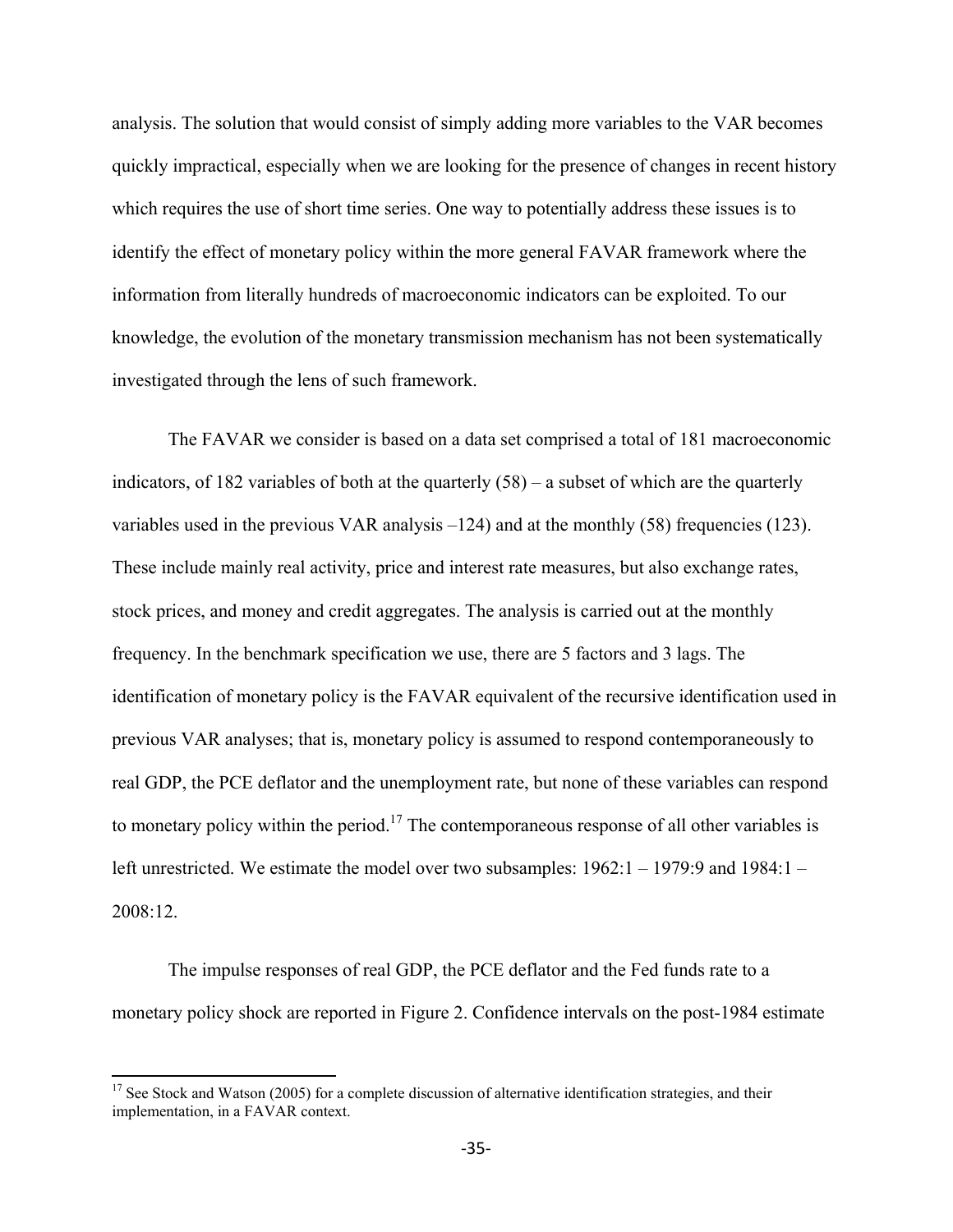analysis. The solution that would consist of simply adding more variables to the VAR becomes quickly impractical, especially when we are looking for the presence of changes in recent history which requires the use of short time series. One way to potentially address these issues is to identify the effect of monetary policy within the more general FAVAR framework where the information from literally hundreds of macroeconomic indicators can be exploited. To our knowledge, the evolution of the monetary transmission mechanism has not been systematically investigated through the lens of such framework.

The FAVAR we consider is based on a data set comprised a total of 181 macroeconomic indicators, of 182 variables of both at the quarterly (58) – a subset of which are the quarterly variables used in the previous VAR analysis –124) and at the monthly (58) frequencies (123). These include mainly real activity, price and interest rate measures, but also exchange rates, stock prices, and money and credit aggregates. The analysis is carried out at the monthly frequency. In the benchmark specification we use, there are 5 factors and 3 lags. The identification of monetary policy is the FAVAR equivalent of the recursive identification used in previous VAR analyses; that is, monetary policy is assumed to respond contemporaneously to real GDP, the PCE deflator and the unemployment rate, but none of these variables can respond to monetary policy within the period.[17] The contemporaneous response of all other variables is left unrestricted. We estimate the model over two subsamples: 1962:1 – 1979:9 and 1984:1 – 2008:12.

The impulse responses of real GDP, the PCE deflator and the Fed funds rate to a monetary policy shock are reported in Figure 2. Confidence intervals on the post-1984 estimate

[17] See Stock and Watson (2005) for a complete discussion of alternative identification strategies, and their implementation, in a FAVAR context.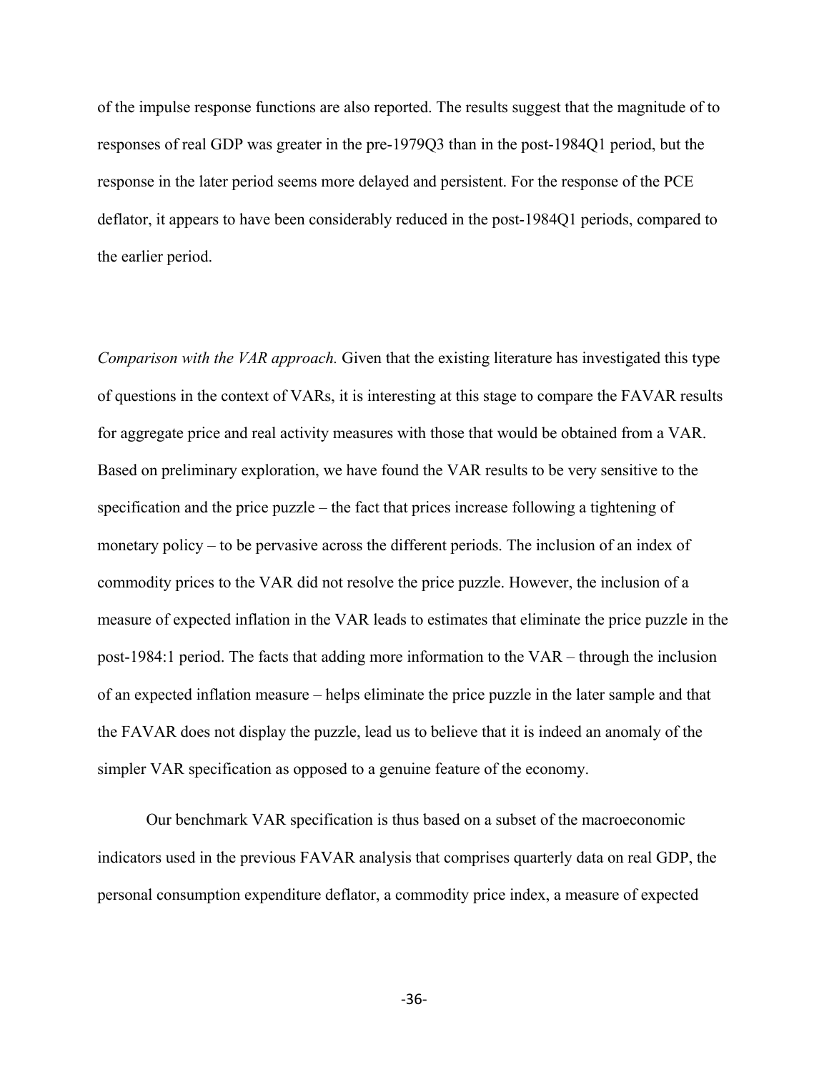of the impulse response functions are also reported. The results suggest that the magnitude of to responses of real GDP was greater in the pre-1979Q3 than in the post-1984Q1 period, but the response in the later period seems more delayed and persistent. For the response of the PCE deflator, it appears to have been considerably reduced in the post-1984Q1 periods, compared to the earlier period.

*Comparison with the VAR approach.* Given that the existing literature has investigated this type of questions in the context of VARs, it is interesting at this stage to compare the FAVAR results for aggregate price and real activity measures with those that would be obtained from a VAR. Based on preliminary exploration, we have found the VAR results to be very sensitive to the specification and the price puzzle – the fact that prices increase following a tightening of monetary policy – to be pervasive across the different periods. The inclusion of an index of commodity prices to the VAR did not resolve the price puzzle. However, the inclusion of a measure of expected inflation in the VAR leads to estimates that eliminate the price puzzle in the post-1984:1 period. The facts that adding more information to the VAR – through the inclusion of an expected inflation measure – helps eliminate the price puzzle in the later sample and that the FAVAR does not display the puzzle, lead us to believe that it is indeed an anomaly of the simpler VAR specification as opposed to a genuine feature of the economy.

Our benchmark VAR specification is thus based on a subset of the macroeconomic indicators used in the previous FAVAR analysis that comprises quarterly data on real GDP, the personal consumption expenditure deflator, a commodity price index, a measure of expected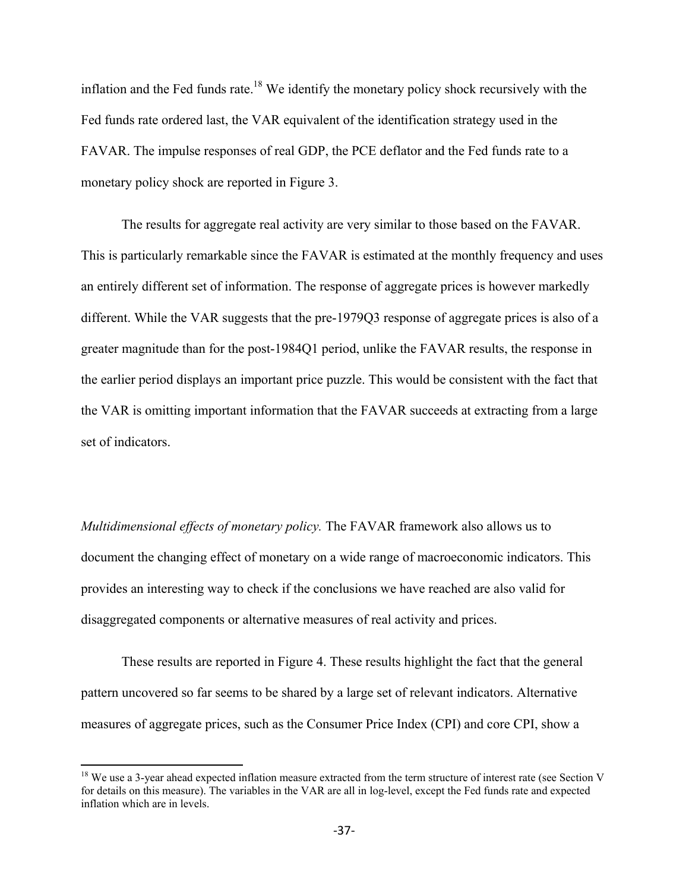inflation and the Fed funds rate.[18] We identify the monetary policy shock recursively with the Fed funds rate ordered last, the VAR equivalent of the identification strategy used in the FAVAR. The impulse responses of real GDP, the PCE deflator and the Fed funds rate to a monetary policy shock are reported in Figure 3.

The results for aggregate real activity are very similar to those based on the FAVAR. This is particularly remarkable since the FAVAR is estimated at the monthly frequency and uses an entirely different set of information. The response of aggregate prices is however markedly different. While the VAR suggests that the pre-1979Q3 response of aggregate prices is also of a greater magnitude than for the post-1984Q1 period, unlike the FAVAR results, the response in the earlier period displays an important price puzzle. This would be consistent with the fact that the VAR is omitting important information that the FAVAR succeeds at extracting from a large set of indicators.

*Multidimensional effects of monetary policy.* The FAVAR framework also allows us to document the changing effect of monetary on a wide range of macroeconomic indicators. This provides an interesting way to check if the conclusions we have reached are also valid for disaggregated components or alternative measures of real activity and prices.

These results are reported in Figure 4. These results highlight the fact that the general pattern uncovered so far seems to be shared by a large set of relevant indicators. Alternative measures of aggregate prices, such as the Consumer Price Index (CPI) and core CPI, show a

[18] We use a 3-year ahead expected inflation measure extracted from the term structure of interest rate (see Section V for details on this measure). The variables in the VAR are all in log-level, except the Fed funds rate and expected inflation which are in levels.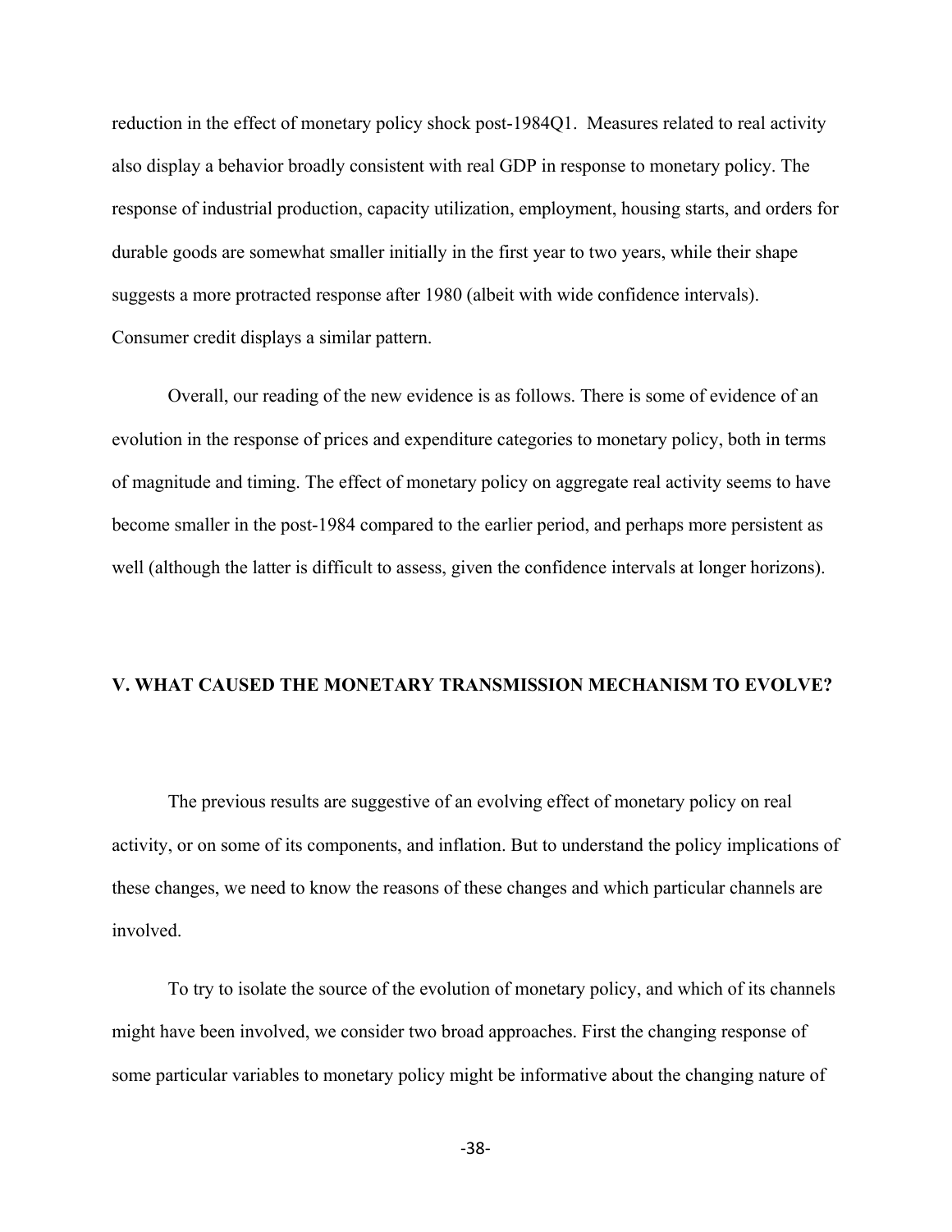reduction in the effect of monetary policy shock post-1984Q1. Measures related to real activity also display a behavior broadly consistent with real GDP in response to monetary policy. The response of industrial production, capacity utilization, employment, housing starts, and orders for durable goods are somewhat smaller initially in the first year to two years, while their shape suggests a more protracted response after 1980 (albeit with wide confidence intervals). Consumer credit displays a similar pattern.

Overall, our reading of the new evidence is as follows. There is some of evidence of an evolution in the response of prices and expenditure categories to monetary policy, both in terms of magnitude and timing. The effect of monetary policy on aggregate real activity seems to have become smaller in the post-1984 compared to the earlier period, and perhaps more persistent as well (although the latter is difficult to assess, given the confidence intervals at longer horizons).

## V. WHAT CAUSED THE MONETARY TRANSMISSION MECHANISM TO EVOLVE?

The previous results are suggestive of an evolving effect of monetary policy on real activity, or on some of its components, and inflation. But to understand the policy implications of these changes, we need to know the reasons of these changes and which particular channels are involved.

To try to isolate the source of the evolution of monetary policy, and which of its channels might have been involved, we consider two broad approaches. First the changing response of some particular variables to monetary policy might be informative about the changing nature of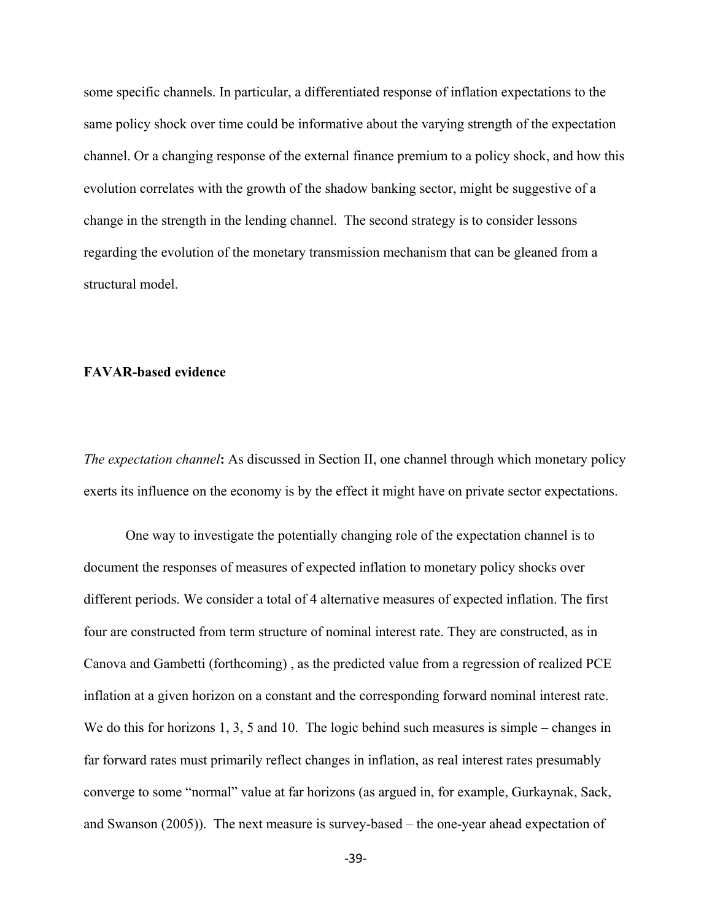some specific channels. In particular, a differentiated response of inflation expectations to the same policy shock over time could be informative about the varying strength of the expectation channel. Or a changing response of the external finance premium to a policy shock, and how this evolution correlates with the growth of the shadow banking sector, might be suggestive of a change in the strength in the lending channel. The second strategy is to consider lessons regarding the evolution of the monetary transmission mechanism that can be gleaned from a structural model.

### FAVAR-based evidence

*The expectation channel***:** As discussed in Section II, one channel through which monetary policy exerts its influence on the economy is by the effect it might have on private sector expectations.

One way to investigate the potentially changing role of the expectation channel is to document the responses of measures of expected inflation to monetary policy shocks over different periods. We consider a total of 4 alternative measures of expected inflation. The first four are constructed from term structure of nominal interest rate. They are constructed, as in Canova and Gambetti (forthcoming) , as the predicted value from a regression of realized PCE inflation at a given horizon on a constant and the corresponding forward nominal interest rate. We do this for horizons 1, 3, 5 and 10. The logic behind such measures is simple – changes in far forward rates must primarily reflect changes in inflation, as real interest rates presumably converge to some "normal" value at far horizons (as argued in, for example, Gurkaynak, Sack, and Swanson (2005)). The next measure is survey-based – the one-year ahead expectation of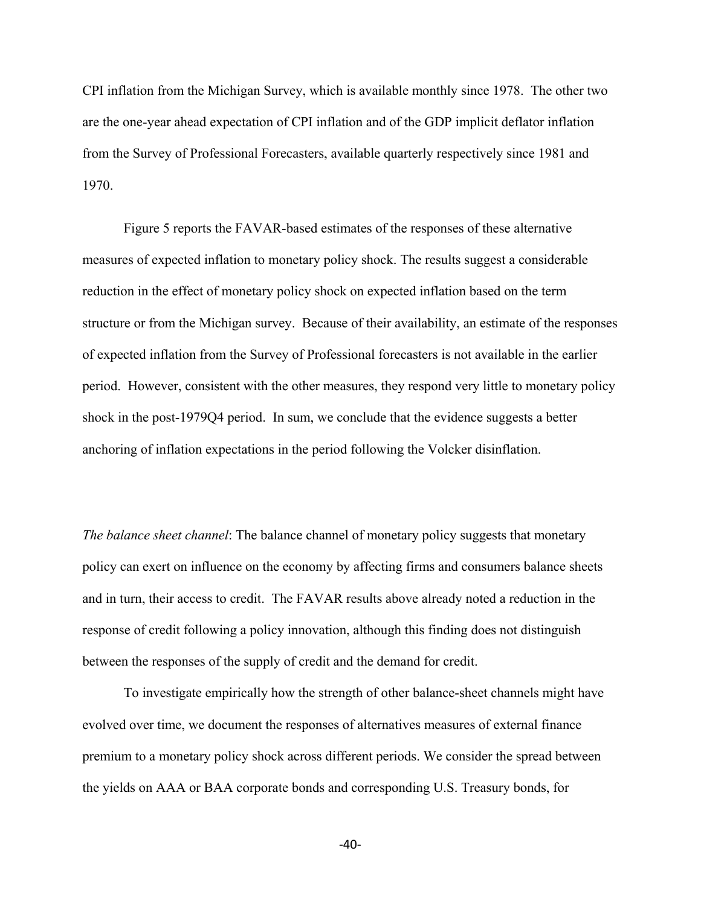CPI inflation from the Michigan Survey, which is available monthly since 1978. The other two are the one-year ahead expectation of CPI inflation and of the GDP implicit deflator inflation from the Survey of Professional Forecasters, available quarterly respectively since 1981 and 1970.

Figure 5 reports the FAVAR-based estimates of the responses of these alternative measures of expected inflation to monetary policy shock. The results suggest a considerable reduction in the effect of monetary policy shock on expected inflation based on the term structure or from the Michigan survey. Because of their availability, an estimate of the responses of expected inflation from the Survey of Professional forecasters is not available in the earlier period. However, consistent with the other measures, they respond very little to monetary policy shock in the post-1979Q4 period. In sum, we conclude that the evidence suggests a better anchoring of inflation expectations in the period following the Volcker disinflation.

*The balance sheet channel*: The balance channel of monetary policy suggests that monetary policy can exert on influence on the economy by affecting firms and consumers balance sheets and in turn, their access to credit. The FAVAR results above already noted a reduction in the response of credit following a policy innovation, although this finding does not distinguish between the responses of the supply of credit and the demand for credit.

To investigate empirically how the strength of other balance-sheet channels might have evolved over time, we document the responses of alternatives measures of external finance premium to a monetary policy shock across different periods. We consider the spread between the yields on AAA or BAA corporate bonds and corresponding U.S. Treasury bonds, for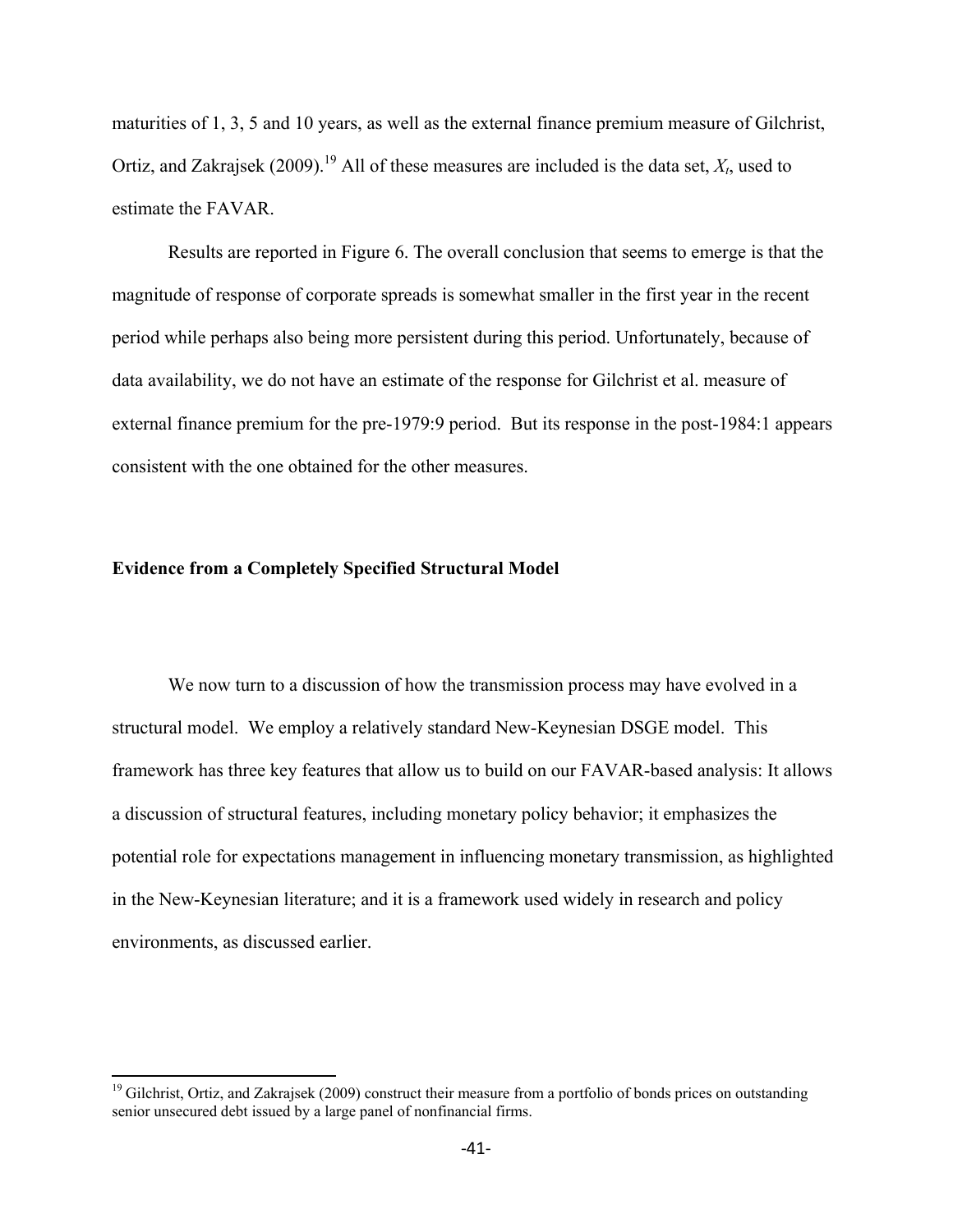maturities of 1, 3, 5 and 10 years, as well as the external finance premium measure of Gilchrist, Ortiz, and Zakrajsek (2009).[19] All of these measures are included is the data set, $X_t$, used to estimate the FAVAR.

Results are reported in Figure 6. The overall conclusion that seems to emerge is that the magnitude of response of corporate spreads is somewhat smaller in the first year in the recent period while perhaps also being more persistent during this period. Unfortunately, because of data availability, we do not have an estimate of the response for Gilchrist et al. measure of external finance premium for the pre-1979:9 period. But its response in the post-1984:1 appears consistent with the one obtained for the other measures.

**Evidence from a Completely Specified Structural Model**

We now turn to a discussion of how the transmission process may have evolved in a structural model. We employ a relatively standard New-Keynesian DSGE model. This framework has three key features that allow us to build on our FAVAR-based analysis: It allows a discussion of structural features, including monetary policy behavior; it emphasizes the potential role for expectations management in influencing monetary transmission, as highlighted in the New-Keynesian literature; and it is a framework used widely in research and policy environments, as discussed earlier.

[19] Gilchrist, Ortiz, and Zakrajsek (2009) construct their measure from a portfolio of bonds prices on outstanding senior unsecured debt issued by a large panel of nonfinancial firms.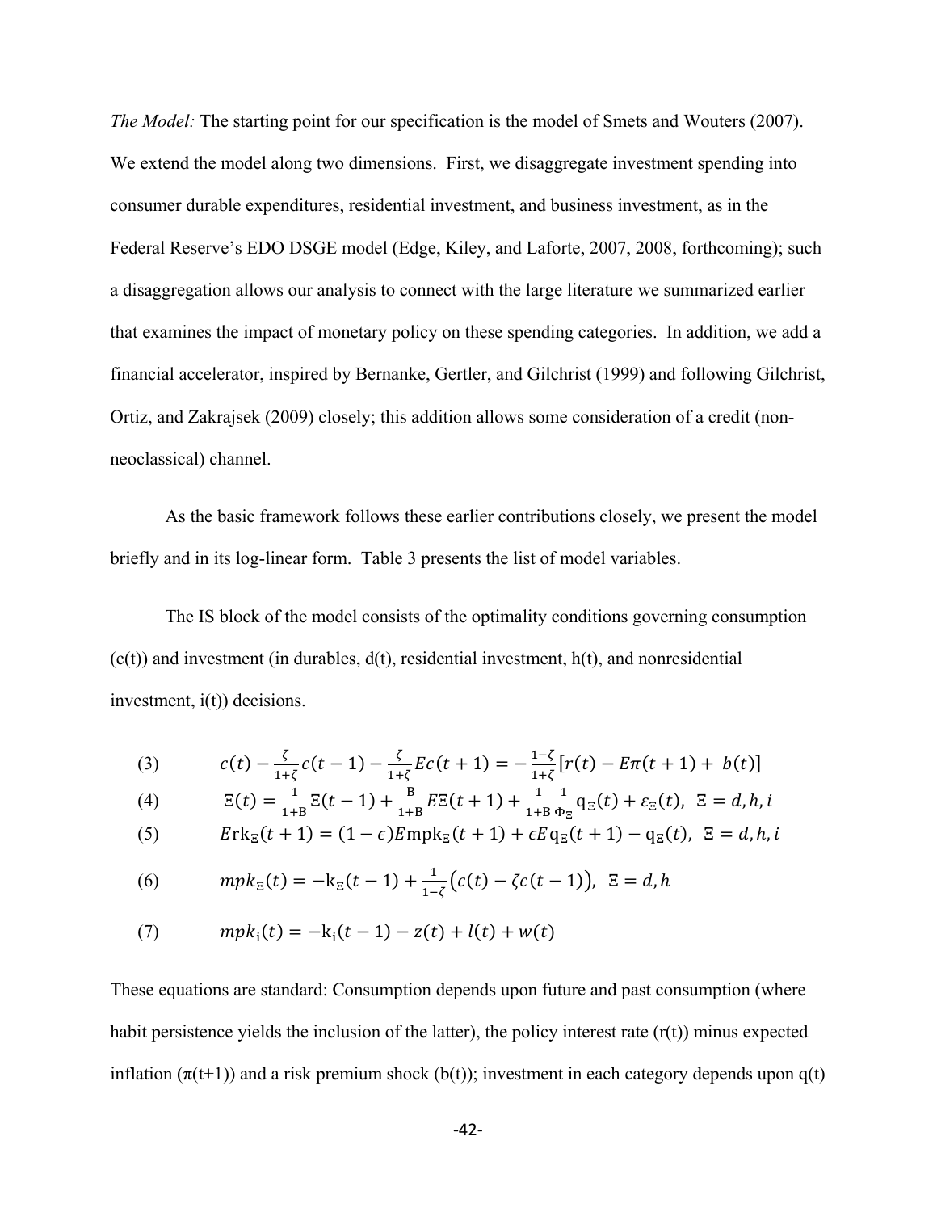*The Model:* The starting point for our specification is the model of Smets and Wouters (2007). We extend the model along two dimensions. First, we disaggregate investment spending into consumer durable expenditures, residential investment, and business investment, as in the Federal Reserve's EDO DSGE model (Edge, Kiley, and Laforte, 2007, 2008, forthcoming); such a disaggregation allows our analysis to connect with the large literature we summarized earlier that examines the impact of monetary policy on these spending categories. In addition, we add a financial accelerator, inspired by Bernanke, Gertler, and Gilchrist (1999) and following Gilchrist, Ortiz, and Zakrajsek (2009) closely; this addition allows some consideration of a credit (non-neoclassical) channel.

As the basic framework follows these earlier contributions closely, we present the model briefly and in its log-linear form. Table 3 presents the list of model variables.

The IS block of the model consists of the optimality conditions governing consumption (c(t)) and investment (in durables, d(t), residential investment, h(t), and nonresidential investment, i(t)) decisions.

$$c(t) - \frac{\zeta}{1+\zeta}c(t-1) - \frac{\zeta}{1+\zeta}Ec(t+1) = -\frac{1-\zeta}{1+\zeta}[r(t) - E\pi(t+1) + b(t)] \tag{3}$$

$$\Xi(t) = \frac{1}{1+\mathrm{B}}\Xi(t-1) + \frac{\mathrm{B}}{1+\mathrm{B}}E\Xi(t+1) + \frac{1}{1+\mathrm{B}}\frac{1}{\Phi_\Xi}\mathrm{q}_\Xi(t) + \varepsilon_\Xi(t),\ \ \Xi = d, h, i \tag{4}$$

$$E\mathrm{rk}_\Xi(t+1) = (1-\epsilon)E\mathrm{mpk}_\Xi(t+1) + \epsilon E\mathrm{q}_\Xi(t+1) - \mathrm{q}_\Xi(t),\ \ \Xi = d, h, i \tag{5}$$

$$mpk_\Xi(t) = -\mathrm{k}_\Xi(t-1) + \frac{1}{1-\zeta}\big(c(t) - \zeta c(t-1)\big),\ \ \Xi = d, h \tag{6}$$

$$mpk_\mathrm{i}(t) = -\mathrm{k}_\mathrm{i}(t-1) - z(t) + l(t) + w(t) \tag{7}$$

These equations are standard: Consumption depends upon future and past consumption (where habit persistence yields the inclusion of the latter), the policy interest rate (r(t)) minus expected inflation (π(t+1)) and a risk premium shock (b(t)); investment in each category depends upon q(t)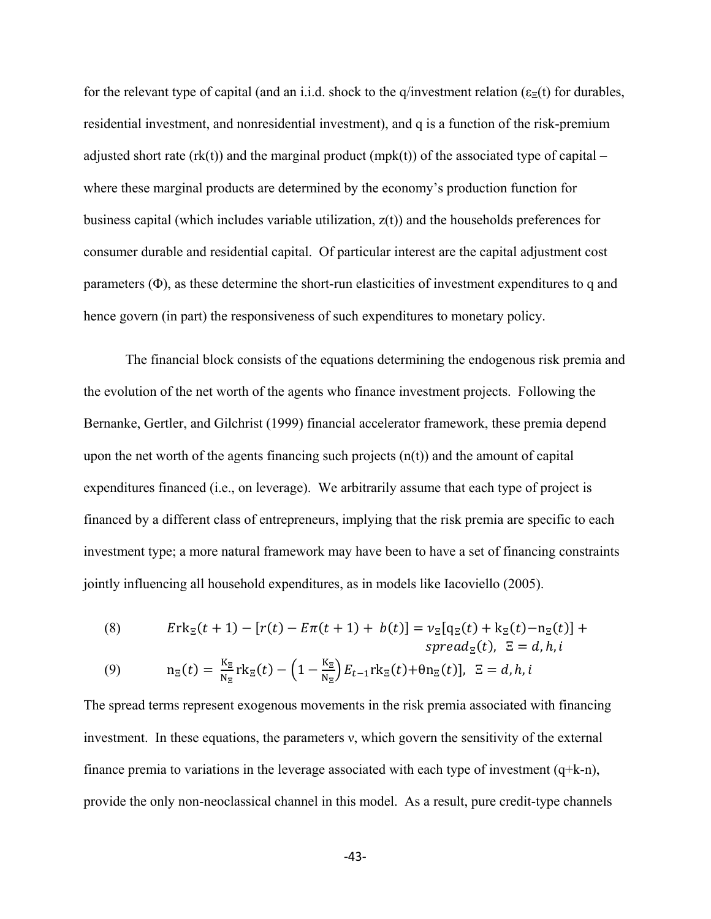for the relevant type of capital (and an i.i.d. shock to the q/investment relation ($\varepsilon_\Xi(t)$ for durables, residential investment, and nonresidential investment), and q is a function of the risk-premium adjusted short rate (rk(t)) and the marginal product (mpk(t)) of the associated type of capital – where these marginal products are determined by the economy's production function for business capital (which includes variable utilization, z(t)) and the households preferences for consumer durable and residential capital. Of particular interest are the capital adjustment cost parameters ($\Phi$), as these determine the short-run elasticities of investment expenditures to q and hence govern (in part) the responsiveness of such expenditures to monetary policy.

The financial block consists of the equations determining the endogenous risk premia and the evolution of the net worth of the agents who finance investment projects. Following the Bernanke, Gertler, and Gilchrist (1999) financial accelerator framework, these premia depend upon the net worth of the agents financing such projects (n(t)) and the amount of capital expenditures financed (i.e., on leverage). We arbitrarily assume that each type of project is financed by a different class of entrepreneurs, implying that the risk premia are specific to each investment type; a more natural framework may have been to have a set of financing constraints jointly influencing all household expenditures, as in models like Iacoviello (2005).

(8) $$E\mathrm{rk}_\Xi(t+1) - [r(t) - E\pi(t+1) + b(t)] = \nu_\Xi[\mathrm{q}_\Xi(t) + \mathrm{k}_\Xi(t) - \mathrm{n}_\Xi(t)] + spread_\Xi(t), \;\; \Xi = d, h, i$$

(9) $$\mathrm{n}_\Xi(t) = \frac{\mathrm{K}_\Xi}{\mathrm{N}_\Xi}\mathrm{rk}_\Xi(t) - \left(1 - \frac{\mathrm{K}_\Xi}{\mathrm{N}_\Xi}\right)E_{t-1}\mathrm{rk}_\Xi(t) + \theta\mathrm{n}_\Xi(t)], \;\; \Xi = d, h, i$$

The spread terms represent exogenous movements in the risk premia associated with financing investment. In these equations, the parameters $\nu$, which govern the sensitivity of the external finance premia to variations in the leverage associated with each type of investment (q+k-n), provide the only non-neoclassical channel in this model. As a result, pure credit-type channels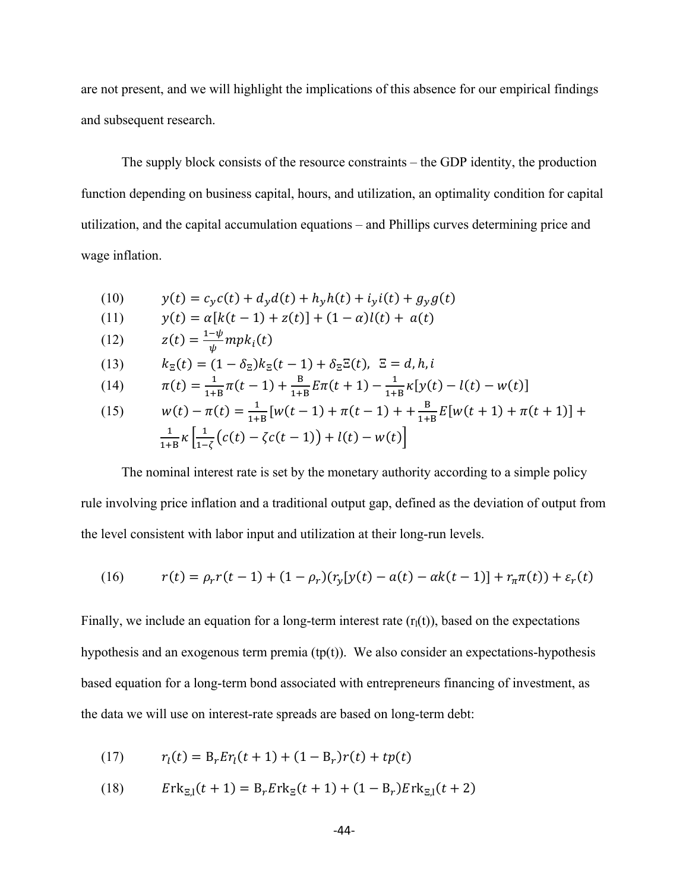are not present, and we will highlight the implications of this absence for our empirical findings and subsequent research.

The supply block consists of the resource constraints – the GDP identity, the production function depending on business capital, hours, and utilization, an optimality condition for capital utilization, and the capital accumulation equations – and Phillips curves determining price and wage inflation.

$$(10) \qquad y(t) = c_y c(t) + d_y d(t) + h_y h(t) + i_y i(t) + g_y g(t)$$

$$(11) \qquad y(t) = \alpha[k(t-1) + z(t)] + (1-\alpha)l(t) + a(t)$$

$$(12) \qquad z(t) = \frac{1-\psi}{\psi} mpk_i(t)$$

$$(13) \qquad k_\Xi(t) = (1-\delta_\Xi)k_\Xi(t-1) + \delta_\Xi \Xi(t), \;\; \Xi = d, h, i$$

$$(14) \qquad \pi(t) = \frac{1}{1+\mathrm{B}}\pi(t-1) + \frac{\mathrm{B}}{1+\mathrm{B}}E\pi(t+1) - \frac{1}{1+\mathrm{B}}\kappa[y(t) - l(t) - w(t)]$$

$$(15) \qquad w(t) - \pi(t) = \frac{1}{1+\mathrm{B}}[w(t-1) + \pi(t-1) + + \frac{\mathrm{B}}{1+\mathrm{B}}E[w(t+1) + \pi(t+1)] + \frac{1}{1+\mathrm{B}}\kappa\left[\frac{1}{1-\zeta}\big(c(t) - \zeta c(t-1)\big) + l(t) - w(t)\right]$$

The nominal interest rate is set by the monetary authority according to a simple policy rule involving price inflation and a traditional output gap, defined as the deviation of output from the level consistent with labor input and utilization at their long-run levels.

$$(16) \qquad r(t) = \rho_r r(t-1) + (1-\rho_r)(r_y[y(t) - a(t) - \alpha k(t-1)] + r_\pi \pi(t)) + \varepsilon_r(t)$$

Finally, we include an equation for a long-term interest rate ($r_l(t)$), based on the expectations hypothesis and an exogenous term premia (tp(t)). We also consider an expectations-hypothesis based equation for a long-term bond associated with entrepreneurs financing of investment, as the data we will use on interest-rate spreads are based on long-term debt:

$$(17) \qquad r_l(t) = \mathrm{B}_r E r_l(t+1) + (1-\mathrm{B}_r)r(t) + tp(t)$$

$$(18) \qquad E\mathrm{rk}_{\Xi,\mathrm{l}}(t+1) = \mathrm{B}_r E\mathrm{rk}_\Xi(t+1) + (1-\mathrm{B}_r)E\mathrm{rk}_{\Xi,\mathrm{l}}(t+2)$$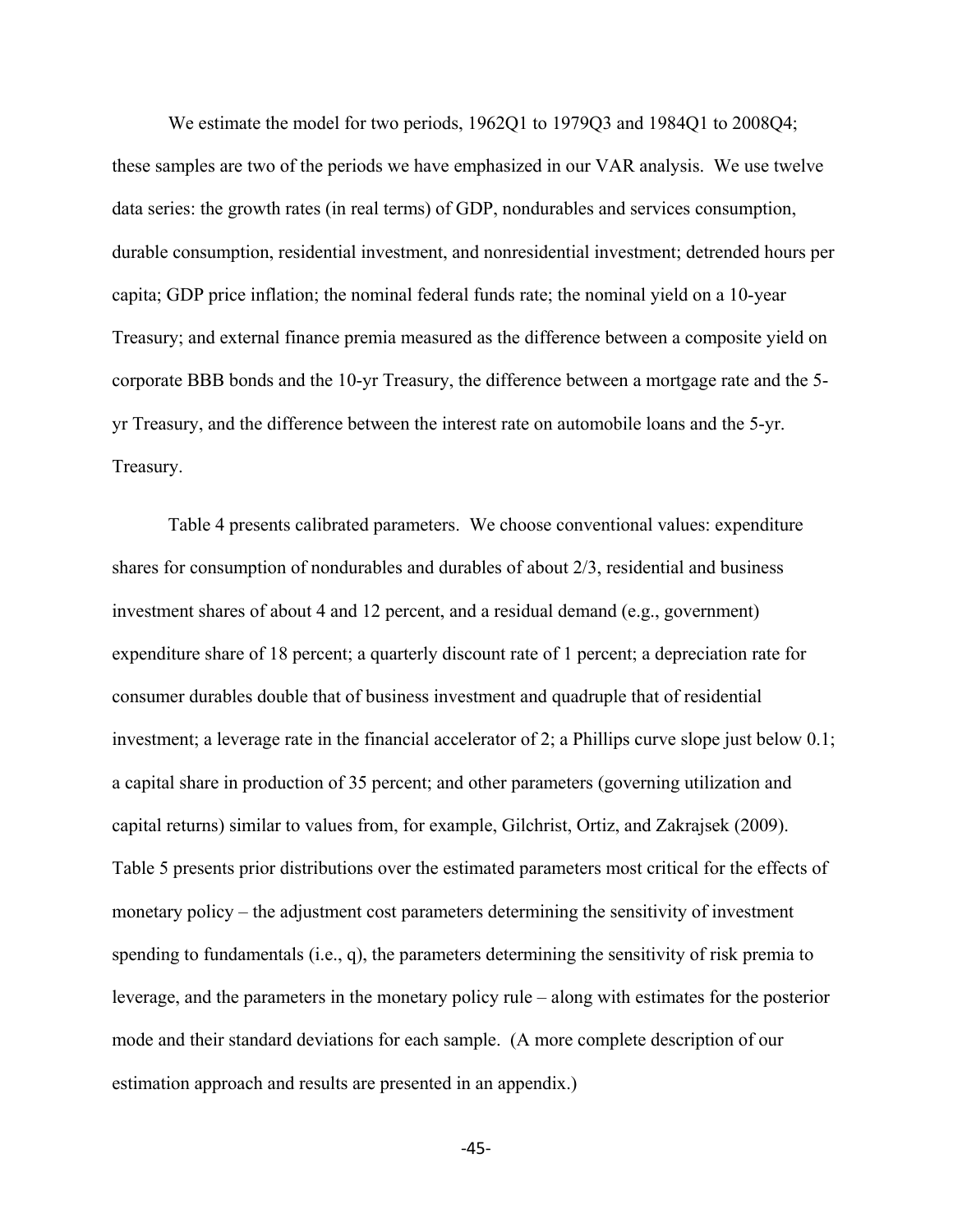We estimate the model for two periods, 1962Q1 to 1979Q3 and 1984Q1 to 2008Q4; these samples are two of the periods we have emphasized in our VAR analysis. We use twelve data series: the growth rates (in real terms) of GDP, nondurables and services consumption, durable consumption, residential investment, and nonresidential investment; detrended hours per capita; GDP price inflation; the nominal federal funds rate; the nominal yield on a 10-year Treasury; and external finance premia measured as the difference between a composite yield on corporate BBB bonds and the 10-yr Treasury, the difference between a mortgage rate and the 5-yr Treasury, and the difference between the interest rate on automobile loans and the 5-yr. Treasury.

Table 4 presents calibrated parameters. We choose conventional values: expenditure shares for consumption of nondurables and durables of about 2/3, residential and business investment shares of about 4 and 12 percent, and a residual demand (e.g., government) expenditure share of 18 percent; a quarterly discount rate of 1 percent; a depreciation rate for consumer durables double that of business investment and quadruple that of residential investment; a leverage rate in the financial accelerator of 2; a Phillips curve slope just below 0.1; a capital share in production of 35 percent; and other parameters (governing utilization and capital returns) similar to values from, for example, Gilchrist, Ortiz, and Zakrajsek (2009). Table 5 presents prior distributions over the estimated parameters most critical for the effects of monetary policy – the adjustment cost parameters determining the sensitivity of investment spending to fundamentals (i.e., q), the parameters determining the sensitivity of risk premia to leverage, and the parameters in the monetary policy rule – along with estimates for the posterior mode and their standard deviations for each sample. (A more complete description of our estimation approach and results are presented in an appendix.)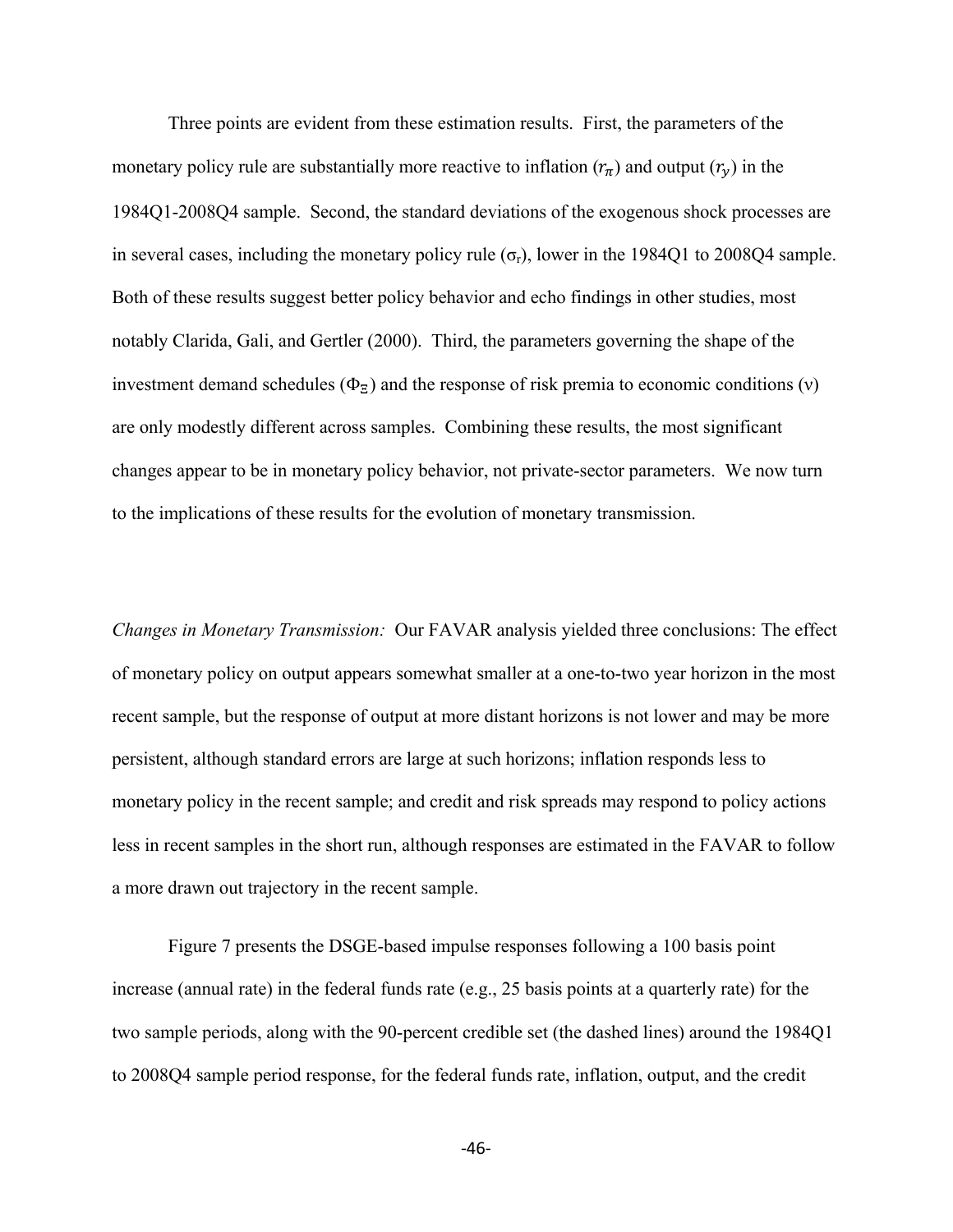Three points are evident from these estimation results. First, the parameters of the monetary policy rule are substantially more reactive to inflation ($r_\pi$) and output ($r_y$) in the 1984Q1-2008Q4 sample. Second, the standard deviations of the exogenous shock processes are in several cases, including the monetary policy rule ($\sigma_r$), lower in the 1984Q1 to 2008Q4 sample. Both of these results suggest better policy behavior and echo findings in other studies, most notably Clarida, Gali, and Gertler (2000). Third, the parameters governing the shape of the investment demand schedules ($\Phi_\Xi$) and the response of risk premia to economic conditions ($\nu$) are only modestly different across samples. Combining these results, the most significant changes appear to be in monetary policy behavior, not private-sector parameters. We now turn to the implications of these results for the evolution of monetary transmission.

*Changes in Monetary Transmission:* Our FAVAR analysis yielded three conclusions: The effect of monetary policy on output appears somewhat smaller at a one-to-two year horizon in the most recent sample, but the response of output at more distant horizons is not lower and may be more persistent, although standard errors are large at such horizons; inflation responds less to monetary policy in the recent sample; and credit and risk spreads may respond to policy actions less in recent samples in the short run, although responses are estimated in the FAVAR to follow a more drawn out trajectory in the recent sample.

Figure 7 presents the DSGE-based impulse responses following a 100 basis point increase (annual rate) in the federal funds rate (e.g., 25 basis points at a quarterly rate) for the two sample periods, along with the 90-percent credible set (the dashed lines) around the 1984Q1 to 2008Q4 sample period response, for the federal funds rate, inflation, output, and the credit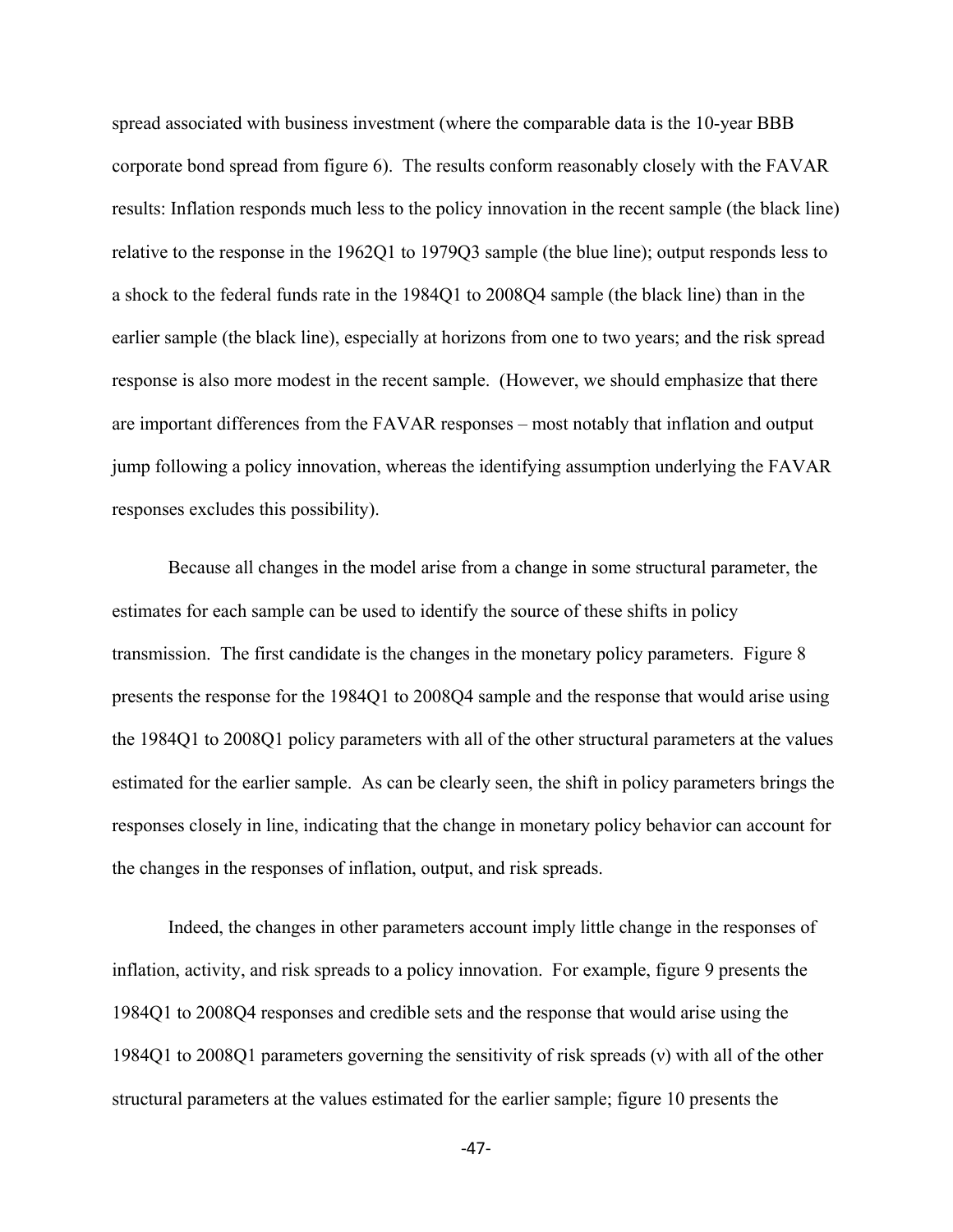spread associated with business investment (where the comparable data is the 10-year BBB corporate bond spread from figure 6). The results conform reasonably closely with the FAVAR results: Inflation responds much less to the policy innovation in the recent sample (the black line) relative to the response in the 1962Q1 to 1979Q3 sample (the blue line); output responds less to a shock to the federal funds rate in the 1984Q1 to 2008Q4 sample (the black line) than in the earlier sample (the black line), especially at horizons from one to two years; and the risk spread response is also more modest in the recent sample. (However, we should emphasize that there are important differences from the FAVAR responses – most notably that inflation and output jump following a policy innovation, whereas the identifying assumption underlying the FAVAR responses excludes this possibility).

Because all changes in the model arise from a change in some structural parameter, the estimates for each sample can be used to identify the source of these shifts in policy transmission. The first candidate is the changes in the monetary policy parameters. Figure 8 presents the response for the 1984Q1 to 2008Q4 sample and the response that would arise using the 1984Q1 to 2008Q1 policy parameters with all of the other structural parameters at the values estimated for the earlier sample. As can be clearly seen, the shift in policy parameters brings the responses closely in line, indicating that the change in monetary policy behavior can account for the changes in the responses of inflation, output, and risk spreads.

Indeed, the changes in other parameters account imply little change in the responses of inflation, activity, and risk spreads to a policy innovation. For example, figure 9 presents the 1984Q1 to 2008Q4 responses and credible sets and the response that would arise using the 1984Q1 to 2008Q1 parameters governing the sensitivity of risk spreads ($v$) with all of the other structural parameters at the values estimated for the earlier sample; figure 10 presents the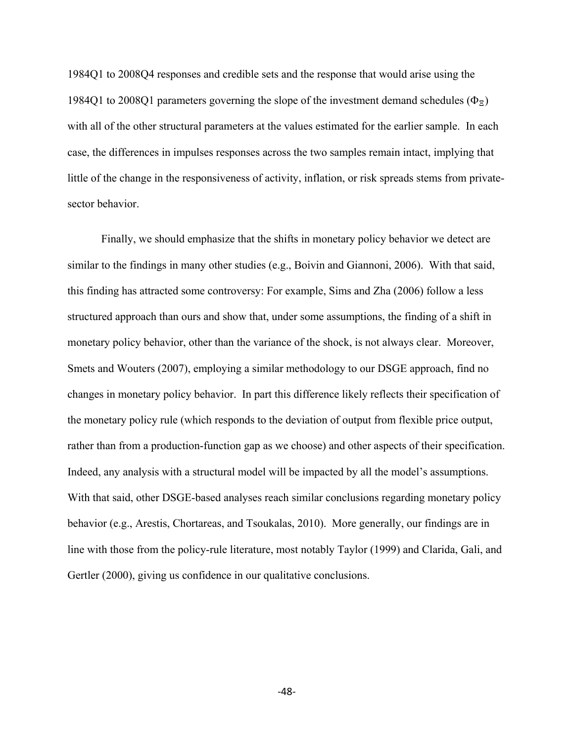1984Q1 to 2008Q4 responses and credible sets and the response that would arise using the 1984Q1 to 2008Q1 parameters governing the slope of the investment demand schedules ($\Phi_{\Xi}$) with all of the other structural parameters at the values estimated for the earlier sample. In each case, the differences in impulses responses across the two samples remain intact, implying that little of the change in the responsiveness of activity, inflation, or risk spreads stems from private-sector behavior.

Finally, we should emphasize that the shifts in monetary policy behavior we detect are similar to the findings in many other studies (e.g., Boivin and Giannoni, 2006). With that said, this finding has attracted some controversy: For example, Sims and Zha (2006) follow a less structured approach than ours and show that, under some assumptions, the finding of a shift in monetary policy behavior, other than the variance of the shock, is not always clear. Moreover, Smets and Wouters (2007), employing a similar methodology to our DSGE approach, find no changes in monetary policy behavior. In part this difference likely reflects their specification of the monetary policy rule (which responds to the deviation of output from flexible price output, rather than from a production-function gap as we choose) and other aspects of their specification. Indeed, any analysis with a structural model will be impacted by all the model's assumptions. With that said, other DSGE-based analyses reach similar conclusions regarding monetary policy behavior (e.g., Arestis, Chortareas, and Tsoukalas, 2010). More generally, our findings are in line with those from the policy-rule literature, most notably Taylor (1999) and Clarida, Gali, and Gertler (2000), giving us confidence in our qualitative conclusions.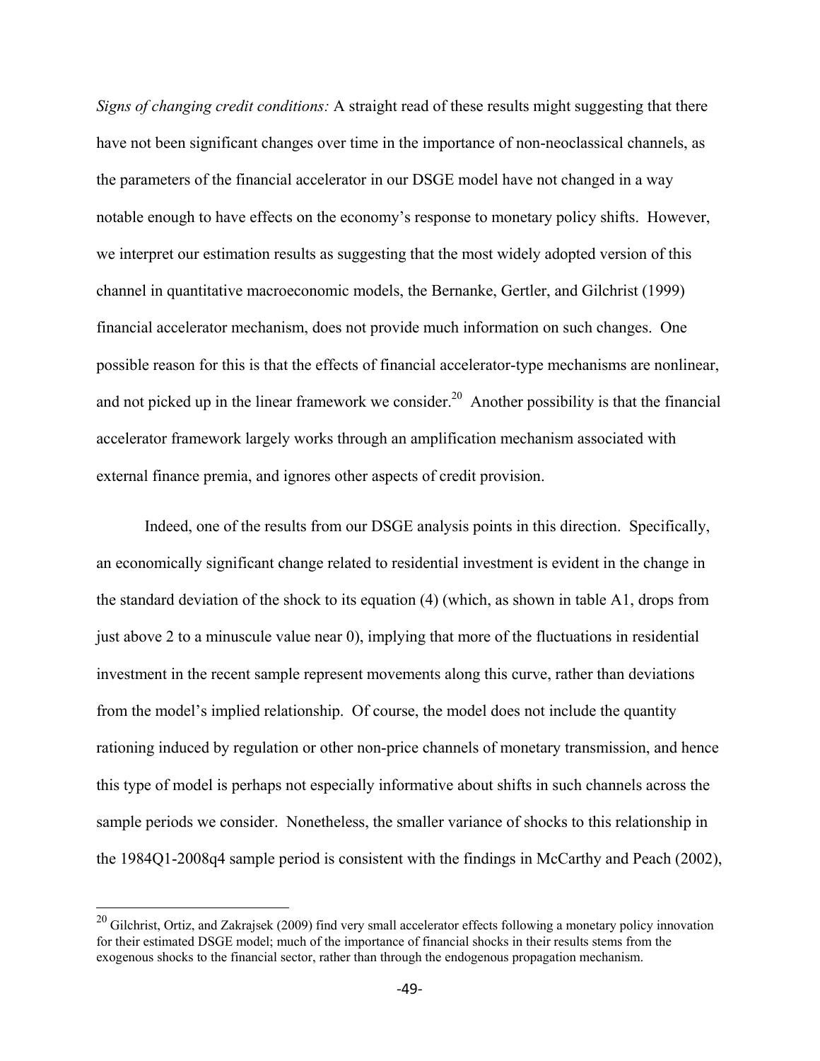*Signs of changing credit conditions:* A straight read of these results might suggesting that there have not been significant changes over time in the importance of non-neoclassical channels, as the parameters of the financial accelerator in our DSGE model have not changed in a way notable enough to have effects on the economy's response to monetary policy shifts. However, we interpret our estimation results as suggesting that the most widely adopted version of this channel in quantitative macroeconomic models, the Bernanke, Gertler, and Gilchrist (1999) financial accelerator mechanism, does not provide much information on such changes. One possible reason for this is that the effects of financial accelerator-type mechanisms are nonlinear, and not picked up in the linear framework we consider.[20] Another possibility is that the financial accelerator framework largely works through an amplification mechanism associated with external finance premia, and ignores other aspects of credit provision.

Indeed, one of the results from our DSGE analysis points in this direction. Specifically, an economically significant change related to residential investment is evident in the change in the standard deviation of the shock to its equation (4) (which, as shown in table A1, drops from just above 2 to a minuscule value near 0), implying that more of the fluctuations in residential investment in the recent sample represent movements along this curve, rather than deviations from the model's implied relationship. Of course, the model does not include the quantity rationing induced by regulation or other non-price channels of monetary transmission, and hence this type of model is perhaps not especially informative about shifts in such channels across the sample periods we consider. Nonetheless, the smaller variance of shocks to this relationship in the 1984Q1-2008q4 sample period is consistent with the findings in McCarthy and Peach (2002),

---

[20] Gilchrist, Ortiz, and Zakrajsek (2009) find very small accelerator effects following a monetary policy innovation for their estimated DSGE model; much of the importance of financial shocks in their results stems from the exogenous shocks to the financial sector, rather than through the endogenous propagation mechanism.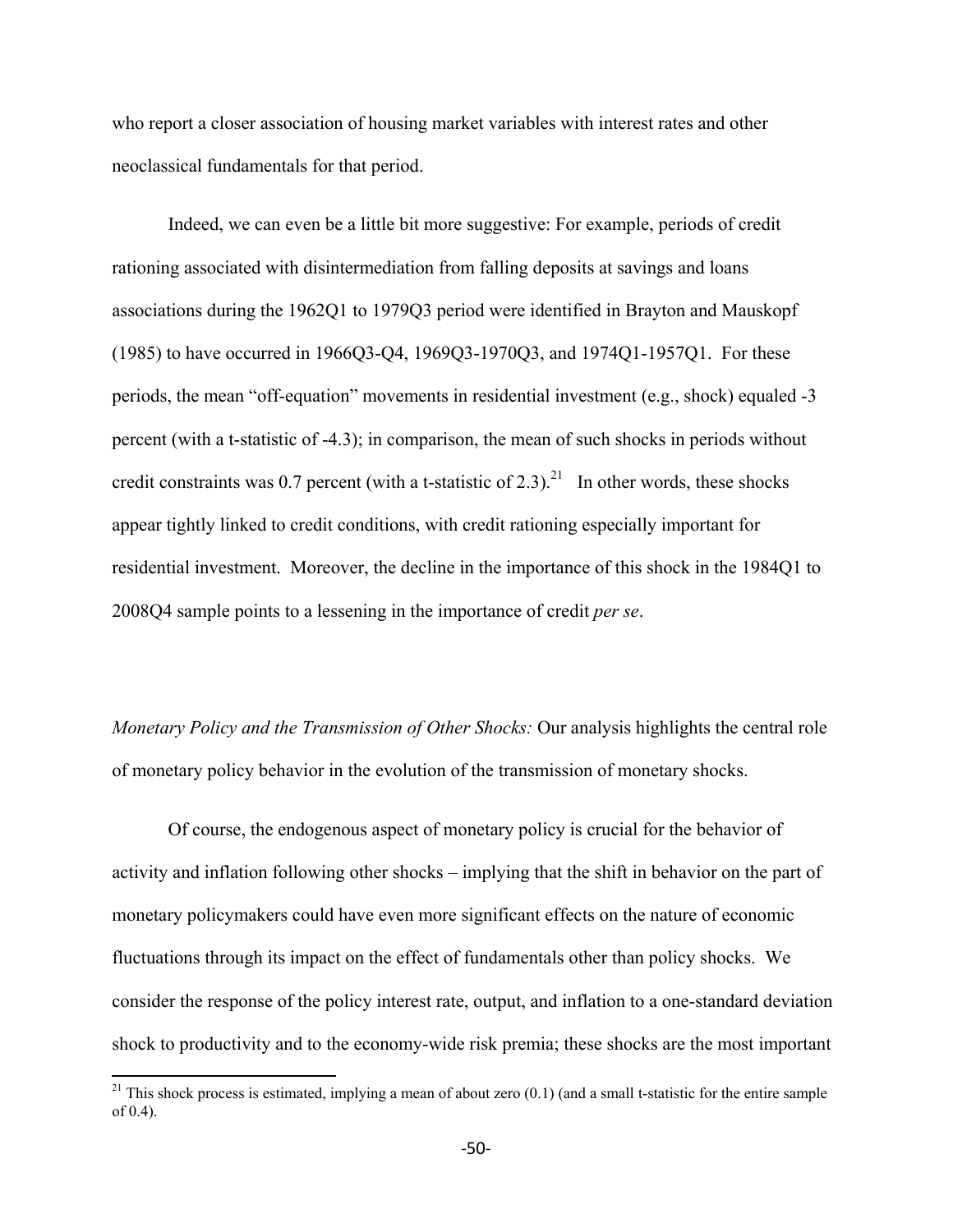who report a closer association of housing market variables with interest rates and other neoclassical fundamentals for that period.

Indeed, we can even be a little bit more suggestive: For example, periods of credit rationing associated with disintermediation from falling deposits at savings and loans associations during the 1962Q1 to 1979Q3 period were identified in Brayton and Mauskopf (1985) to have occurred in 1966Q3-Q4, 1969Q3-1970Q3, and 1974Q1-1957Q1. For these periods, the mean "off-equation" movements in residential investment (e.g., shock) equaled -3 percent (with a t-statistic of -4.3); in comparison, the mean of such shocks in periods without credit constraints was 0.7 percent (with a t-statistic of 2.3).[21] In other words, these shocks appear tightly linked to credit conditions, with credit rationing especially important for residential investment. Moreover, the decline in the importance of this shock in the 1984Q1 to 2008Q4 sample points to a lessening in the importance of credit *per se*.

*Monetary Policy and the Transmission of Other Shocks:* Our analysis highlights the central role of monetary policy behavior in the evolution of the transmission of monetary shocks.

Of course, the endogenous aspect of monetary policy is crucial for the behavior of activity and inflation following other shocks – implying that the shift in behavior on the part of monetary policymakers could have even more significant effects on the nature of economic fluctuations through its impact on the effect of fundamentals other than policy shocks. We consider the response of the policy interest rate, output, and inflation to a one-standard deviation shock to productivity and to the economy-wide risk premia; these shocks are the most important

[21] This shock process is estimated, implying a mean of about zero (0.1) (and a small t-statistic for the entire sample of 0.4).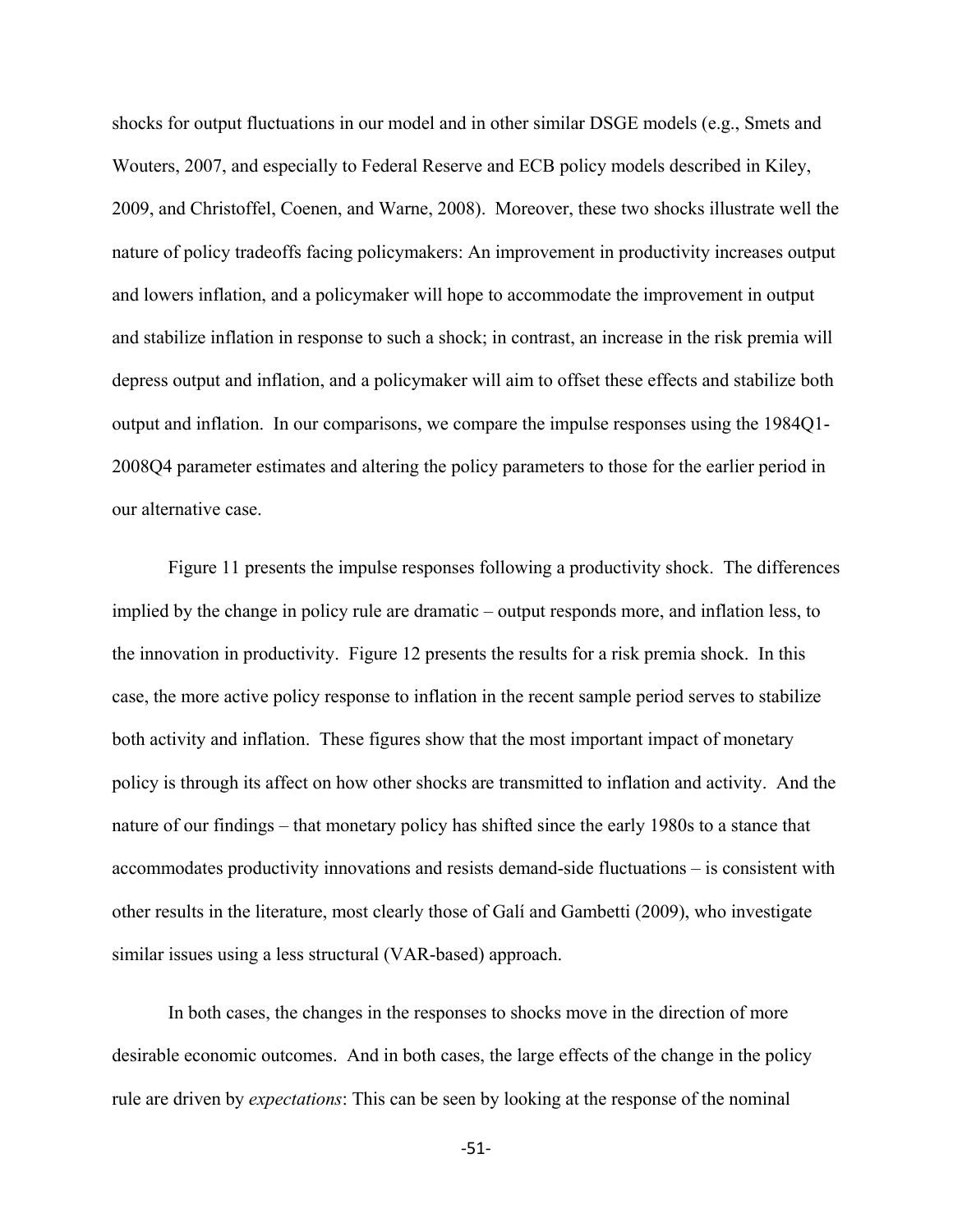shocks for output fluctuations in our model and in other similar DSGE models (e.g., Smets and Wouters, 2007, and especially to Federal Reserve and ECB policy models described in Kiley, 2009, and Christoffel, Coenen, and Warne, 2008). Moreover, these two shocks illustrate well the nature of policy tradeoffs facing policymakers: An improvement in productivity increases output and lowers inflation, and a policymaker will hope to accommodate the improvement in output and stabilize inflation in response to such a shock; in contrast, an increase in the risk premia will depress output and inflation, and a policymaker will aim to offset these effects and stabilize both output and inflation. In our comparisons, we compare the impulse responses using the 1984Q1-2008Q4 parameter estimates and altering the policy parameters to those for the earlier period in our alternative case.

Figure 11 presents the impulse responses following a productivity shock. The differences implied by the change in policy rule are dramatic – output responds more, and inflation less, to the innovation in productivity. Figure 12 presents the results for a risk premia shock. In this case, the more active policy response to inflation in the recent sample period serves to stabilize both activity and inflation. These figures show that the most important impact of monetary policy is through its affect on how other shocks are transmitted to inflation and activity. And the nature of our findings – that monetary policy has shifted since the early 1980s to a stance that accommodates productivity innovations and resists demand-side fluctuations – is consistent with other results in the literature, most clearly those of Galí and Gambetti (2009), who investigate similar issues using a less structural (VAR-based) approach.

In both cases, the changes in the responses to shocks move in the direction of more desirable economic outcomes. And in both cases, the large effects of the change in the policy rule are driven by *expectations*: This can be seen by looking at the response of the nominal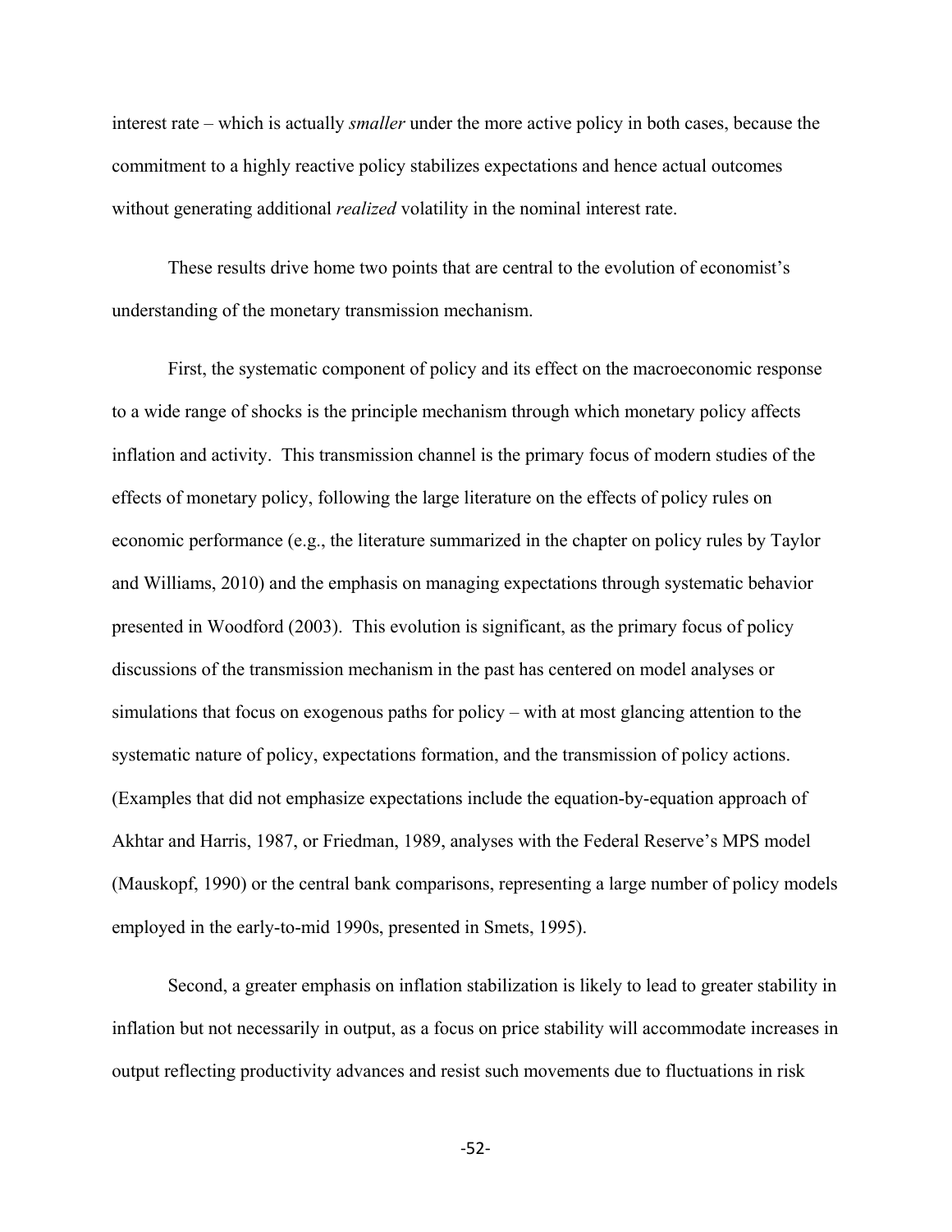interest rate – which is actually *smaller* under the more active policy in both cases, because the commitment to a highly reactive policy stabilizes expectations and hence actual outcomes without generating additional *realized* volatility in the nominal interest rate.

These results drive home two points that are central to the evolution of economist's understanding of the monetary transmission mechanism.

First, the systematic component of policy and its effect on the macroeconomic response to a wide range of shocks is the principle mechanism through which monetary policy affects inflation and activity. This transmission channel is the primary focus of modern studies of the effects of monetary policy, following the large literature on the effects of policy rules on economic performance (e.g., the literature summarized in the chapter on policy rules by Taylor and Williams, 2010) and the emphasis on managing expectations through systematic behavior presented in Woodford (2003). This evolution is significant, as the primary focus of policy discussions of the transmission mechanism in the past has centered on model analyses or simulations that focus on exogenous paths for policy – with at most glancing attention to the systematic nature of policy, expectations formation, and the transmission of policy actions. (Examples that did not emphasize expectations include the equation-by-equation approach of Akhtar and Harris, 1987, or Friedman, 1989, analyses with the Federal Reserve's MPS model (Mauskopf, 1990) or the central bank comparisons, representing a large number of policy models employed in the early-to-mid 1990s, presented in Smets, 1995).

Second, a greater emphasis on inflation stabilization is likely to lead to greater stability in inflation but not necessarily in output, as a focus on price stability will accommodate increases in output reflecting productivity advances and resist such movements due to fluctuations in risk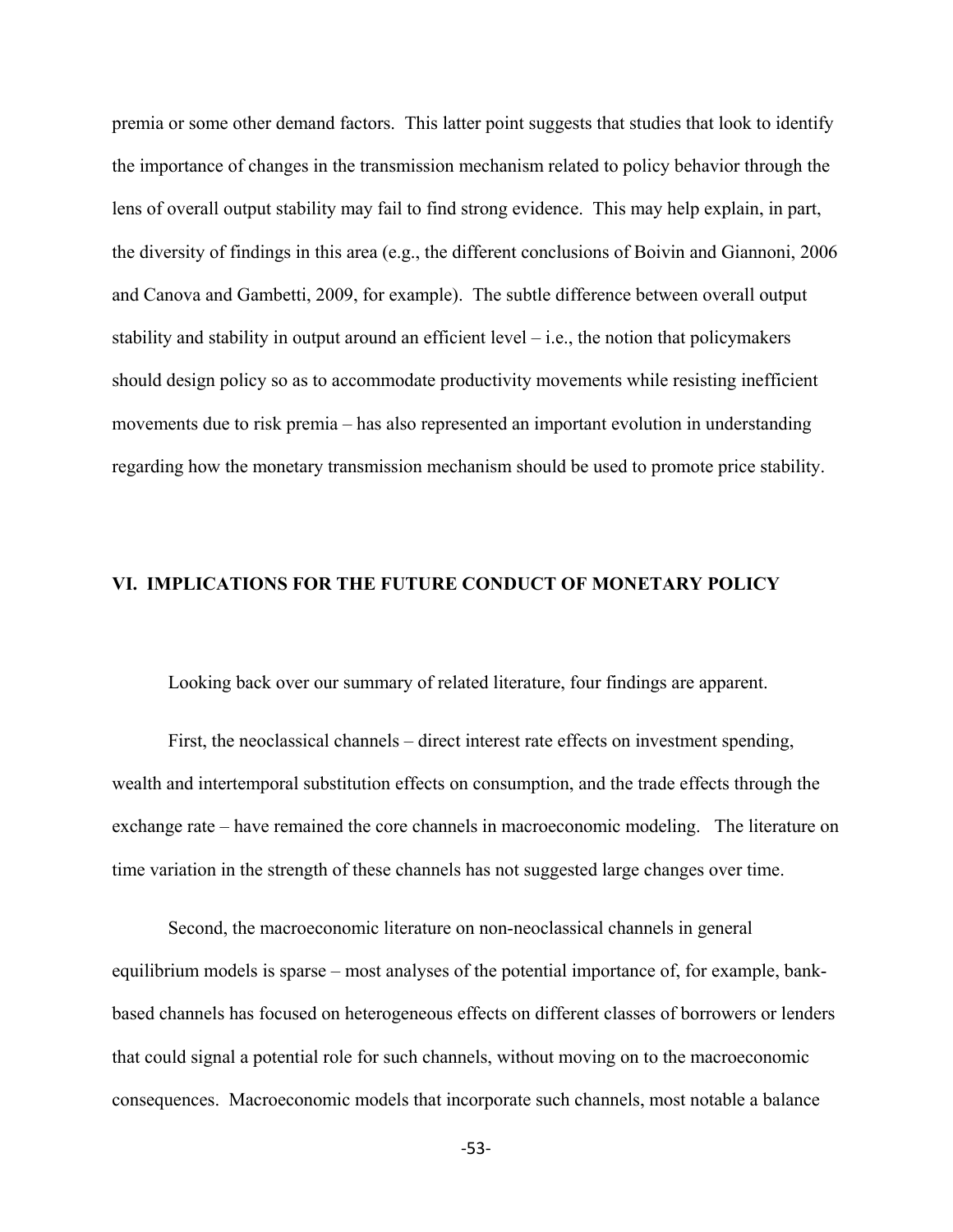premia or some other demand factors. This latter point suggests that studies that look to identify the importance of changes in the transmission mechanism related to policy behavior through the lens of overall output stability may fail to find strong evidence. This may help explain, in part, the diversity of findings in this area (e.g., the different conclusions of Boivin and Giannoni, 2006 and Canova and Gambetti, 2009, for example). The subtle difference between overall output stability and stability in output around an efficient level – i.e., the notion that policymakers should design policy so as to accommodate productivity movements while resisting inefficient movements due to risk premia – has also represented an important evolution in understanding regarding how the monetary transmission mechanism should be used to promote price stability.

## VI. IMPLICATIONS FOR THE FUTURE CONDUCT OF MONETARY POLICY

Looking back over our summary of related literature, four findings are apparent.

First, the neoclassical channels – direct interest rate effects on investment spending, wealth and intertemporal substitution effects on consumption, and the trade effects through the exchange rate – have remained the core channels in macroeconomic modeling. The literature on time variation in the strength of these channels has not suggested large changes over time.

Second, the macroeconomic literature on non-neoclassical channels in general equilibrium models is sparse – most analyses of the potential importance of, for example, bank-based channels has focused on heterogeneous effects on different classes of borrowers or lenders that could signal a potential role for such channels, without moving on to the macroeconomic consequences. Macroeconomic models that incorporate such channels, most notable a balance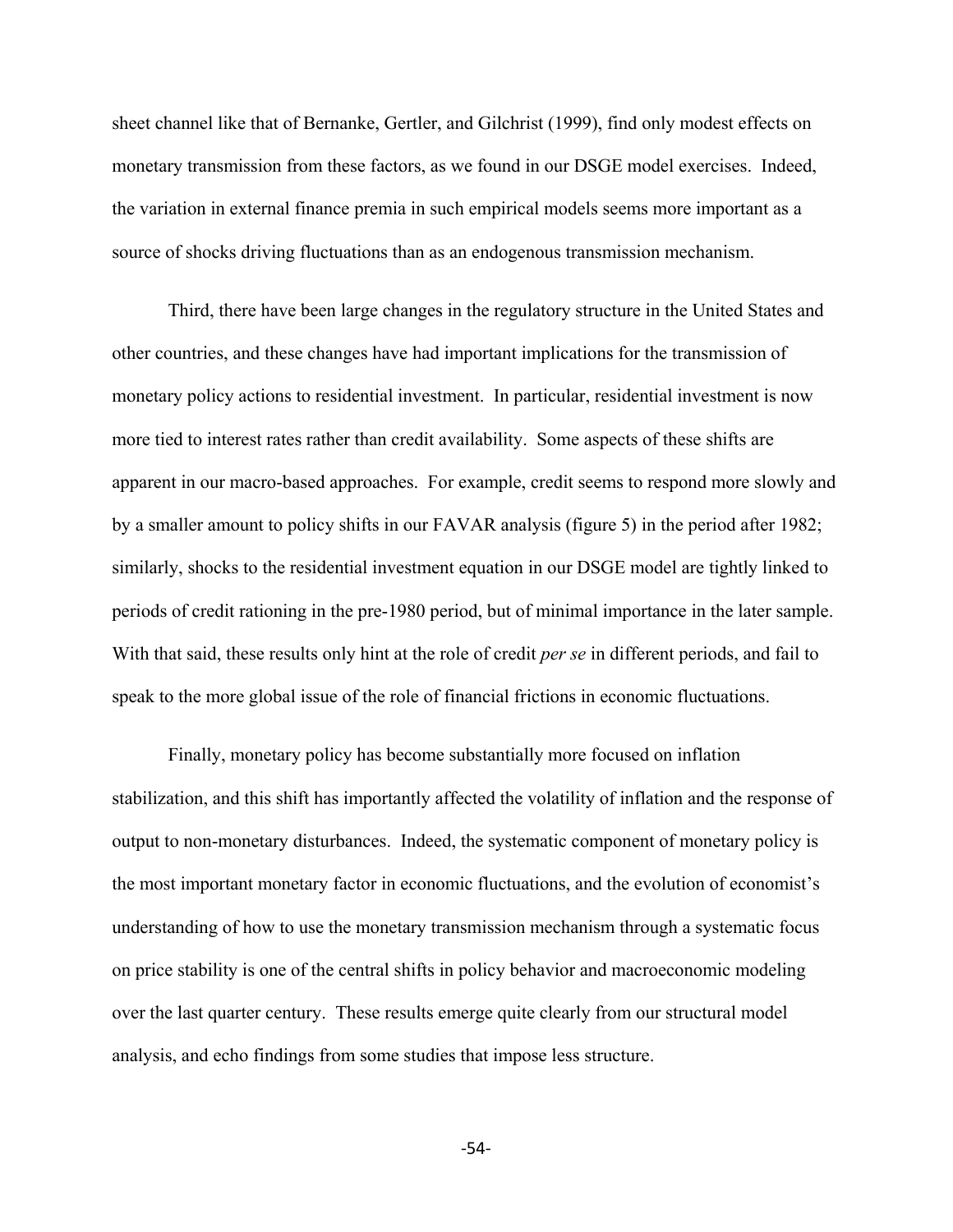sheet channel like that of Bernanke, Gertler, and Gilchrist (1999), find only modest effects on monetary transmission from these factors, as we found in our DSGE model exercises. Indeed, the variation in external finance premia in such empirical models seems more important as a source of shocks driving fluctuations than as an endogenous transmission mechanism.

Third, there have been large changes in the regulatory structure in the United States and other countries, and these changes have had important implications for the transmission of monetary policy actions to residential investment. In particular, residential investment is now more tied to interest rates rather than credit availability. Some aspects of these shifts are apparent in our macro-based approaches. For example, credit seems to respond more slowly and by a smaller amount to policy shifts in our FAVAR analysis (figure 5) in the period after 1982; similarly, shocks to the residential investment equation in our DSGE model are tightly linked to periods of credit rationing in the pre-1980 period, but of minimal importance in the later sample. With that said, these results only hint at the role of credit *per se* in different periods, and fail to speak to the more global issue of the role of financial frictions in economic fluctuations.

Finally, monetary policy has become substantially more focused on inflation stabilization, and this shift has importantly affected the volatility of inflation and the response of output to non-monetary disturbances. Indeed, the systematic component of monetary policy is the most important monetary factor in economic fluctuations, and the evolution of economist's understanding of how to use the monetary transmission mechanism through a systematic focus on price stability is one of the central shifts in policy behavior and macroeconomic modeling over the last quarter century. These results emerge quite clearly from our structural model analysis, and echo findings from some studies that impose less structure.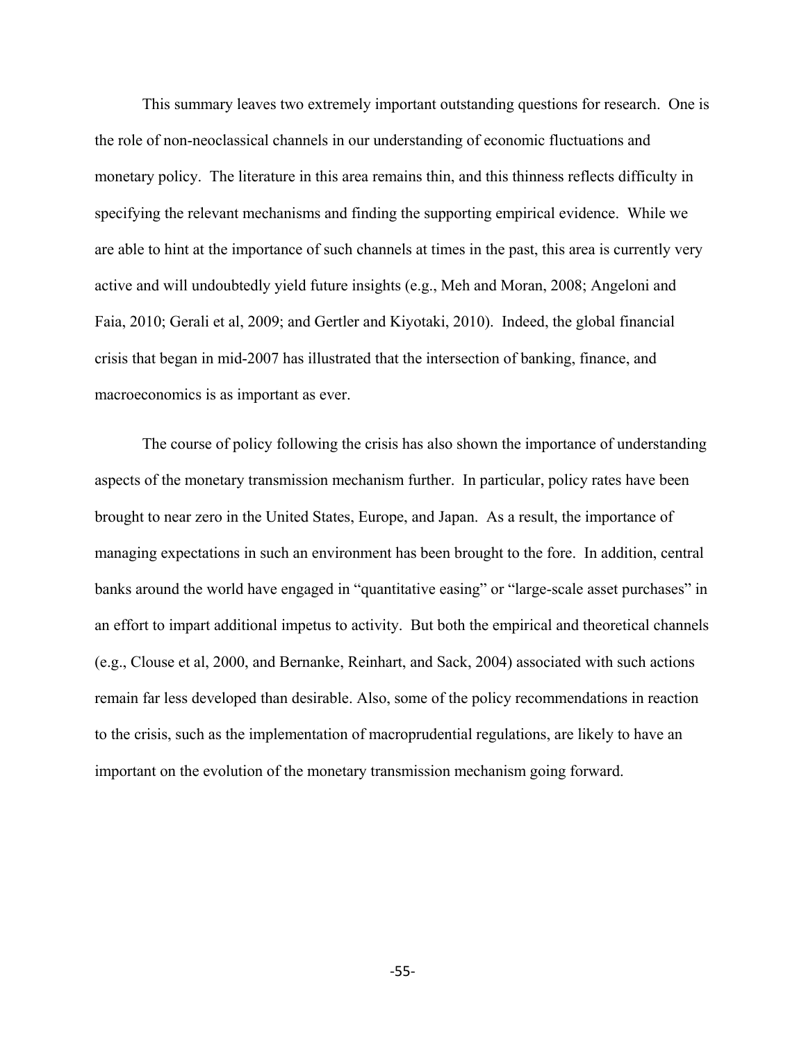This summary leaves two extremely important outstanding questions for research. One is the role of non-neoclassical channels in our understanding of economic fluctuations and monetary policy. The literature in this area remains thin, and this thinness reflects difficulty in specifying the relevant mechanisms and finding the supporting empirical evidence. While we are able to hint at the importance of such channels at times in the past, this area is currently very active and will undoubtedly yield future insights (e.g., Meh and Moran, 2008; Angeloni and Faia, 2010; Gerali et al, 2009; and Gertler and Kiyotaki, 2010). Indeed, the global financial crisis that began in mid-2007 has illustrated that the intersection of banking, finance, and macroeconomics is as important as ever.

The course of policy following the crisis has also shown the importance of understanding aspects of the monetary transmission mechanism further. In particular, policy rates have been brought to near zero in the United States, Europe, and Japan. As a result, the importance of managing expectations in such an environment has been brought to the fore. In addition, central banks around the world have engaged in "quantitative easing" or "large-scale asset purchases" in an effort to impart additional impetus to activity. But both the empirical and theoretical channels (e.g., Clouse et al, 2000, and Bernanke, Reinhart, and Sack, 2004) associated with such actions remain far less developed than desirable. Also, some of the policy recommendations in reaction to the crisis, such as the implementation of macroprudential regulations, are likely to have an important on the evolution of the monetary transmission mechanism going forward.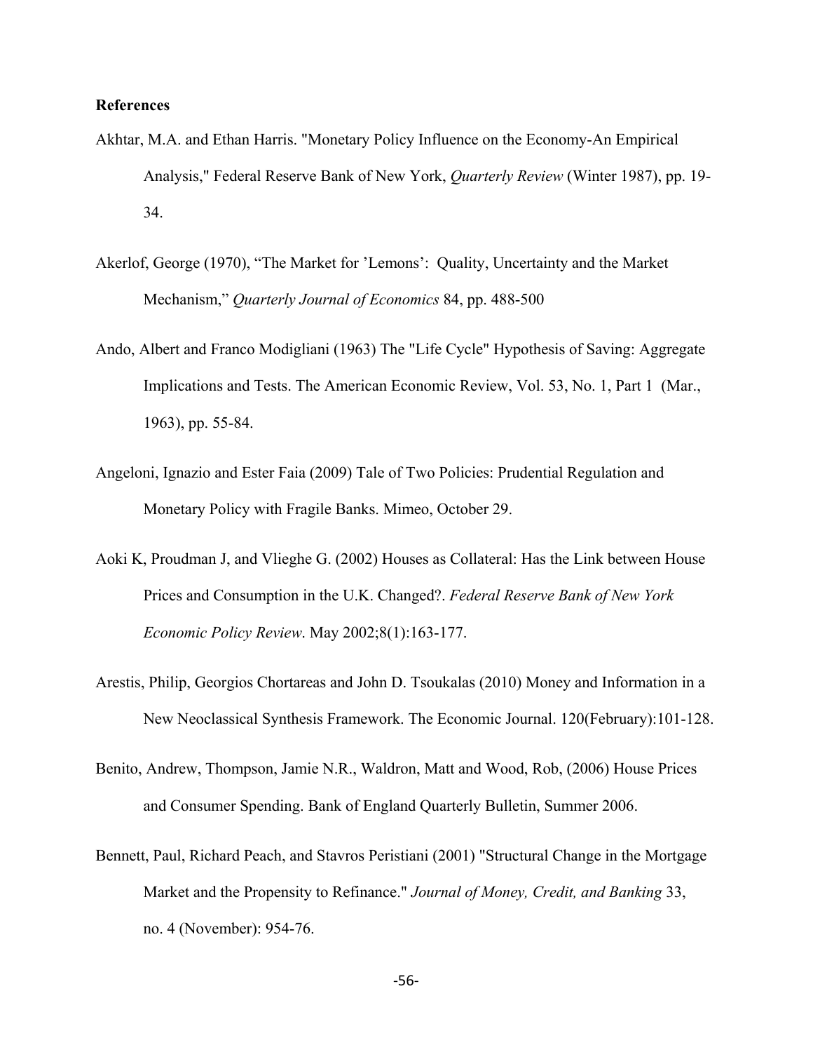**References**

Akhtar, M.A. and Ethan Harris. "Monetary Policy Influence on the Economy-An Empirical Analysis," Federal Reserve Bank of New York, *Quarterly Review* (Winter 1987), pp. 19-34.

Akerlof, George (1970), "The Market for 'Lemons': Quality, Uncertainty and the Market Mechanism," *Quarterly Journal of Economics* 84, pp. 488-500

Ando, Albert and Franco Modigliani (1963) The "Life Cycle" Hypothesis of Saving: Aggregate Implications and Tests. The American Economic Review, Vol. 53, No. 1, Part 1 (Mar., 1963), pp. 55-84.

Angeloni, Ignazio and Ester Faia (2009) Tale of Two Policies: Prudential Regulation and Monetary Policy with Fragile Banks. Mimeo, October 29.

Aoki K, Proudman J, and Vlieghe G. (2002) Houses as Collateral: Has the Link between House Prices and Consumption in the U.K. Changed?. *Federal Reserve Bank of New York Economic Policy Review*. May 2002;8(1):163-177.

Arestis, Philip, Georgios Chortareas and John D. Tsoukalas (2010) Money and Information in a New Neoclassical Synthesis Framework. The Economic Journal. 120(February):101-128.

Benito, Andrew, Thompson, Jamie N.R., Waldron, Matt and Wood, Rob, (2006) House Prices and Consumer Spending. Bank of England Quarterly Bulletin, Summer 2006.

Bennett, Paul, Richard Peach, and Stavros Peristiani (2001) "Structural Change in the Mortgage Market and the Propensity to Refinance." *Journal of Money, Credit, and Banking* 33, no. 4 (November): 954-76.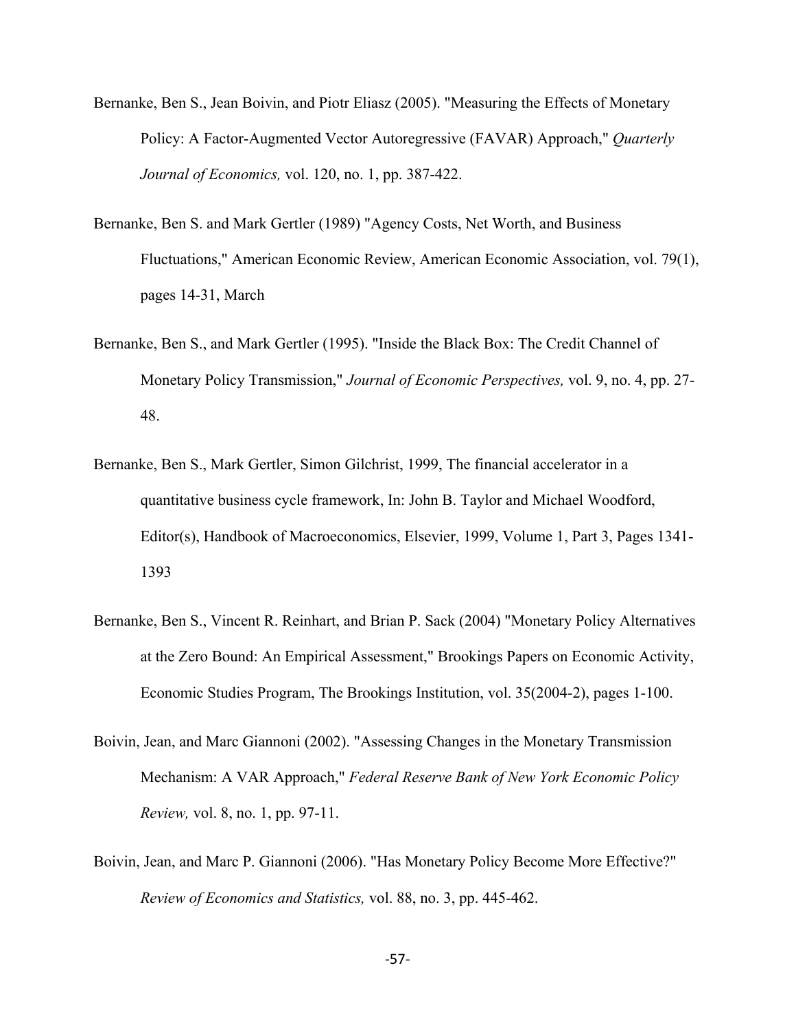Bernanke, Ben S., Jean Boivin, and Piotr Eliasz (2005). "Measuring the Effects of Monetary Policy: A Factor-Augmented Vector Autoregressive (FAVAR) Approach," *Quarterly Journal of Economics,* vol. 120, no. 1, pp. 387-422.

Bernanke, Ben S. and Mark Gertler (1989) "Agency Costs, Net Worth, and Business Fluctuations," American Economic Review, American Economic Association, vol. 79(1), pages 14-31, March

Bernanke, Ben S., and Mark Gertler (1995). "Inside the Black Box: The Credit Channel of Monetary Policy Transmission," *Journal of Economic Perspectives,* vol. 9, no. 4, pp. 27-48.

Bernanke, Ben S., Mark Gertler, Simon Gilchrist, 1999, The financial accelerator in a quantitative business cycle framework, In: John B. Taylor and Michael Woodford, Editor(s), Handbook of Macroeconomics, Elsevier, 1999, Volume 1, Part 3, Pages 1341-1393

Bernanke, Ben S., Vincent R. Reinhart, and Brian P. Sack (2004) "Monetary Policy Alternatives at the Zero Bound: An Empirical Assessment," Brookings Papers on Economic Activity, Economic Studies Program, The Brookings Institution, vol. 35(2004-2), pages 1-100.

Boivin, Jean, and Marc Giannoni (2002). "Assessing Changes in the Monetary Transmission Mechanism: A VAR Approach," *Federal Reserve Bank of New York Economic Policy Review,* vol. 8, no. 1, pp. 97-11.

Boivin, Jean, and Marc P. Giannoni (2006). "Has Monetary Policy Become More Effective?" *Review of Economics and Statistics,* vol. 88, no. 3, pp. 445-462.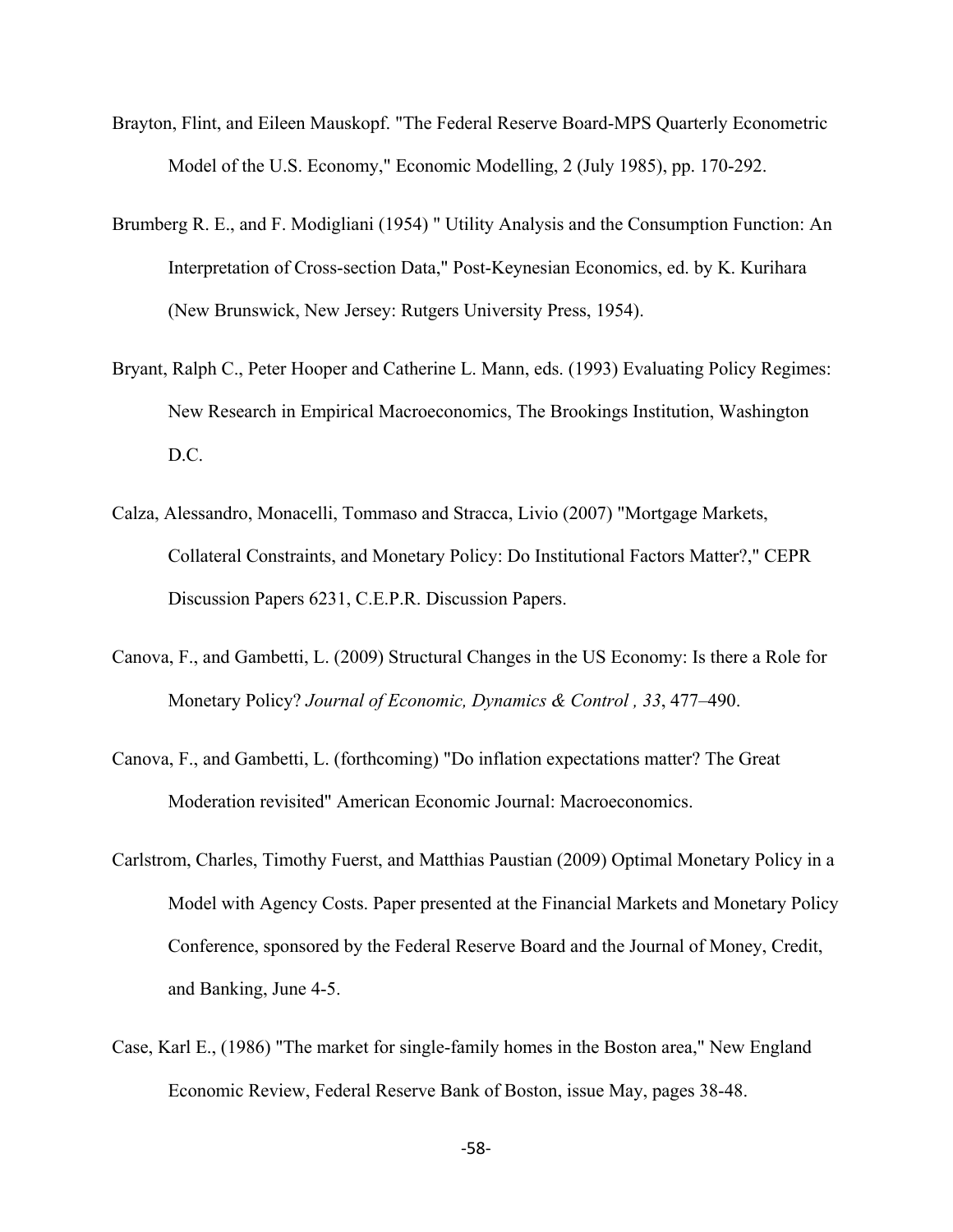Brayton, Flint, and Eileen Mauskopf. "The Federal Reserve Board-MPS Quarterly Econometric Model of the U.S. Economy," Economic Modelling, 2 (July 1985), pp. 170-292.

Brumberg R. E., and F. Modigliani (1954) " Utility Analysis and the Consumption Function: An Interpretation of Cross-section Data," Post-Keynesian Economics, ed. by K. Kurihara (New Brunswick, New Jersey: Rutgers University Press, 1954).

Bryant, Ralph C., Peter Hooper and Catherine L. Mann, eds. (1993) Evaluating Policy Regimes: New Research in Empirical Macroeconomics, The Brookings Institution, Washington D.C.

Calza, Alessandro, Monacelli, Tommaso and Stracca, Livio (2007) "Mortgage Markets, Collateral Constraints, and Monetary Policy: Do Institutional Factors Matter?," CEPR Discussion Papers 6231, C.E.P.R. Discussion Papers.

Canova, F., and Gambetti, L. (2009) Structural Changes in the US Economy: Is there a Role for Monetary Policy? *Journal of Economic, Dynamics & Control , 33*, 477–490.

Canova, F., and Gambetti, L. (forthcoming) "Do inflation expectations matter? The Great Moderation revisited" American Economic Journal: Macroeconomics.

Carlstrom, Charles, Timothy Fuerst, and Matthias Paustian (2009) Optimal Monetary Policy in a Model with Agency Costs. Paper presented at the Financial Markets and Monetary Policy Conference, sponsored by the Federal Reserve Board and the Journal of Money, Credit, and Banking, June 4-5.

Case, Karl E., (1986) "The market for single-family homes in the Boston area," New England Economic Review, Federal Reserve Bank of Boston, issue May, pages 38-48.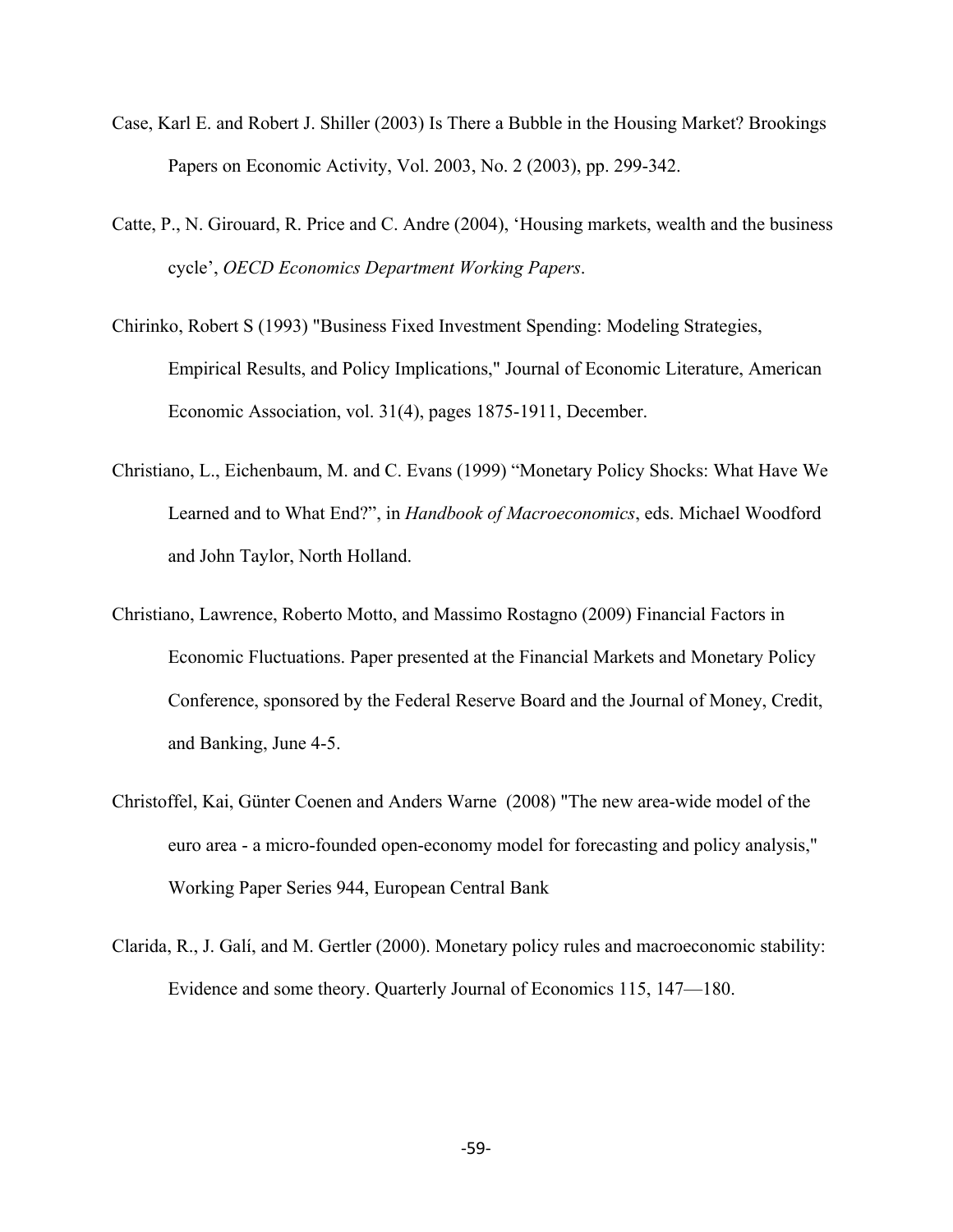Case, Karl E. and Robert J. Shiller (2003) Is There a Bubble in the Housing Market? Brookings Papers on Economic Activity, Vol. 2003, No. 2 (2003), pp. 299-342.

Catte, P., N. Girouard, R. Price and C. Andre (2004), 'Housing markets, wealth and the business cycle', *OECD Economics Department Working Papers*.

Chirinko, Robert S (1993) "Business Fixed Investment Spending: Modeling Strategies, Empirical Results, and Policy Implications," Journal of Economic Literature, American Economic Association, vol. 31(4), pages 1875-1911, December.

Christiano, L., Eichenbaum, M. and C. Evans (1999) "Monetary Policy Shocks: What Have We Learned and to What End?", in *Handbook of Macroeconomics*, eds. Michael Woodford and John Taylor, North Holland.

Christiano, Lawrence, Roberto Motto, and Massimo Rostagno (2009) Financial Factors in Economic Fluctuations. Paper presented at the Financial Markets and Monetary Policy Conference, sponsored by the Federal Reserve Board and the Journal of Money, Credit, and Banking, June 4-5.

Christoffel, Kai, Günter Coenen and Anders Warne (2008) "The new area-wide model of the euro area - a micro-founded open-economy model for forecasting and policy analysis," Working Paper Series 944, European Central Bank

Clarida, R., J. Galí, and M. Gertler (2000). Monetary policy rules and macroeconomic stability: Evidence and some theory. Quarterly Journal of Economics 115, 147—180.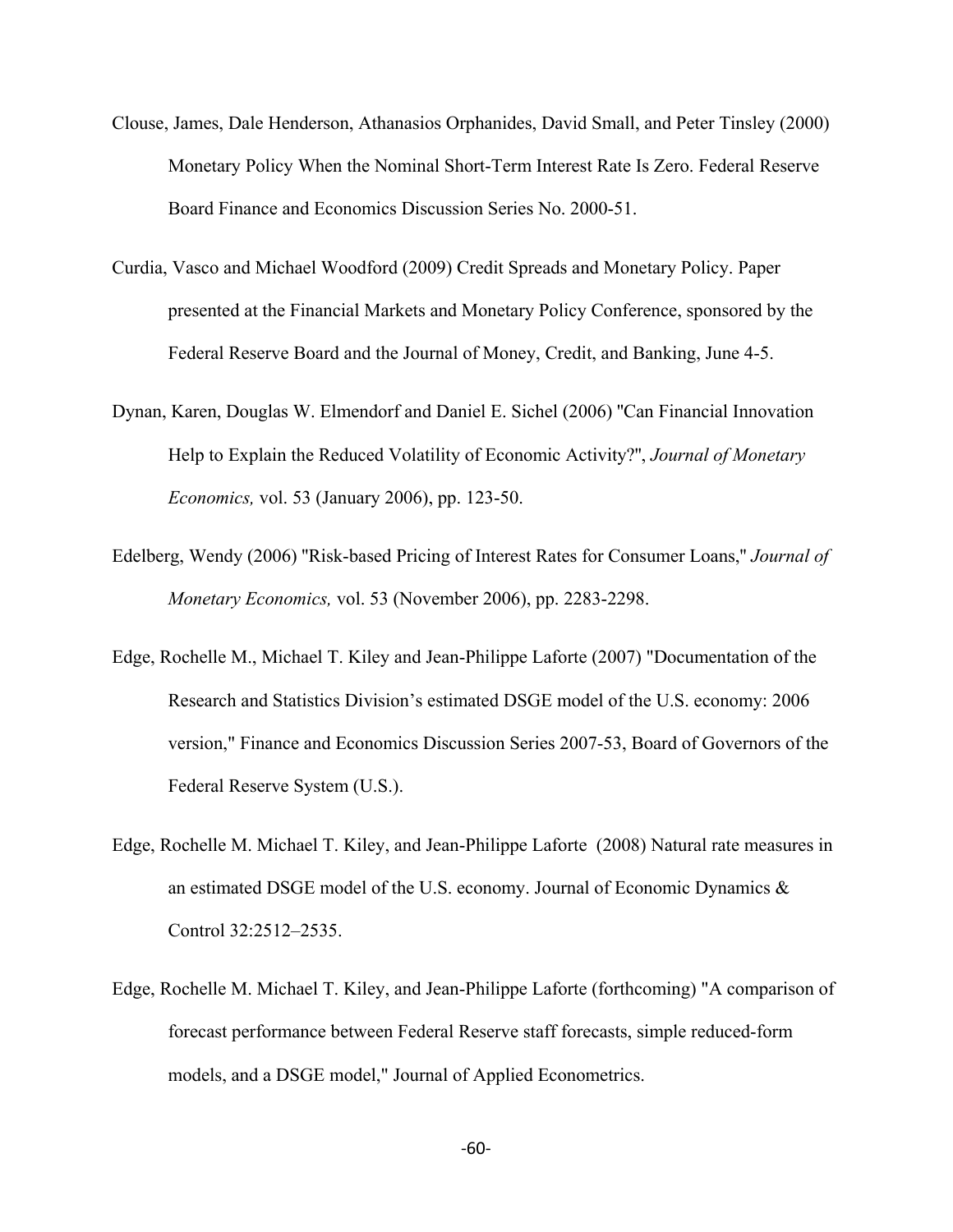Clouse, James, Dale Henderson, Athanasios Orphanides, David Small, and Peter Tinsley (2000) Monetary Policy When the Nominal Short-Term Interest Rate Is Zero. Federal Reserve Board Finance and Economics Discussion Series No. 2000-51.

Curdia, Vasco and Michael Woodford (2009) Credit Spreads and Monetary Policy. Paper presented at the Financial Markets and Monetary Policy Conference, sponsored by the Federal Reserve Board and the Journal of Money, Credit, and Banking, June 4-5.

Dynan, Karen, Douglas W. Elmendorf and Daniel E. Sichel (2006) "Can Financial Innovation Help to Explain the Reduced Volatility of Economic Activity?", *Journal of Monetary Economics,* vol. 53 (January 2006), pp. 123-50.

Edelberg, Wendy (2006) "Risk-based Pricing of Interest Rates for Consumer Loans," *Journal of Monetary Economics,* vol. 53 (November 2006), pp. 2283-2298.

Edge, Rochelle M., Michael T. Kiley and Jean-Philippe Laforte (2007) "Documentation of the Research and Statistics Division's estimated DSGE model of the U.S. economy: 2006 version," Finance and Economics Discussion Series 2007-53, Board of Governors of the Federal Reserve System (U.S.).

Edge, Rochelle M. Michael T. Kiley, and Jean-Philippe Laforte (2008) Natural rate measures in an estimated DSGE model of the U.S. economy. Journal of Economic Dynamics & Control 32:2512–2535.

Edge, Rochelle M. Michael T. Kiley, and Jean-Philippe Laforte (forthcoming) "A comparison of forecast performance between Federal Reserve staff forecasts, simple reduced-form models, and a DSGE model," Journal of Applied Econometrics.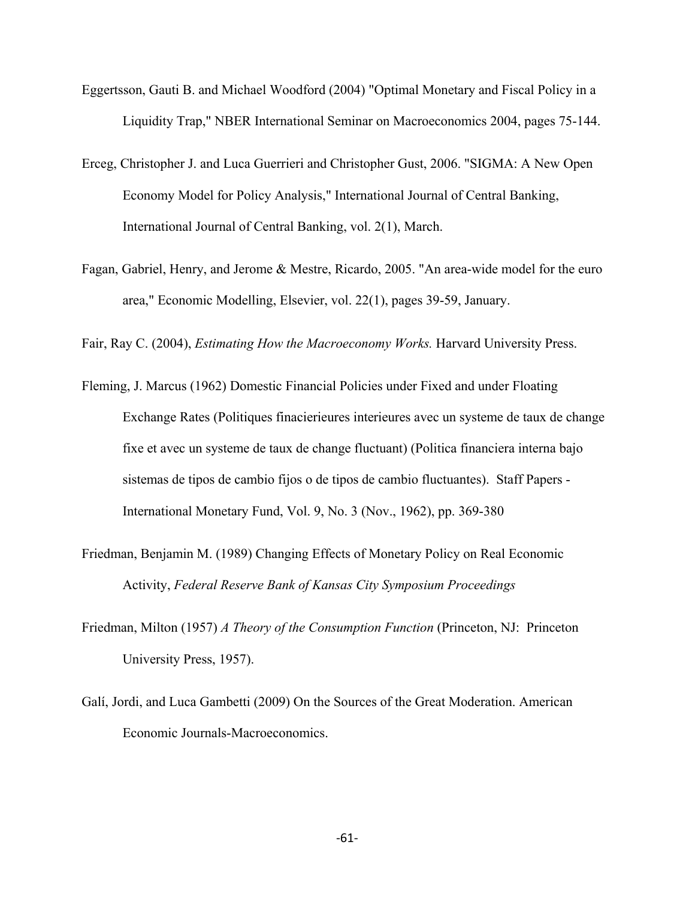Eggertsson, Gauti B. and Michael Woodford (2004) "Optimal Monetary and Fiscal Policy in a Liquidity Trap," NBER International Seminar on Macroeconomics 2004, pages 75-144.

Erceg, Christopher J. and Luca Guerrieri and Christopher Gust, 2006. "SIGMA: A New Open Economy Model for Policy Analysis," International Journal of Central Banking, International Journal of Central Banking, vol. 2(1), March.

Fagan, Gabriel, Henry, and Jerome & Mestre, Ricardo, 2005. "An area-wide model for the euro area," Economic Modelling, Elsevier, vol. 22(1), pages 39-59, January.

Fair, Ray C. (2004), *Estimating How the Macroeconomy Works.* Harvard University Press.

Fleming, J. Marcus (1962) Domestic Financial Policies under Fixed and under Floating Exchange Rates (Politiques finacierieures interieures avec un systeme de taux de change fixe et avec un systeme de taux de change fluctuant) (Politica financiera interna bajo sistemas de tipos de cambio fijos o de tipos de cambio fluctuantes). Staff Papers - International Monetary Fund, Vol. 9, No. 3 (Nov., 1962), pp. 369-380

Friedman, Benjamin M. (1989) Changing Effects of Monetary Policy on Real Economic Activity, *Federal Reserve Bank of Kansas City Symposium Proceedings*

Friedman, Milton (1957) *A Theory of the Consumption Function* (Princeton, NJ: Princeton University Press, 1957).

Galí, Jordi, and Luca Gambetti (2009) On the Sources of the Great Moderation. American Economic Journals-Macroeconomics.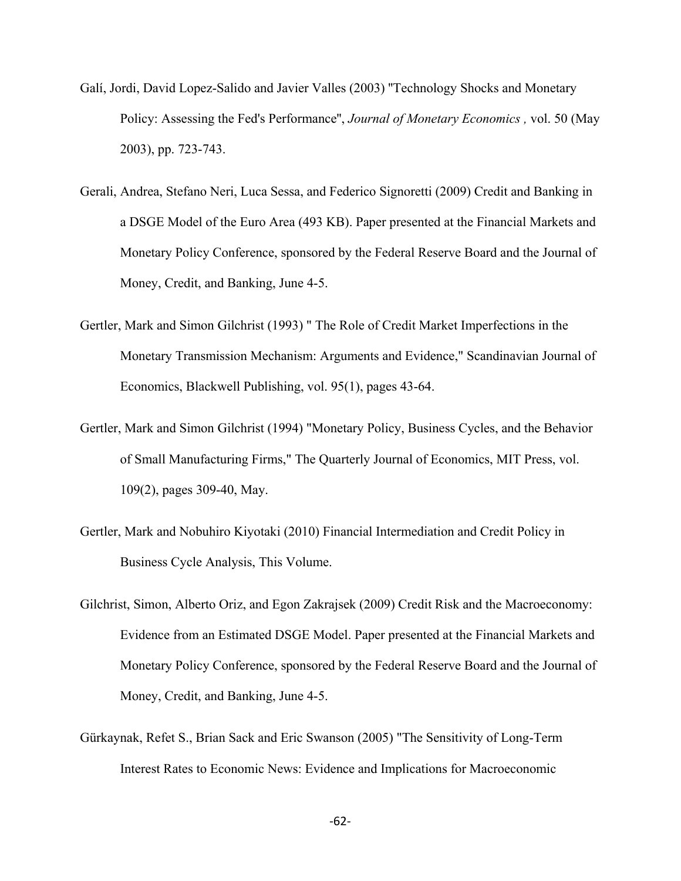Galí, Jordi, David Lopez-Salido and Javier Valles (2003) "Technology Shocks and Monetary Policy: Assessing the Fed's Performance", *Journal of Monetary Economics ,* vol. 50 (May 2003), pp. 723-743.

Gerali, Andrea, Stefano Neri, Luca Sessa, and Federico Signoretti (2009) Credit and Banking in a DSGE Model of the Euro Area (493 KB). Paper presented at the Financial Markets and Monetary Policy Conference, sponsored by the Federal Reserve Board and the Journal of Money, Credit, and Banking, June 4-5.

Gertler, Mark and Simon Gilchrist (1993) " The Role of Credit Market Imperfections in the Monetary Transmission Mechanism: Arguments and Evidence," Scandinavian Journal of Economics, Blackwell Publishing, vol. 95(1), pages 43-64.

Gertler, Mark and Simon Gilchrist (1994) "Monetary Policy, Business Cycles, and the Behavior of Small Manufacturing Firms," The Quarterly Journal of Economics, MIT Press, vol. 109(2), pages 309-40, May.

Gertler, Mark and Nobuhiro Kiyotaki (2010) Financial Intermediation and Credit Policy in Business Cycle Analysis, This Volume.

Gilchrist, Simon, Alberto Oriz, and Egon Zakrajsek (2009) Credit Risk and the Macroeconomy: Evidence from an Estimated DSGE Model. Paper presented at the Financial Markets and Monetary Policy Conference, sponsored by the Federal Reserve Board and the Journal of Money, Credit, and Banking, June 4-5.

Gürkaynak, Refet S., Brian Sack and Eric Swanson (2005) "The Sensitivity of Long-Term Interest Rates to Economic News: Evidence and Implications for Macroeconomic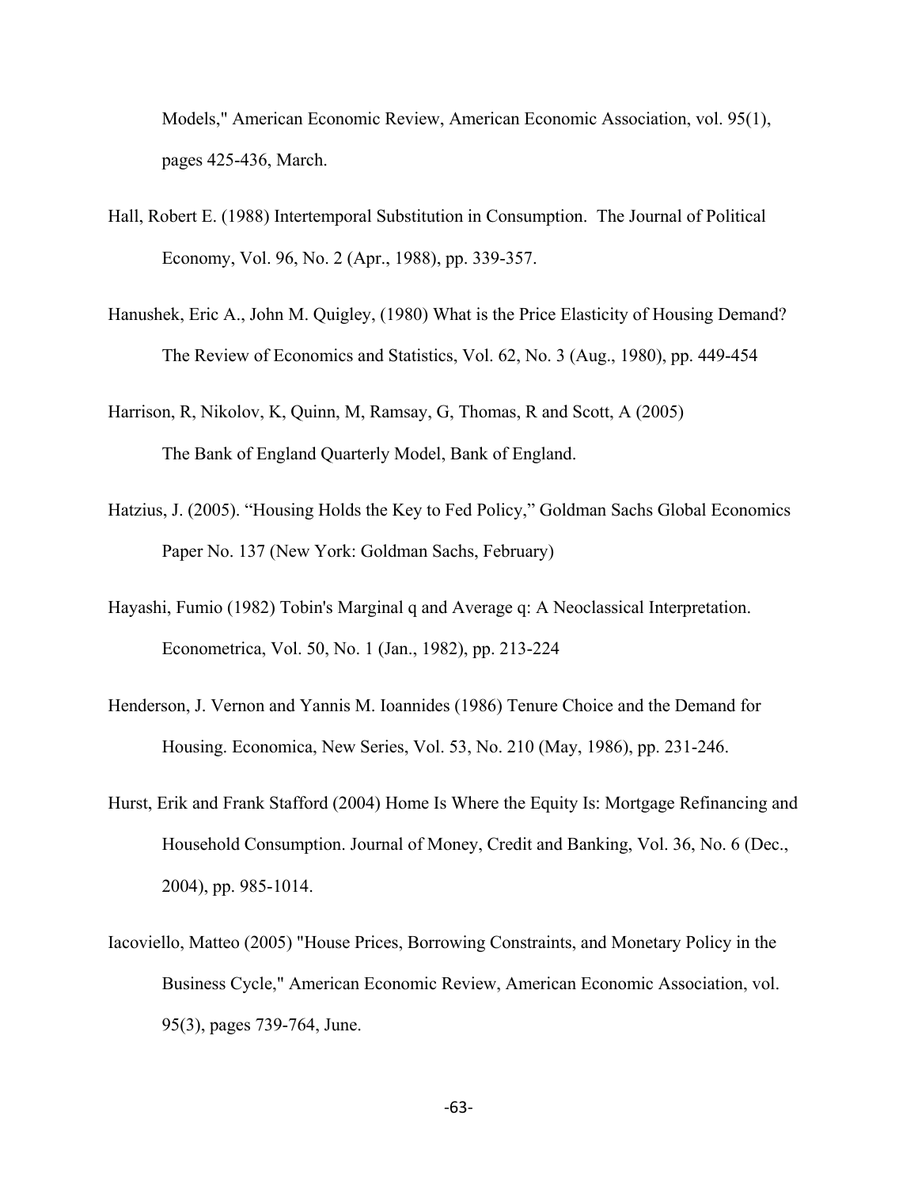Models," American Economic Review, American Economic Association, vol. 95(1), pages 425-436, March.

Hall, Robert E. (1988) Intertemporal Substitution in Consumption. The Journal of Political Economy, Vol. 96, No. 2 (Apr., 1988), pp. 339-357.

Hanushek, Eric A., John M. Quigley, (1980) What is the Price Elasticity of Housing Demand? The Review of Economics and Statistics, Vol. 62, No. 3 (Aug., 1980), pp. 449-454

Harrison, R, Nikolov, K, Quinn, M, Ramsay, G, Thomas, R and Scott, A (2005) The Bank of England Quarterly Model, Bank of England.

Hatzius, J. (2005). "Housing Holds the Key to Fed Policy," Goldman Sachs Global Economics Paper No. 137 (New York: Goldman Sachs, February)

Hayashi, Fumio (1982) Tobin's Marginal q and Average q: A Neoclassical Interpretation. Econometrica, Vol. 50, No. 1 (Jan., 1982), pp. 213-224

Henderson, J. Vernon and Yannis M. Ioannides (1986) Tenure Choice and the Demand for Housing. Economica, New Series, Vol. 53, No. 210 (May, 1986), pp. 231-246.

Hurst, Erik and Frank Stafford (2004) Home Is Where the Equity Is: Mortgage Refinancing and Household Consumption. Journal of Money, Credit and Banking, Vol. 36, No. 6 (Dec., 2004), pp. 985-1014.

Iacoviello, Matteo (2005) "House Prices, Borrowing Constraints, and Monetary Policy in the Business Cycle," American Economic Review, American Economic Association, vol. 95(3), pages 739-764, June.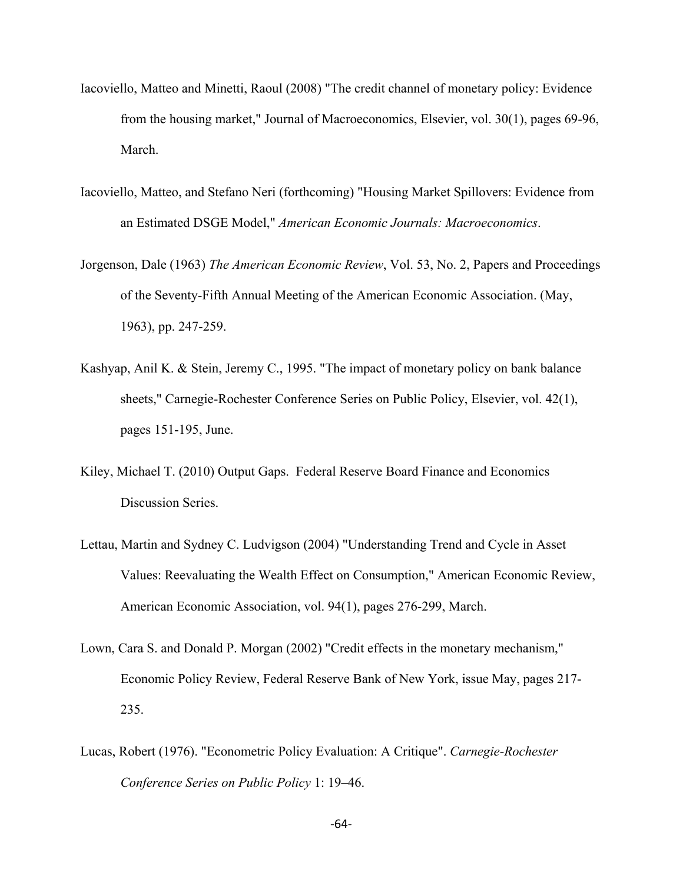Iacoviello, Matteo and Minetti, Raoul (2008) "The credit channel of monetary policy: Evidence from the housing market," Journal of Macroeconomics, Elsevier, vol. 30(1), pages 69-96, March.

Iacoviello, Matteo, and Stefano Neri (forthcoming) "Housing Market Spillovers: Evidence from an Estimated DSGE Model," *American Economic Journals: Macroeconomics*.

Jorgenson, Dale (1963) *The American Economic Review*, Vol. 53, No. 2, Papers and Proceedings of the Seventy-Fifth Annual Meeting of the American Economic Association. (May, 1963), pp. 247-259.

Kashyap, Anil K. & Stein, Jeremy C., 1995. "The impact of monetary policy on bank balance sheets," Carnegie-Rochester Conference Series on Public Policy, Elsevier, vol. 42(1), pages 151-195, June.

Kiley, Michael T. (2010) Output Gaps. Federal Reserve Board Finance and Economics Discussion Series.

Lettau, Martin and Sydney C. Ludvigson (2004) "Understanding Trend and Cycle in Asset Values: Reevaluating the Wealth Effect on Consumption," American Economic Review, American Economic Association, vol. 94(1), pages 276-299, March.

Lown, Cara S. and Donald P. Morgan (2002) "Credit effects in the monetary mechanism," Economic Policy Review, Federal Reserve Bank of New York, issue May, pages 217-235.

Lucas, Robert (1976). "Econometric Policy Evaluation: A Critique". *Carnegie-Rochester Conference Series on Public Policy* 1: 19–46.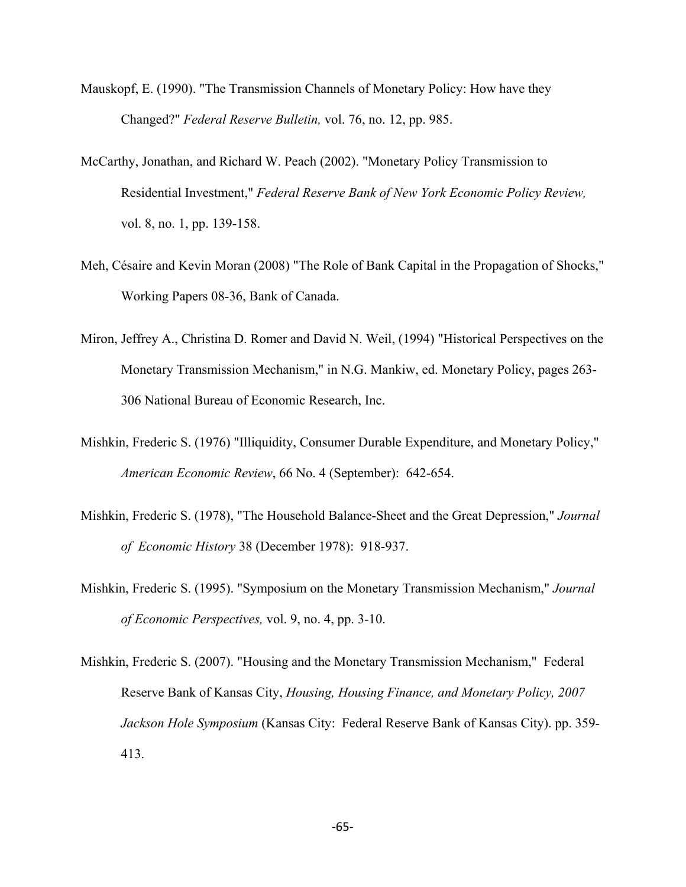Mauskopf, E. (1990). "The Transmission Channels of Monetary Policy: How have they Changed?" *Federal Reserve Bulletin,* vol. 76, no. 12, pp. 985.

McCarthy, Jonathan, and Richard W. Peach (2002). "Monetary Policy Transmission to Residential Investment," *Federal Reserve Bank of New York Economic Policy Review,* vol. 8, no. 1, pp. 139-158.

Meh, Césaire and Kevin Moran (2008) "The Role of Bank Capital in the Propagation of Shocks," Working Papers 08-36, Bank of Canada.

Miron, Jeffrey A., Christina D. Romer and David N. Weil, (1994) "Historical Perspectives on the Monetary Transmission Mechanism," in N.G. Mankiw, ed. Monetary Policy, pages 263-306 National Bureau of Economic Research, Inc.

Mishkin, Frederic S. (1976) "Illiquidity, Consumer Durable Expenditure, and Monetary Policy," *American Economic Review*, 66 No. 4 (September): 642-654.

Mishkin, Frederic S. (1978), "The Household Balance-Sheet and the Great Depression," *Journal of Economic History* 38 (December 1978): 918-937.

Mishkin, Frederic S. (1995). "Symposium on the Monetary Transmission Mechanism," *Journal of Economic Perspectives,* vol. 9, no. 4, pp. 3-10.

Mishkin, Frederic S. (2007). "Housing and the Monetary Transmission Mechanism," Federal Reserve Bank of Kansas City, *Housing, Housing Finance, and Monetary Policy, 2007 Jackson Hole Symposium* (Kansas City: Federal Reserve Bank of Kansas City). pp. 359-413.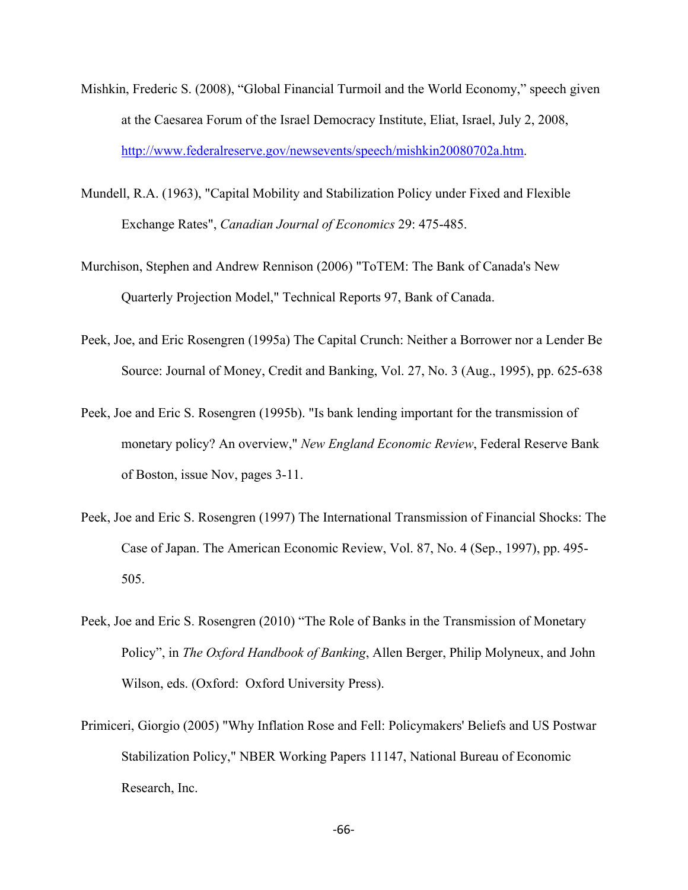Mishkin, Frederic S. (2008), "Global Financial Turmoil and the World Economy," speech given at the Caesarea Forum of the Israel Democracy Institute, Eliat, Israel, July 2, 2008, http://www.federalreserve.gov/newsevents/speech/mishkin20080702a.htm.

Mundell, R.A. (1963), "Capital Mobility and Stabilization Policy under Fixed and Flexible Exchange Rates", *Canadian Journal of Economics* 29: 475-485.

Murchison, Stephen and Andrew Rennison (2006) "ToTEM: The Bank of Canada's New Quarterly Projection Model," Technical Reports 97, Bank of Canada.

Peek, Joe, and Eric Rosengren (1995a) The Capital Crunch: Neither a Borrower nor a Lender Be Source: Journal of Money, Credit and Banking, Vol. 27, No. 3 (Aug., 1995), pp. 625-638

Peek, Joe and Eric S. Rosengren (1995b). "Is bank lending important for the transmission of monetary policy? An overview," *New England Economic Review*, Federal Reserve Bank of Boston, issue Nov, pages 3-11.

Peek, Joe and Eric S. Rosengren (1997) The International Transmission of Financial Shocks: The Case of Japan. The American Economic Review, Vol. 87, No. 4 (Sep., 1997), pp. 495-505.

Peek, Joe and Eric S. Rosengren (2010) "The Role of Banks in the Transmission of Monetary Policy", in *The Oxford Handbook of Banking*, Allen Berger, Philip Molyneux, and John Wilson, eds. (Oxford: Oxford University Press).

Primiceri, Giorgio (2005) "Why Inflation Rose and Fell: Policymakers' Beliefs and US Postwar Stabilization Policy," NBER Working Papers 11147, National Bureau of Economic Research, Inc.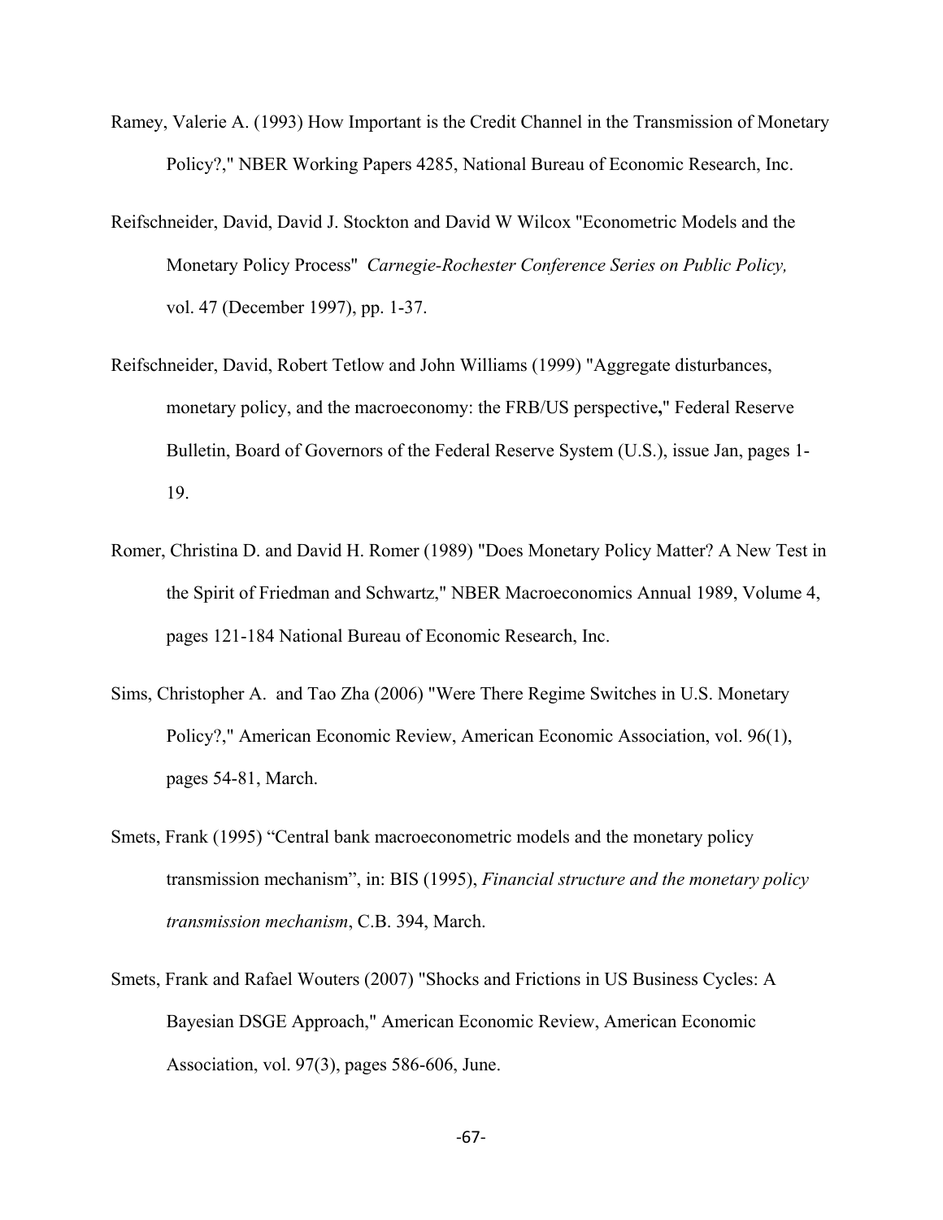Ramey, Valerie A. (1993) How Important is the Credit Channel in the Transmission of Monetary Policy?," NBER Working Papers 4285, National Bureau of Economic Research, Inc.

Reifschneider, David, David J. Stockton and David W Wilcox "Econometric Models and the Monetary Policy Process" *Carnegie-Rochester Conference Series on Public Policy,* vol. 47 (December 1997), pp. 1-37.

Reifschneider, David, Robert Tetlow and John Williams (1999) "Aggregate disturbances, monetary policy, and the macroeconomy: the FRB/US perspective**,**" Federal Reserve Bulletin, Board of Governors of the Federal Reserve System (U.S.), issue Jan, pages 1-19.

Romer, Christina D. and David H. Romer (1989) "Does Monetary Policy Matter? A New Test in the Spirit of Friedman and Schwartz," NBER Macroeconomics Annual 1989, Volume 4, pages 121-184 National Bureau of Economic Research, Inc.

Sims, Christopher A. and Tao Zha (2006) "Were There Regime Switches in U.S. Monetary Policy?," American Economic Review, American Economic Association, vol. 96(1), pages 54-81, March.

Smets, Frank (1995) "Central bank macroeconometric models and the monetary policy transmission mechanism", in: BIS (1995), *Financial structure and the monetary policy transmission mechanism*, C.B. 394, March.

Smets, Frank and Rafael Wouters (2007) "Shocks and Frictions in US Business Cycles: A Bayesian DSGE Approach," American Economic Review, American Economic Association, vol. 97(3), pages 586-606, June.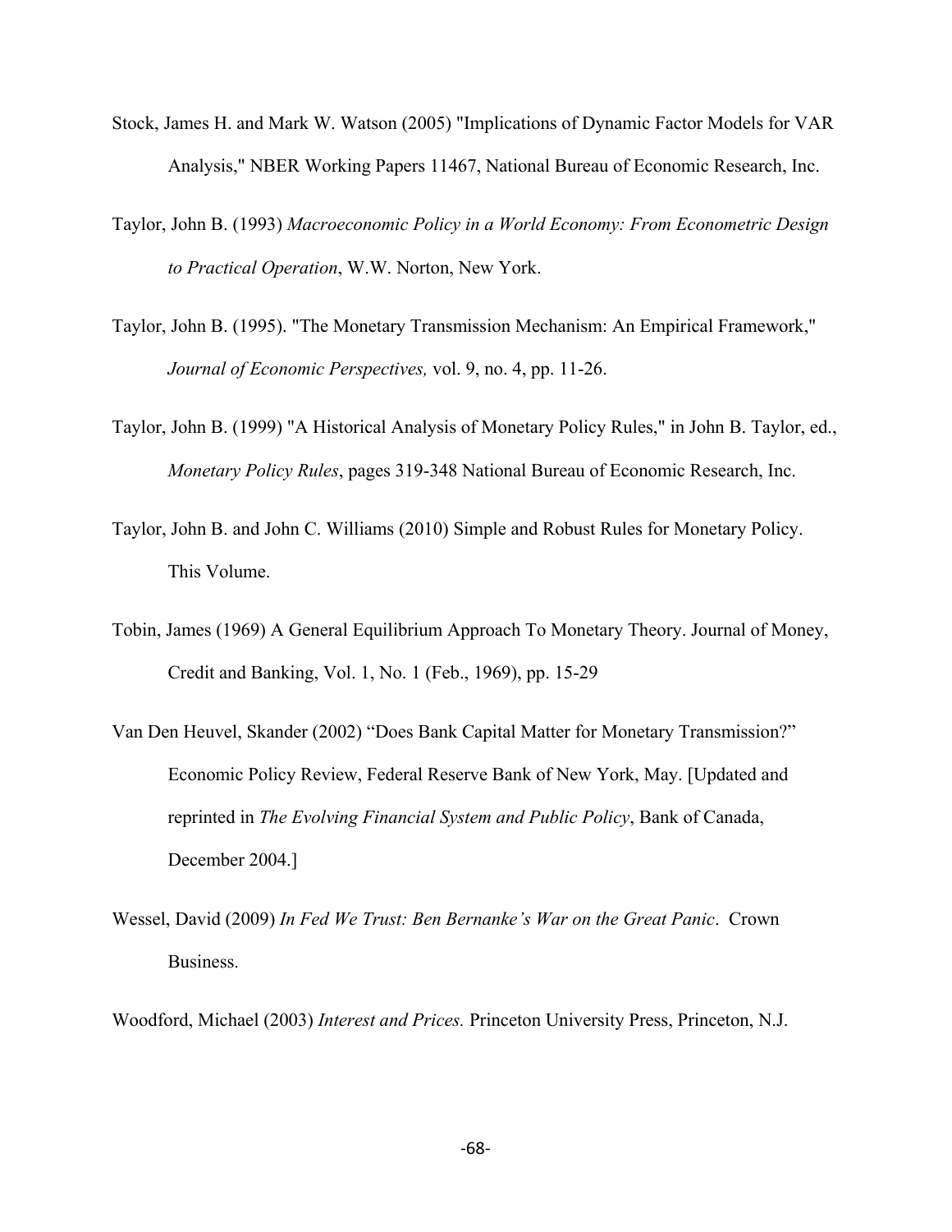Stock, James H. and Mark W. Watson (2005) "Implications of Dynamic Factor Models for VAR Analysis," NBER Working Papers 11467, National Bureau of Economic Research, Inc.

Taylor, John B. (1993) *Macroeconomic Policy in a World Economy: From Econometric Design to Practical Operation*, W.W. Norton, New York.

Taylor, John B. (1995). "The Monetary Transmission Mechanism: An Empirical Framework," *Journal of Economic Perspectives,* vol. 9, no. 4, pp. 11-26.

Taylor, John B. (1999) "A Historical Analysis of Monetary Policy Rules," in John B. Taylor, ed., *Monetary Policy Rules*, pages 319-348 National Bureau of Economic Research, Inc.

Taylor, John B. and John C. Williams (2010) Simple and Robust Rules for Monetary Policy. This Volume.

Tobin, James (1969) A General Equilibrium Approach To Monetary Theory. Journal of Money, Credit and Banking, Vol. 1, No. 1 (Feb., 1969), pp. 15-29

Van Den Heuvel, Skander (2002) "Does Bank Capital Matter for Monetary Transmission?" Economic Policy Review, Federal Reserve Bank of New York, May. [Updated and reprinted in *The Evolving Financial System and Public Policy*, Bank of Canada, December 2004.]

Wessel, David (2009) *In Fed We Trust: Ben Bernanke's War on the Great Panic*. Crown Business.

Woodford, Michael (2003) *Interest and Prices.* Princeton University Press, Princeton, N.J.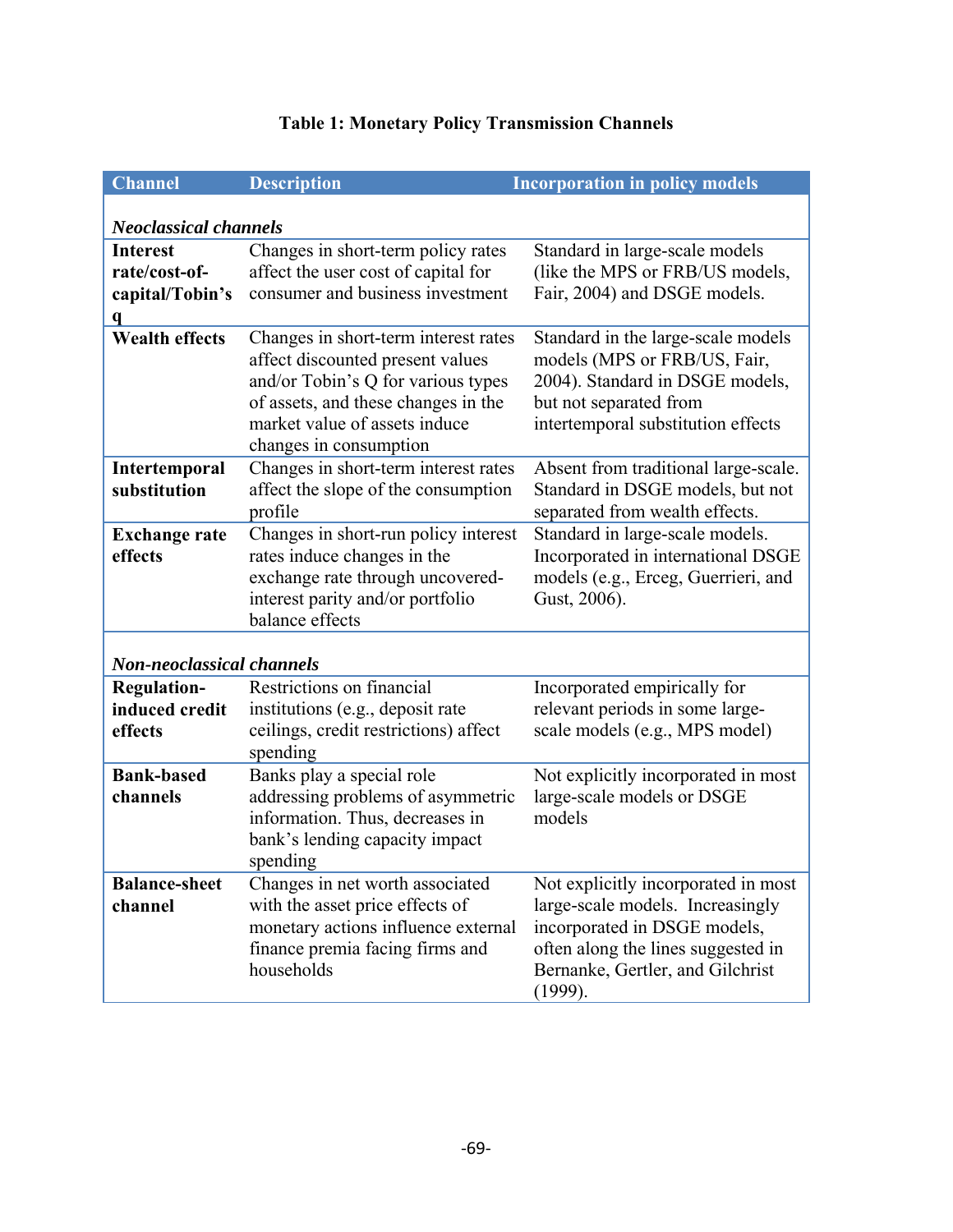**Table 1: Monetary Policy Transmission Channels**

| Channel | Description | Incorporation in policy models |
|---|---|---|
| ***Neoclassical channels*** | | |
| **Interest rate/cost-of-capital/Tobin's q** | Changes in short-term policy rates affect the user cost of capital for consumer and business investment | Standard in large-scale models (like the MPS or FRB/US models, Fair, 2004) and DSGE models. |
| **Wealth effects** | Changes in short-term interest rates affect discounted present values and/or Tobin's Q for various types of assets, and these changes in the market value of assets induce changes in consumption | Standard in the large-scale models models (MPS or FRB/US, Fair, 2004). Standard in DSGE models, but not separated from intertemporal substitution effects |
| **Intertemporal substitution** | Changes in short-term interest rates affect the slope of the consumption profile | Absent from traditional large-scale. Standard in DSGE models, but not separated from wealth effects. |
| **Exchange rate effects** | Changes in short-run policy interest rates induce changes in the exchange rate through uncovered-interest parity and/or portfolio balance effects | Standard in large-scale models. Incorporated in international DSGE models (e.g., Erceg, Guerrieri, and Gust, 2006). |
| ***Non-neoclassical channels*** | | |
| **Regulation-induced credit effects** | Restrictions on financial institutions (e.g., deposit rate ceilings, credit restrictions) affect spending | Incorporated empirically for relevant periods in some large-scale models (e.g., MPS model) |
| **Bank-based channels** | Banks play a special role addressing problems of asymmetric information. Thus, decreases in bank's lending capacity impact spending | Not explicitly incorporated in most large-scale models or DSGE models |
| **Balance-sheet channel** | Changes in net worth associated with the asset price effects of monetary actions influence external finance premia facing firms and households | Not explicitly incorporated in most large-scale models. Increasingly incorporated in DSGE models, often along the lines suggested in Bernanke, Gertler, and Gilchrist (1999). |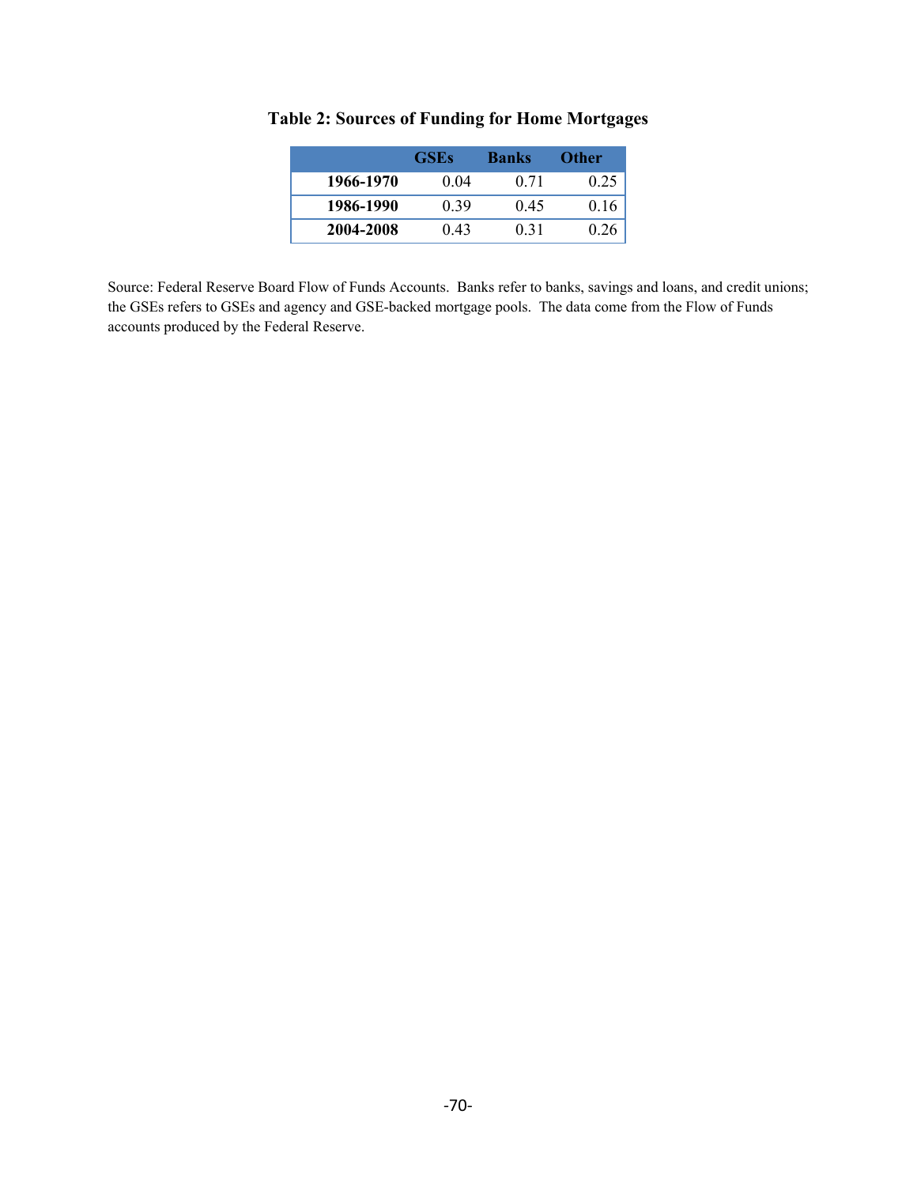**Table 2: Sources of Funding for Home Mortgages**

| | GSEs | Banks | Other |
|---|---|---|---|
| **1966-1970** | 0.04 | 0.71 | 0.25 |
| **1986-1990** | 0.39 | 0.45 | 0.16 |
| **2004-2008** | 0.43 | 0.31 | 0.26 |

Source: Federal Reserve Board Flow of Funds Accounts. Banks refer to banks, savings and loans, and credit unions; the GSEs refers to GSEs and agency and GSE-backed mortgage pools. The data come from the Flow of Funds accounts produced by the Federal Reserve.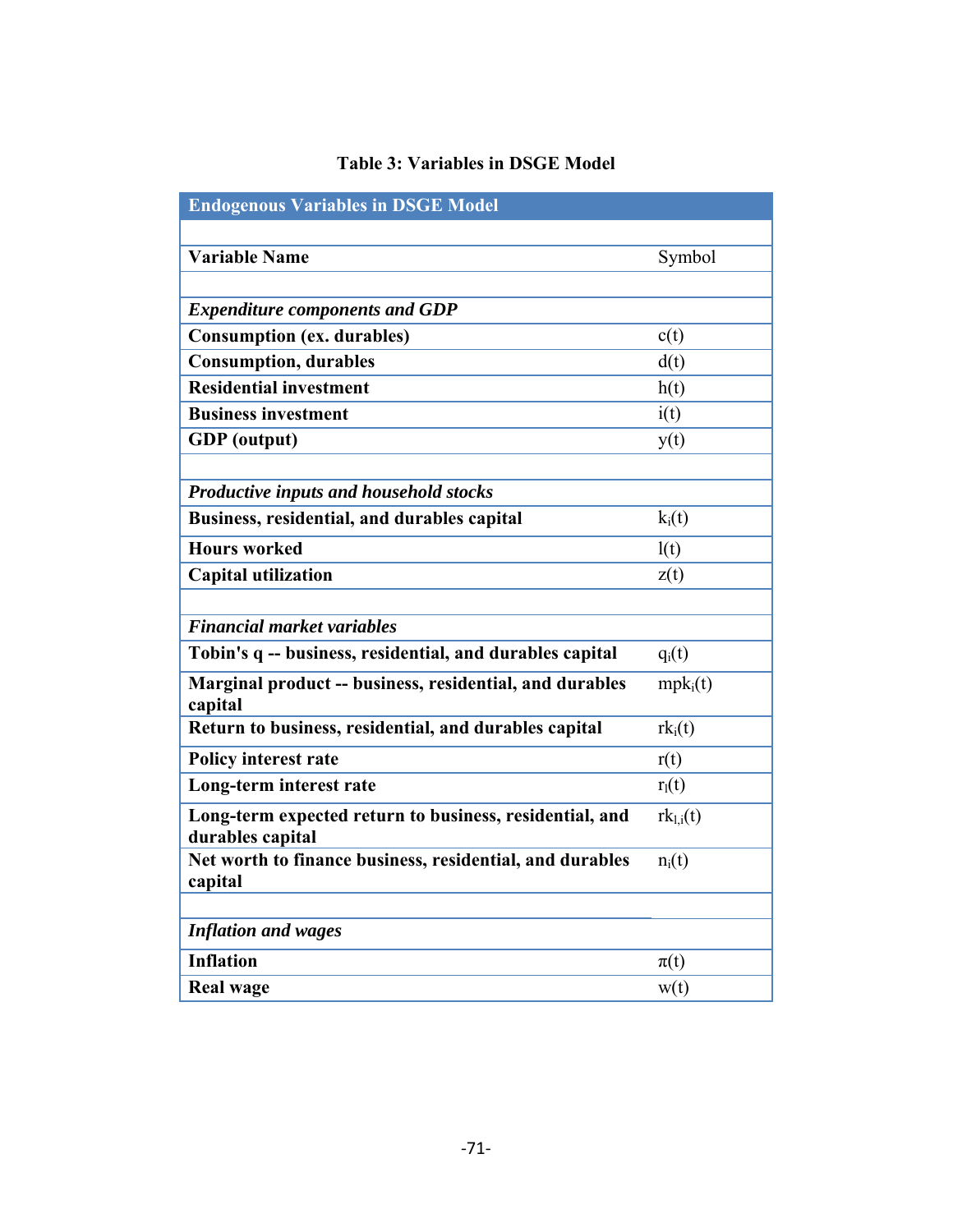**Table 3: Variables in DSGE Model**

| **Endogenous Variables in DSGE Model** | |
|---|---|
| | |
| **Variable Name** | Symbol |
| | |
| ***Expenditure components and GDP*** | |
| **Consumption (ex. durables)** | $c(t)$ |
| **Consumption, durables** | $d(t)$ |
| **Residential investment** | $h(t)$ |
| **Business investment** | $i(t)$ |
| **GDP (output)** | $y(t)$ |
| | |
| ***Productive inputs and household stocks*** | |
| **Business, residential, and durables capital** | $k_i(t)$ |
| **Hours worked** | $l(t)$ |
| **Capital utilization** | $z(t)$ |
| | |
| ***Financial market variables*** | |
| **Tobin's q -- business, residential, and durables capital** | $q_i(t)$ |
| **Marginal product -- business, residential, and durables capital** | $mpk_i(t)$ |
| **Return to business, residential, and durables capital** | $rk_i(t)$ |
| **Policy interest rate** | $r(t)$ |
| **Long-term interest rate** | $r_l(t)$ |
| **Long-term expected return to business, residential, and durables capital** | $rk_{l,i}(t)$ |
| **Net worth to finance business, residential, and durables capital** | $n_i(t)$ |
| | |
| ***Inflation and wages*** | |
| **Inflation** | $\pi(t)$ |
| **Real wage** | $w(t)$ |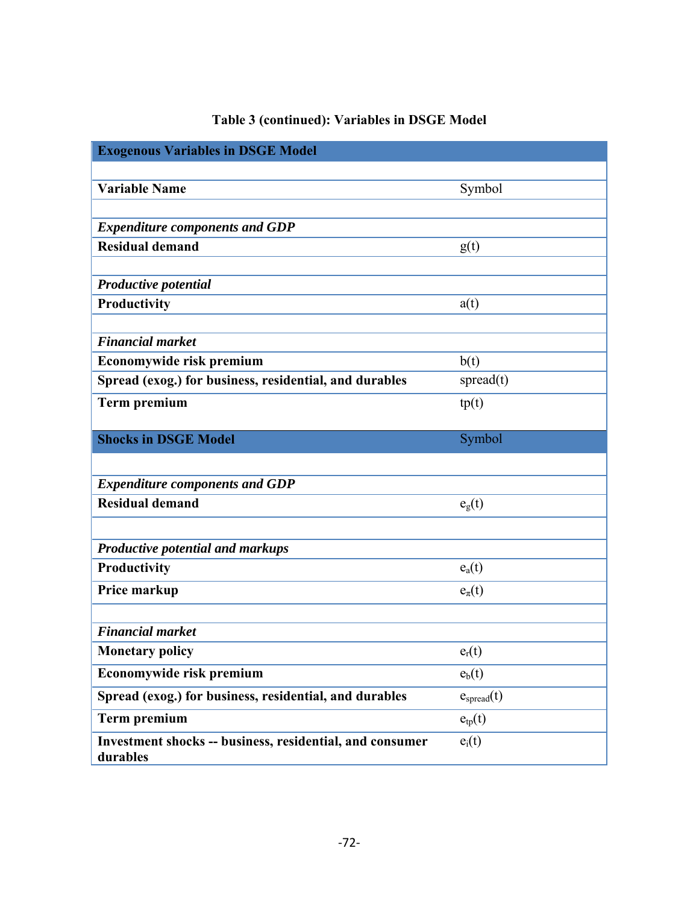**Table 3 (continued): Variables in DSGE Model**

| **Exogenous Variables in DSGE Model** | |
|---|---|
| | |
| **Variable Name** | Symbol |
| | |
| ***Expenditure components and GDP*** | |
| **Residual demand** | g(t) |
| | |
| ***Productive potential*** | |
| **Productivity** | a(t) |
| | |
| ***Financial market*** | |
| **Economywide risk premium** | b(t) |
| **Spread (exog.) for business, residential, and durables** | spread(t) |
| **Term premium** | tp(t) |
| **Shocks in DSGE Model** | Symbol |
| | |
| ***Expenditure components and GDP*** | |
| **Residual demand** | $e_g(t)$ |
| | |
| ***Productive potential and markups*** | |
| **Productivity** | $e_a(t)$ |
| **Price markup** | $e_\pi(t)$ |
| | |
| ***Financial market*** | |
| **Monetary policy** | $e_r(t)$ |
| **Economywide risk premium** | $e_b(t)$ |
| **Spread (exog.) for business, residential, and durables** | $e_{spread}(t)$ |
| **Term premium** | $e_{tp}(t)$ |
| **Investment shocks -- business, residential, and consumer durables** | $e_i(t)$ |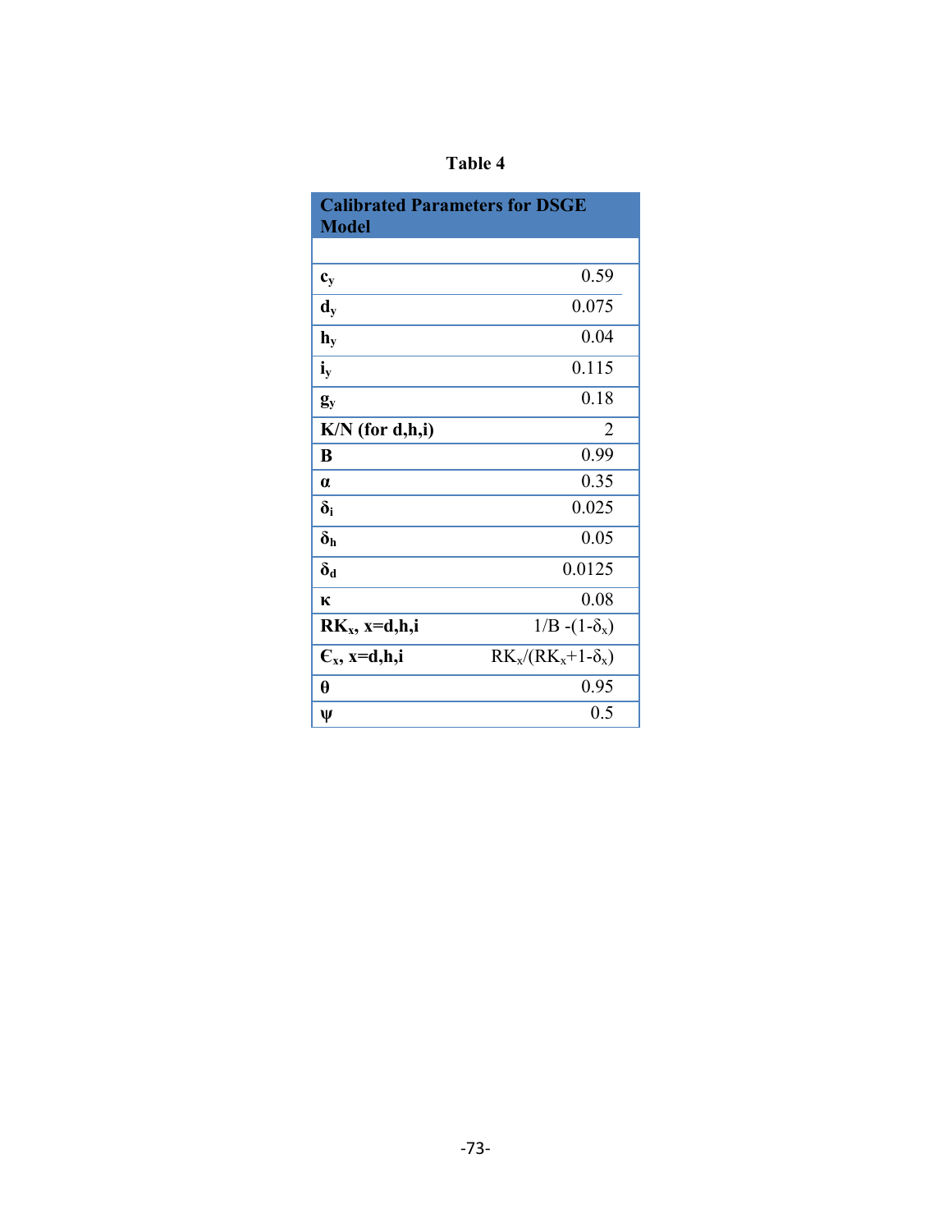Table 4

| Calibrated Parameters for DSGE Model | |
|---|---|
| | |
| $c_y$ | 0.59 |
| $d_y$ | 0.075 |
| $h_y$ | 0.04 |
| $i_y$ | 0.115 |
| $g_y$ | 0.18 |
| K/N (for d,h,i) | 2 |
| B | 0.99 |
| $\alpha$ | 0.35 |
| $\delta_i$ | 0.025 |
| $\delta_h$ | 0.05 |
| $\delta_d$ | 0.0125 |
| $\kappa$ | 0.08 |
| $RK_x$, x=d,h,i | $1/B - (1-\delta_x)$ |
| $\epsilon_x$, x=d,h,i | $RK_x/(RK_x+1-\delta_x)$ |
| $\theta$ | 0.95 |
| $\psi$ | 0.5 |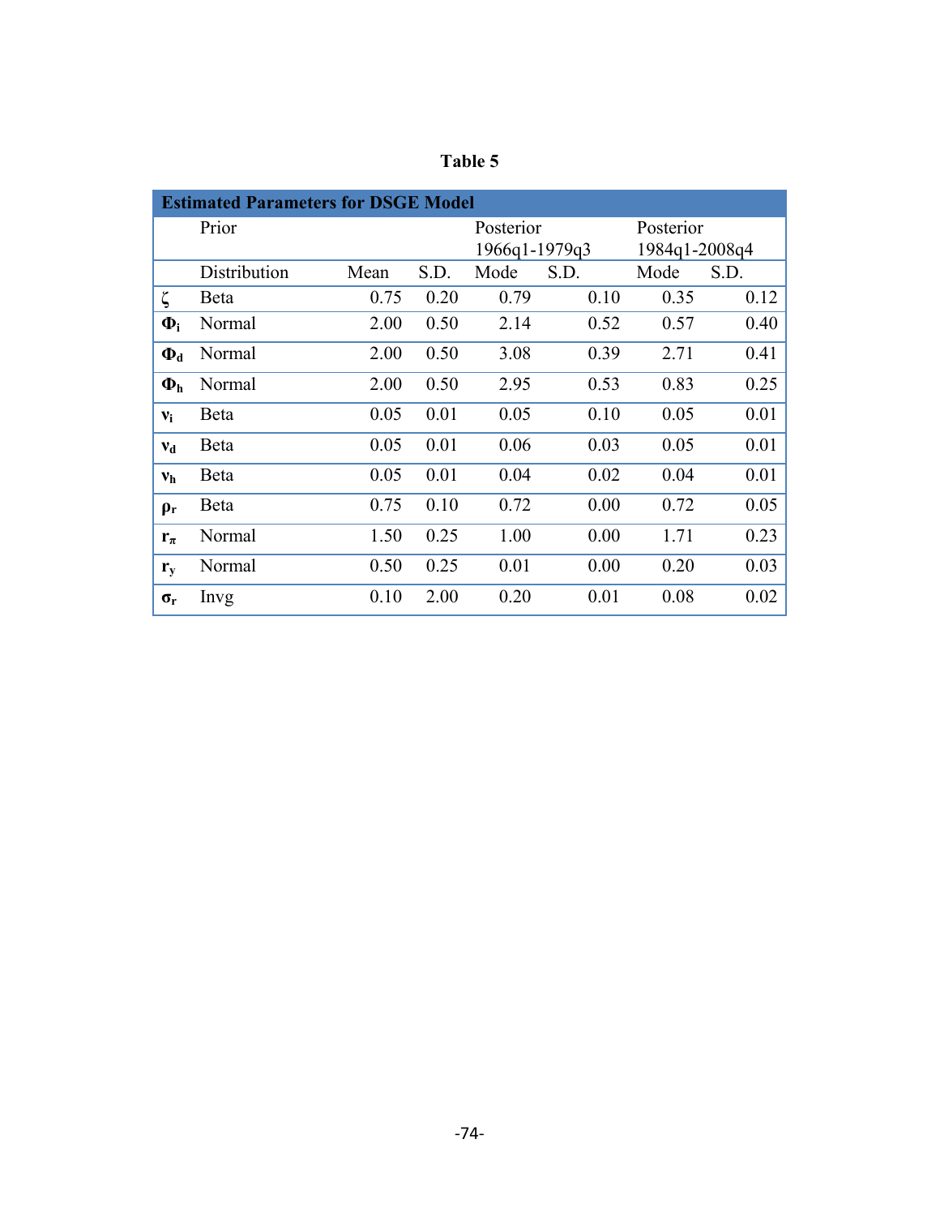**Table 5**

| Estimated Parameters for DSGE Model | | | | | | | |
|---|---|---|---|---|---|---|---|
| | Prior | | | Posterior 1966q1-1979q3 | | Posterior 1984q1-2008q4 | |
| | Distribution | Mean | S.D. | Mode | S.D. | Mode | S.D. |
| $\zeta$ | Beta | 0.75 | 0.20 | 0.79 | 0.10 | 0.35 | 0.12 |
| $\Phi_i$ | Normal | 2.00 | 0.50 | 2.14 | 0.52 | 0.57 | 0.40 |
| $\Phi_d$ | Normal | 2.00 | 0.50 | 3.08 | 0.39 | 2.71 | 0.41 |
| $\Phi_h$ | Normal | 2.00 | 0.50 | 2.95 | 0.53 | 0.83 | 0.25 |
| $\nu_i$ | Beta | 0.05 | 0.01 | 0.05 | 0.10 | 0.05 | 0.01 |
| $\nu_d$ | Beta | 0.05 | 0.01 | 0.06 | 0.03 | 0.05 | 0.01 |
| $\nu_h$ | Beta | 0.05 | 0.01 | 0.04 | 0.02 | 0.04 | 0.01 |
| $\rho_r$ | Beta | 0.75 | 0.10 | 0.72 | 0.00 | 0.72 | 0.05 |
| $r_\pi$ | Normal | 1.50 | 0.25 | 1.00 | 0.00 | 1.71 | 0.23 |
| $r_y$ | Normal | 0.50 | 0.25 | 0.01 | 0.00 | 0.20 | 0.03 |
| $\sigma_r$ | Invg | 0.10 | 2.00 | 0.20 | 0.01 | 0.08 | 0.02 |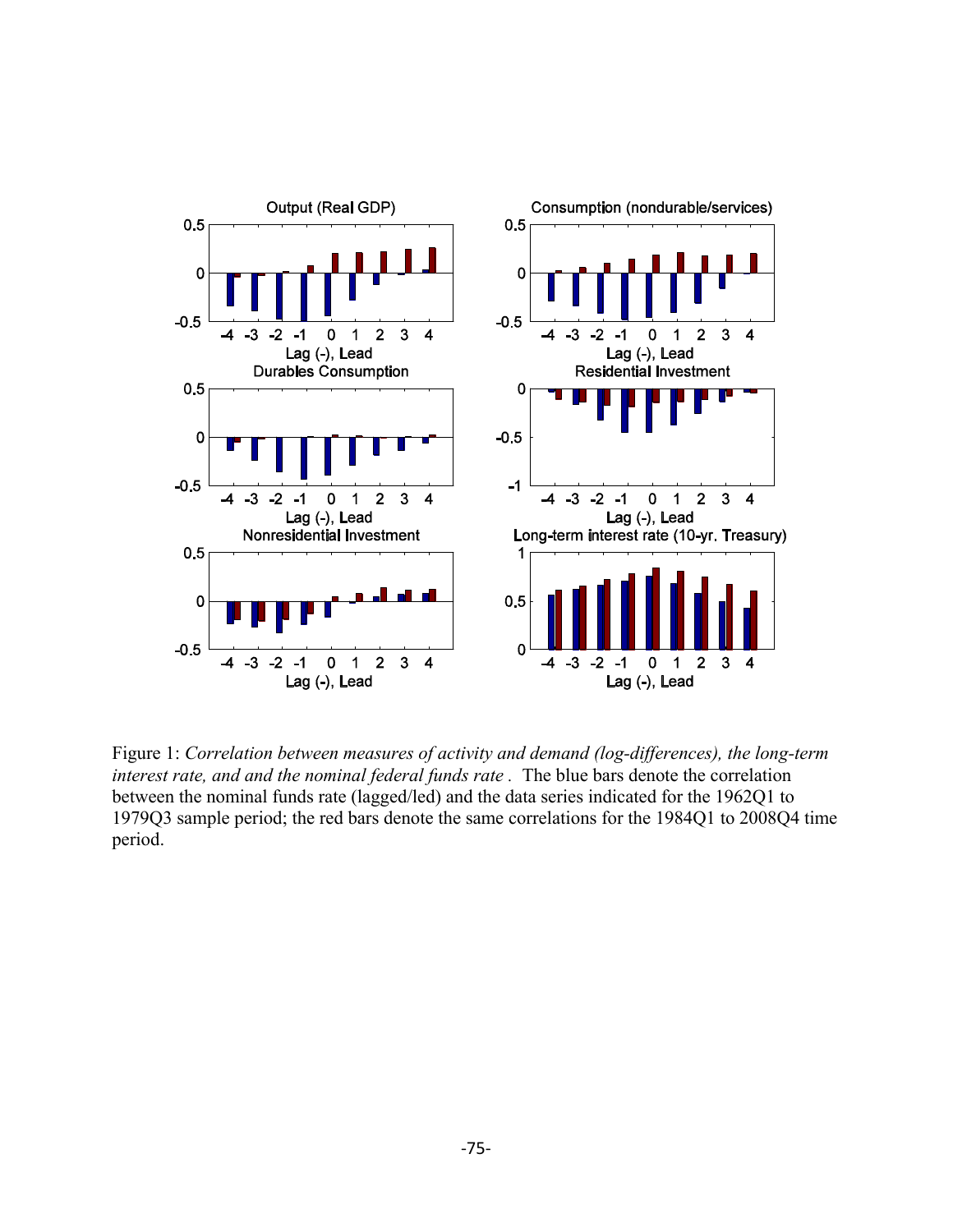Figure 1: *Correlation between measures of activity and demand (log-differences), the long-term interest rate, and and the nominal federal funds rate .* The blue bars denote the correlation between the nominal funds rate (lagged/led) and the data series indicated for the 1962Q1 to 1979Q3 sample period; the red bars denote the same correlations for the 1984Q1 to 2008Q4 time period.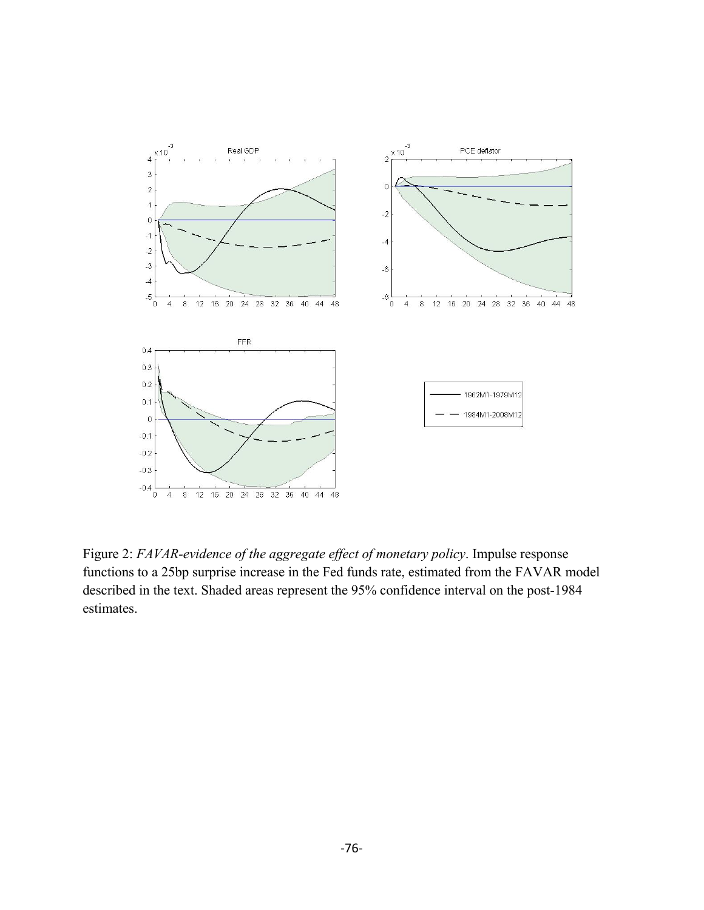Figure 2: *FAVAR-evidence of the aggregate effect of monetary policy*. Impulse response functions to a 25bp surprise increase in the Fed funds rate, estimated from the FAVAR model described in the text. Shaded areas represent the 95% confidence interval on the post-1984 estimates.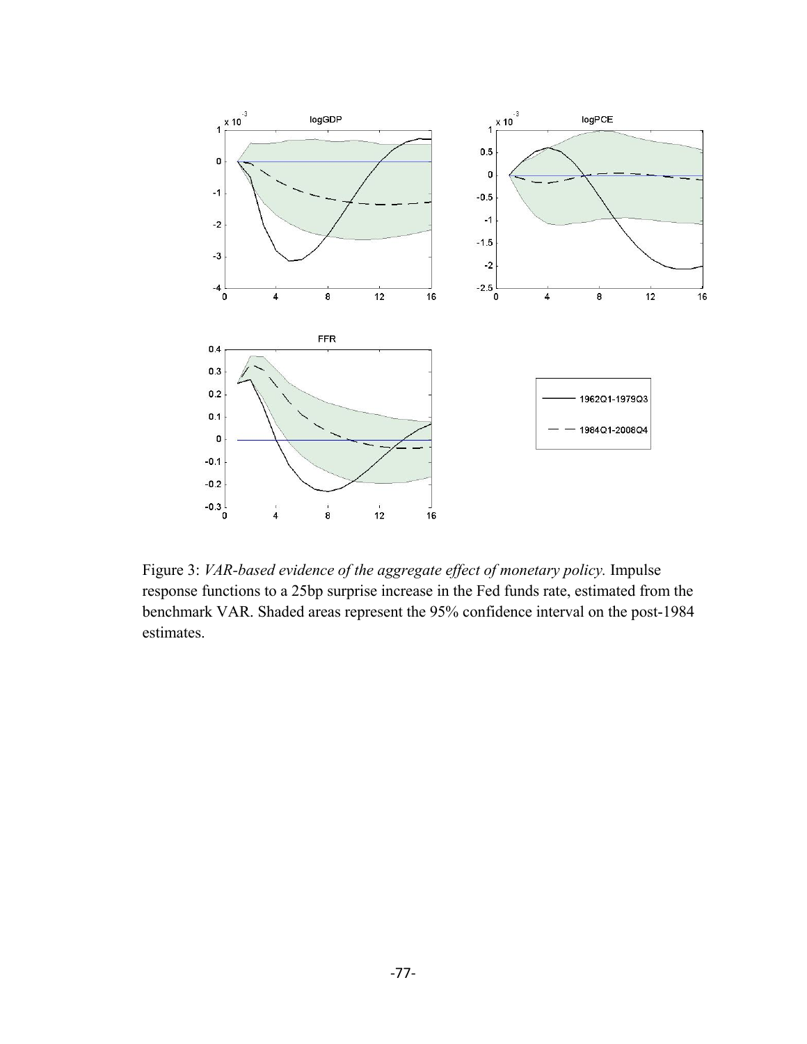Figure 3: *VAR-based evidence of the aggregate effect of monetary policy.* Impulse response functions to a 25bp surprise increase in the Fed funds rate, estimated from the benchmark VAR. Shaded areas represent the 95% confidence interval on the post-1984 estimates.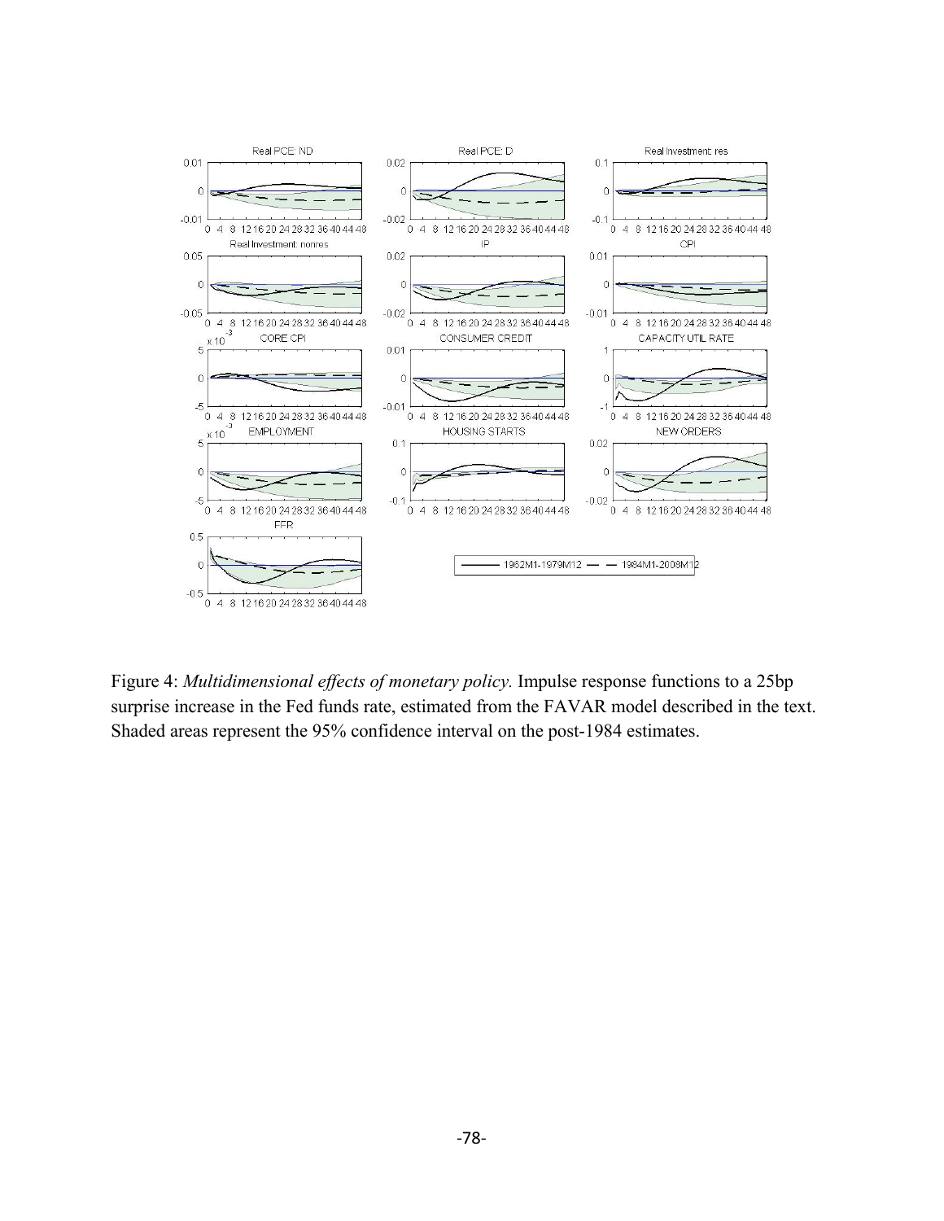Figure 4: *Multidimensional effects of monetary policy.* Impulse response functions to a 25bp surprise increase in the Fed funds rate, estimated from the FAVAR model described in the text. Shaded areas represent the 95% confidence interval on the post-1984 estimates.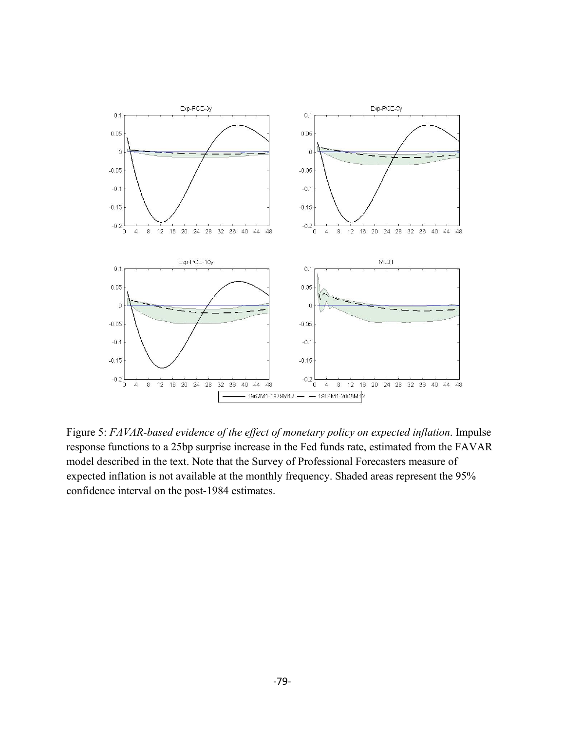Figure 5: *FAVAR-based evidence of the effect of monetary policy on expected inflation*. Impulse response functions to a 25bp surprise increase in the Fed funds rate, estimated from the FAVAR model described in the text. Note that the Survey of Professional Forecasters measure of expected inflation is not available at the monthly frequency. Shaded areas represent the 95% confidence interval on the post-1984 estimates.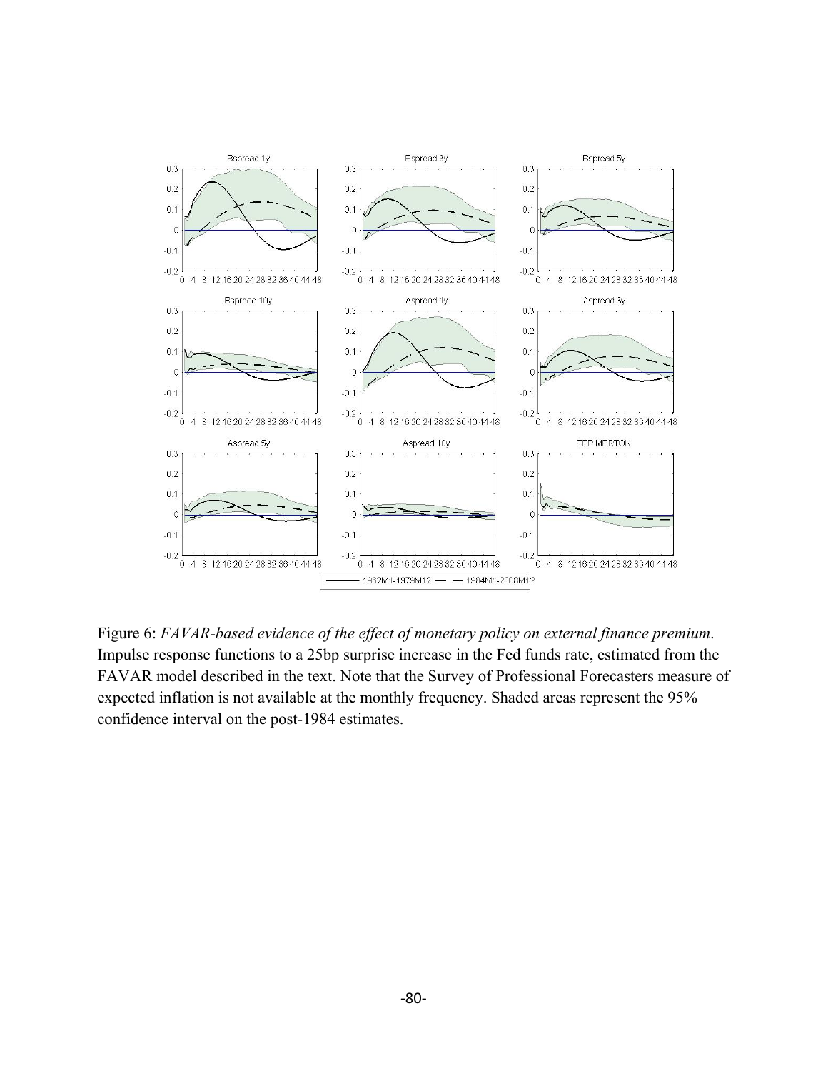Figure 6: *FAVAR-based evidence of the effect of monetary policy on external finance premium*. Impulse response functions to a 25bp surprise increase in the Fed funds rate, estimated from the FAVAR model described in the text. Note that the Survey of Professional Forecasters measure of expected inflation is not available at the monthly frequency. Shaded areas represent the 95% confidence interval on the post-1984 estimates.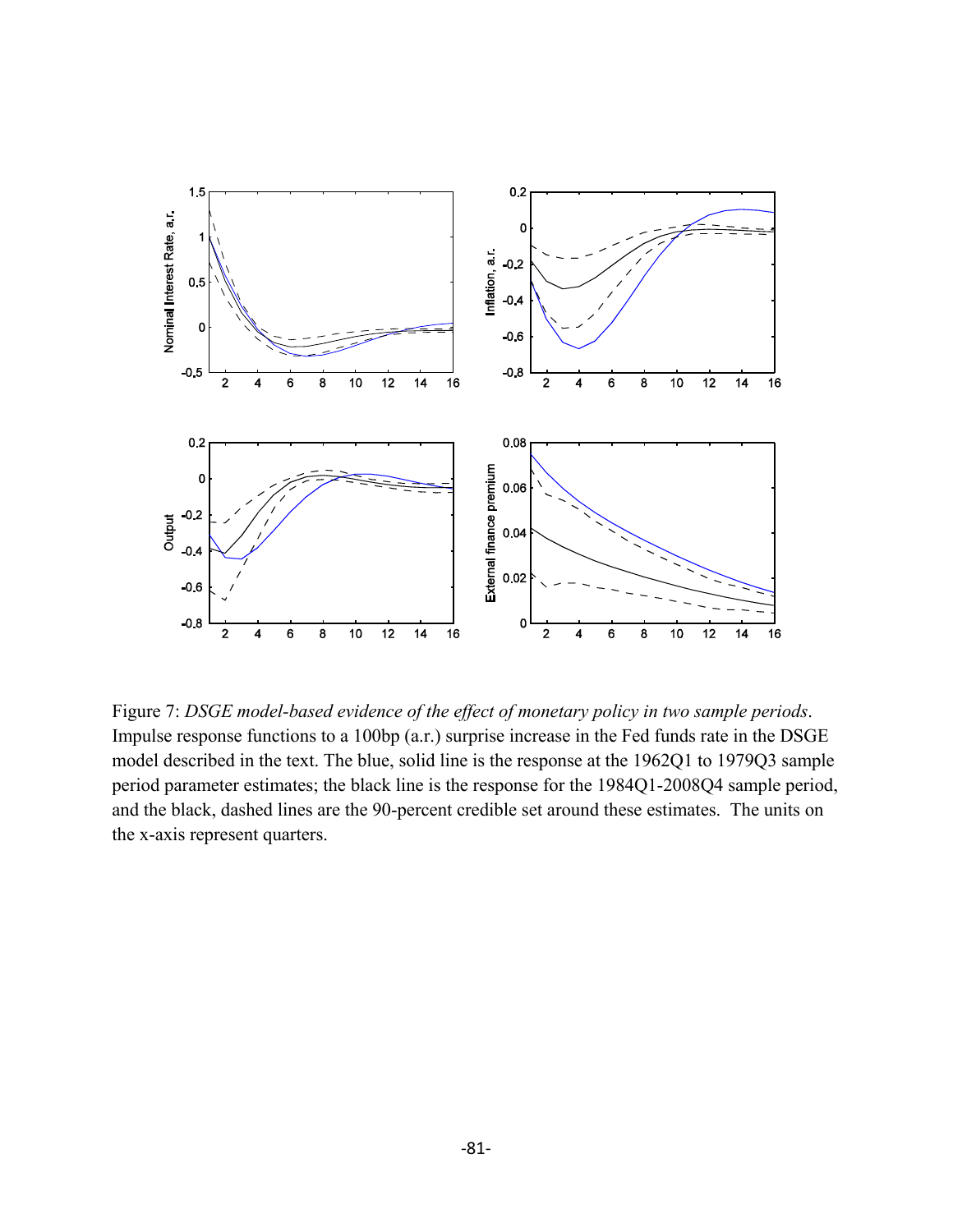Figure 7: *DSGE model-based evidence of the effect of monetary policy in two sample periods*. Impulse response functions to a 100bp (a.r.) surprise increase in the Fed funds rate in the DSGE model described in the text. The blue, solid line is the response at the 1962Q1 to 1979Q3 sample period parameter estimates; the black line is the response for the 1984Q1-2008Q4 sample period, and the black, dashed lines are the 90-percent credible set around these estimates. The units on the x-axis represent quarters.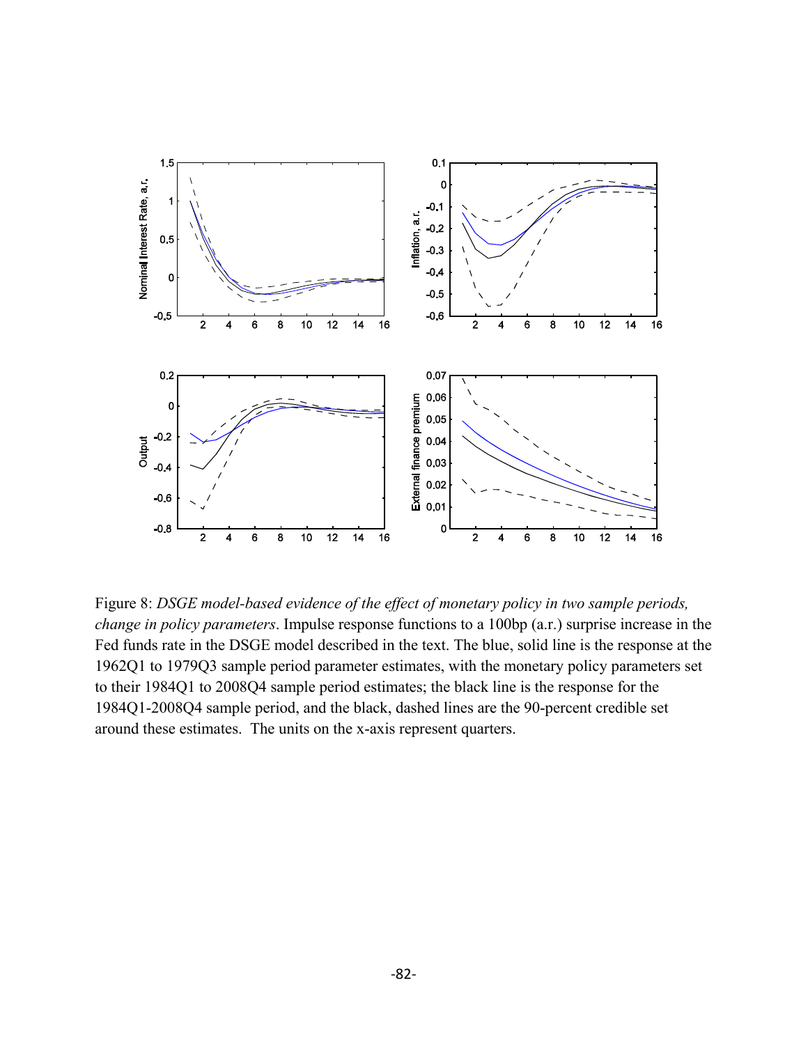Figure 8: *DSGE model-based evidence of the effect of monetary policy in two sample periods, change in policy parameters*. Impulse response functions to a 100bp (a.r.) surprise increase in the Fed funds rate in the DSGE model described in the text. The blue, solid line is the response at the 1962Q1 to 1979Q3 sample period parameter estimates, with the monetary policy parameters set to their 1984Q1 to 2008Q4 sample period estimates; the black line is the response for the 1984Q1-2008Q4 sample period, and the black, dashed lines are the 90-percent credible set around these estimates. The units on the x-axis represent quarters.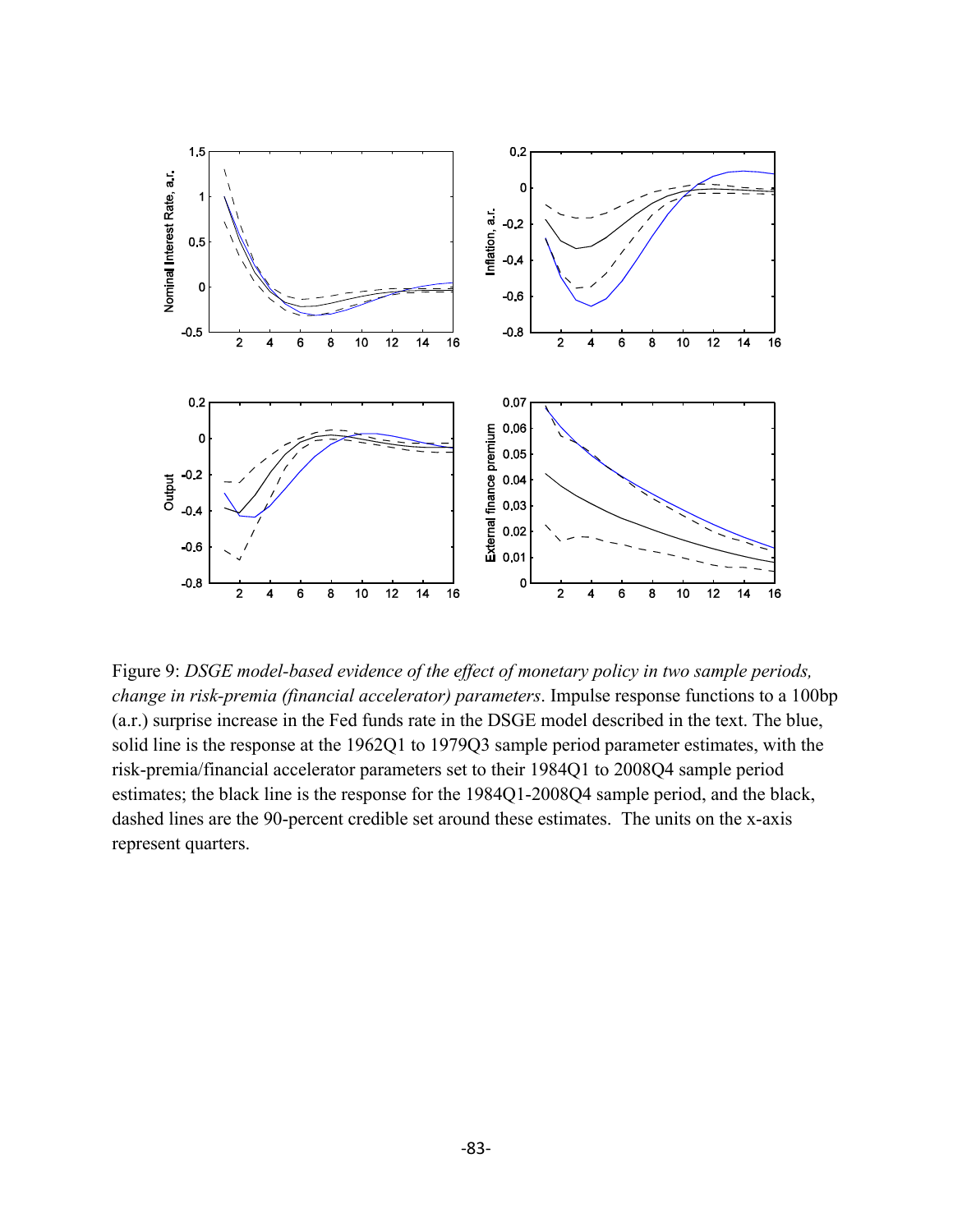Figure 9: *DSGE model-based evidence of the effect of monetary policy in two sample periods, change in risk-premia (financial accelerator) parameters*. Impulse response functions to a 100bp (a.r.) surprise increase in the Fed funds rate in the DSGE model described in the text. The blue, solid line is the response at the 1962Q1 to 1979Q3 sample period parameter estimates, with the risk-premia/financial accelerator parameters set to their 1984Q1 to 2008Q4 sample period estimates; the black line is the response for the 1984Q1-2008Q4 sample period, and the black, dashed lines are the 90-percent credible set around these estimates. The units on the x-axis represent quarters.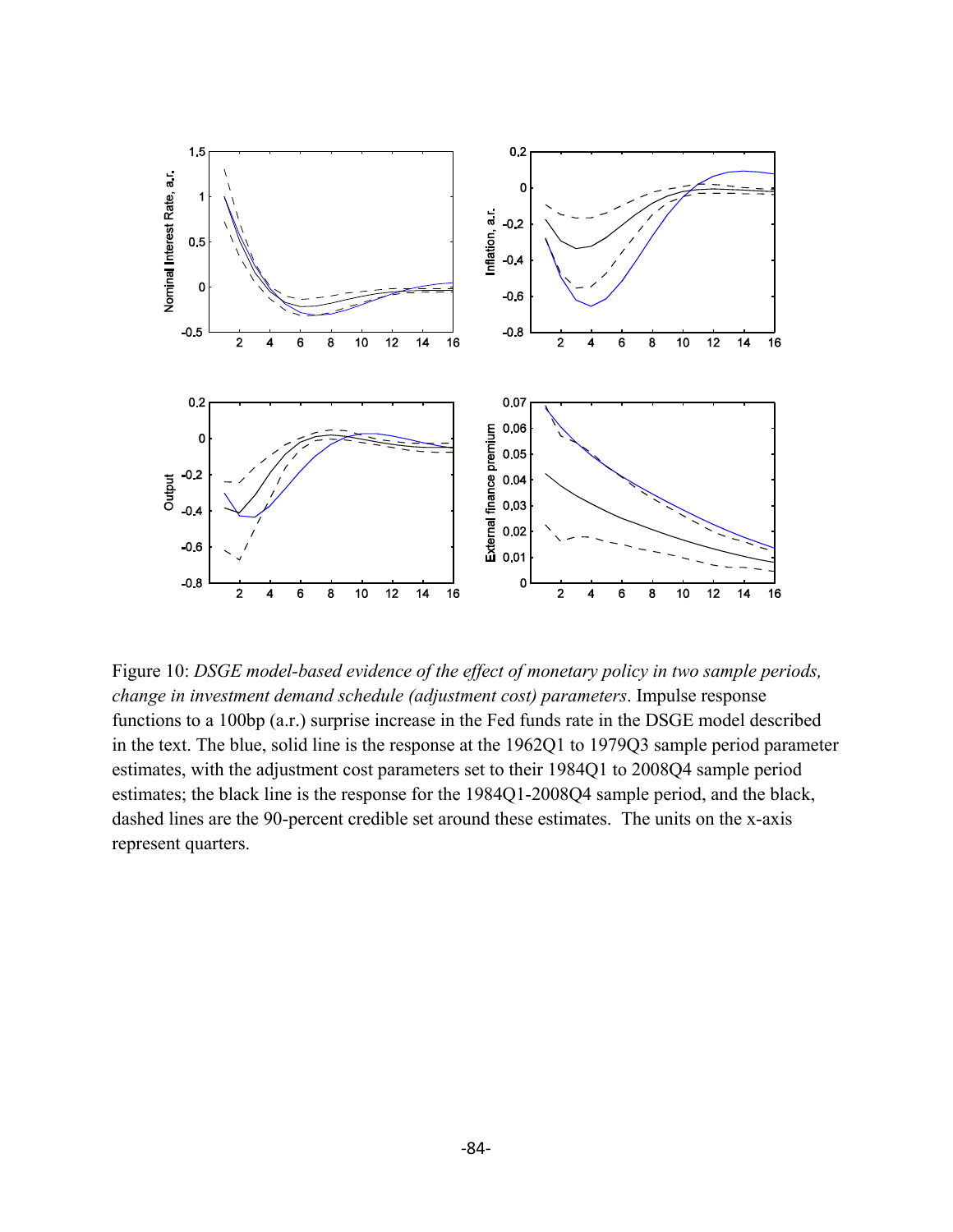Figure 10: *DSGE model-based evidence of the effect of monetary policy in two sample periods, change in investment demand schedule (adjustment cost) parameters*. Impulse response functions to a 100bp (a.r.) surprise increase in the Fed funds rate in the DSGE model described in the text. The blue, solid line is the response at the 1962Q1 to 1979Q3 sample period parameter estimates, with the adjustment cost parameters set to their 1984Q1 to 2008Q4 sample period estimates; the black line is the response for the 1984Q1-2008Q4 sample period, and the black, dashed lines are the 90-percent credible set around these estimates. The units on the x-axis represent quarters.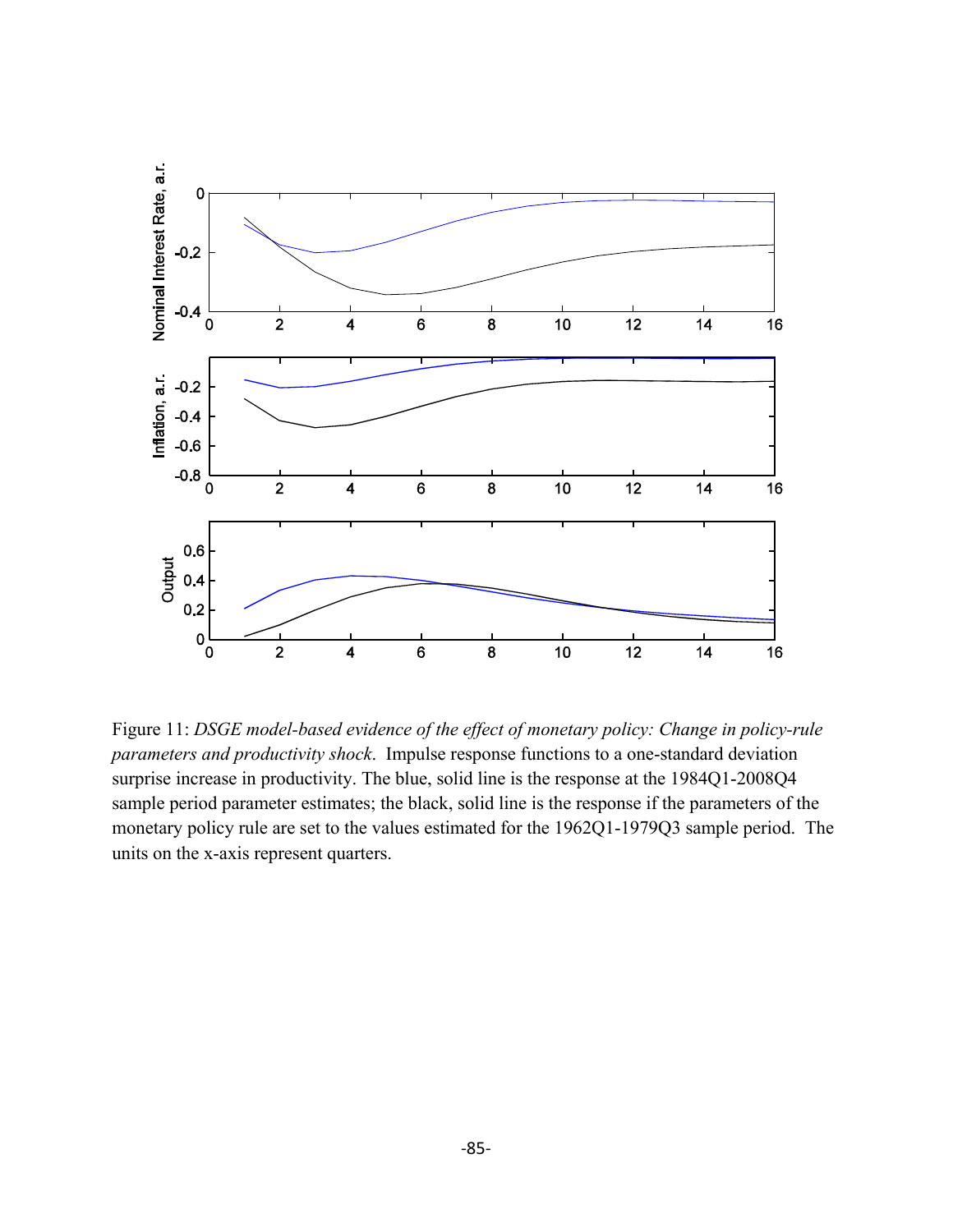Figure 11: *DSGE model-based evidence of the effect of monetary policy: Change in policy-rule parameters and productivity shock*. Impulse response functions to a one-standard deviation surprise increase in productivity. The blue, solid line is the response at the 1984Q1-2008Q4 sample period parameter estimates; the black, solid line is the response if the parameters of the monetary policy rule are set to the values estimated for the 1962Q1-1979Q3 sample period. The units on the x-axis represent quarters.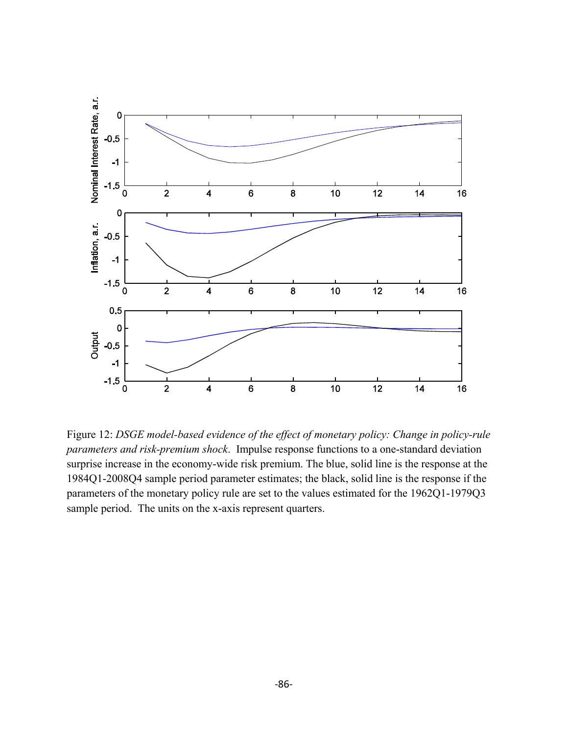Figure 12: *DSGE model-based evidence of the effect of monetary policy: Change in policy-rule parameters and risk-premium shock*. Impulse response functions to a one-standard deviation surprise increase in the economy-wide risk premium. The blue, solid line is the response at the 1984Q1-2008Q4 sample period parameter estimates; the black, solid line is the response if the parameters of the monetary policy rule are set to the values estimated for the 1962Q1-1979Q3 sample period. The units on the x-axis represent quarters.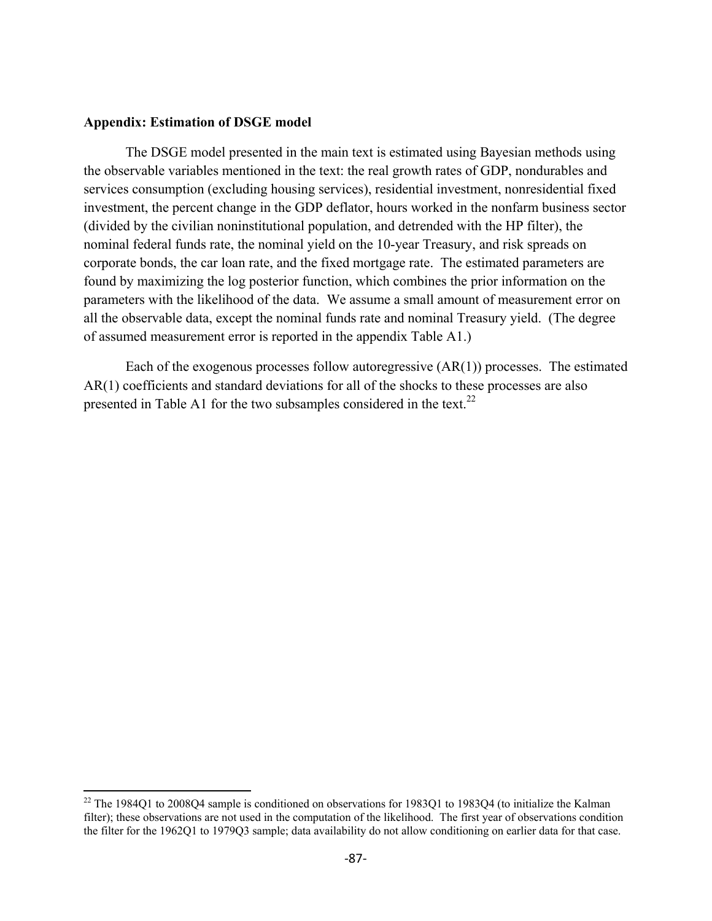**Appendix: Estimation of DSGE model**

The DSGE model presented in the main text is estimated using Bayesian methods using the observable variables mentioned in the text: the real growth rates of GDP, nondurables and services consumption (excluding housing services), residential investment, nonresidential fixed investment, the percent change in the GDP deflator, hours worked in the nonfarm business sector (divided by the civilian noninstitutional population, and detrended with the HP filter), the nominal federal funds rate, the nominal yield on the 10-year Treasury, and risk spreads on corporate bonds, the car loan rate, and the fixed mortgage rate. The estimated parameters are found by maximizing the log posterior function, which combines the prior information on the parameters with the likelihood of the data. We assume a small amount of measurement error on all the observable data, except the nominal funds rate and nominal Treasury yield. (The degree of assumed measurement error is reported in the appendix Table A1.)

Each of the exogenous processes follow autoregressive (AR(1)) processes. The estimated AR(1) coefficients and standard deviations for all of the shocks to these processes are also presented in Table A1 for the two subsamples considered in the text.[22]

[22] The 1984Q1 to 2008Q4 sample is conditioned on observations for 1983Q1 to 1983Q4 (to initialize the Kalman filter); these observations are not used in the computation of the likelihood. The first year of observations condition the filter for the 1962Q1 to 1979Q3 sample; data availability do not allow conditioning on earlier data for that case.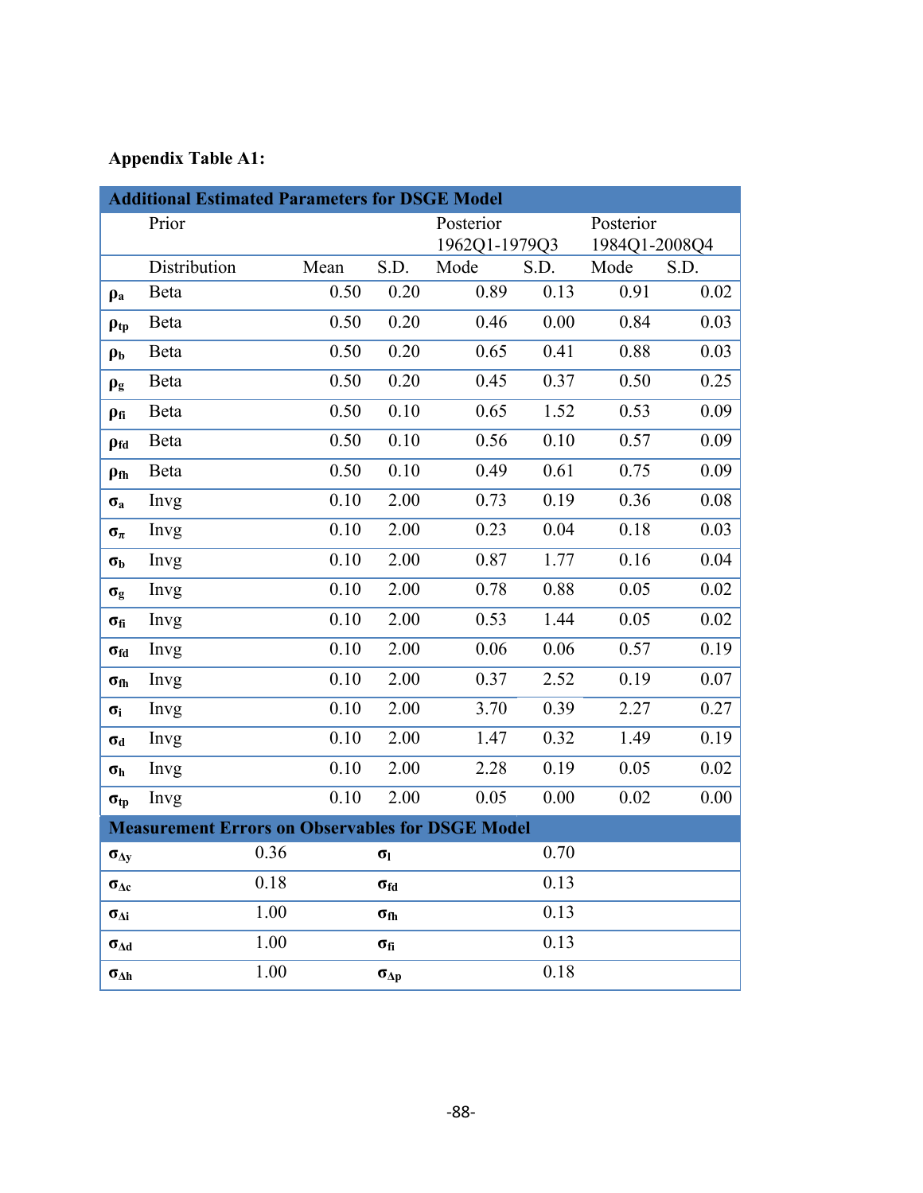**Appendix Table A1:**

| Additional Estimated Parameters for DSGE Model | | | | | | | |
|---|---|---|---|---|---|---|---|
| | Prior | | | Posterior 1962Q1-1979Q3 | | Posterior 1984Q1-2008Q4 | |
| | Distribution | Mean | S.D. | Mode | S.D. | Mode | S.D. |
| $\rho_a$ | Beta | 0.50 | 0.20 | 0.89 | 0.13 | 0.91 | 0.02 |
| $\rho_{tp}$ | Beta | 0.50 | 0.20 | 0.46 | 0.00 | 0.84 | 0.03 |
| $\rho_b$ | Beta | 0.50 | 0.20 | 0.65 | 0.41 | 0.88 | 0.03 |
| $\rho_g$ | Beta | 0.50 | 0.20 | 0.45 | 0.37 | 0.50 | 0.25 |
| $\rho_{fi}$ | Beta | 0.50 | 0.10 | 0.65 | 1.52 | 0.53 | 0.09 |
| $\rho_{fd}$ | Beta | 0.50 | 0.10 | 0.56 | 0.10 | 0.57 | 0.09 |
| $\rho_{fh}$ | Beta | 0.50 | 0.10 | 0.49 | 0.61 | 0.75 | 0.09 |
| $\sigma_a$ | Invg | 0.10 | 2.00 | 0.73 | 0.19 | 0.36 | 0.08 |
| $\sigma_\pi$ | Invg | 0.10 | 2.00 | 0.23 | 0.04 | 0.18 | 0.03 |
| $\sigma_b$ | Invg | 0.10 | 2.00 | 0.87 | 1.77 | 0.16 | 0.04 |
| $\sigma_g$ | Invg | 0.10 | 2.00 | 0.78 | 0.88 | 0.05 | 0.02 |
| $\sigma_{fi}$ | Invg | 0.10 | 2.00 | 0.53 | 1.44 | 0.05 | 0.02 |
| $\sigma_{fd}$ | Invg | 0.10 | 2.00 | 0.06 | 0.06 | 0.57 | 0.19 |
| $\sigma_{fh}$ | Invg | 0.10 | 2.00 | 0.37 | 2.52 | 0.19 | 0.07 |
| $\sigma_i$ | Invg | 0.10 | 2.00 | 3.70 | 0.39 | 2.27 | 0.27 |
| $\sigma_d$ | Invg | 0.10 | 2.00 | 1.47 | 0.32 | 1.49 | 0.19 |
| $\sigma_h$ | Invg | 0.10 | 2.00 | 2.28 | 0.19 | 0.05 | 0.02 |
| $\sigma_{tp}$ | Invg | 0.10 | 2.00 | 0.05 | 0.00 | 0.02 | 0.00 |

| Measurement Errors on Observables for DSGE Model | | | |
|---|---|---|---|
| $\sigma_{\Delta y}$ | 0.36 | $\sigma_l$ | 0.70 |
| $\sigma_{\Delta c}$ | 0.18 | $\sigma_{fd}$ | 0.13 |
| $\sigma_{\Delta i}$ | 1.00 | $\sigma_{fh}$ | 0.13 |
| $\sigma_{\Delta d}$ | 1.00 | $\sigma_{fi}$ | 0.13 |
| $\sigma_{\Delta h}$ | 1.00 | $\sigma_{\Delta p}$ | 0.18 |